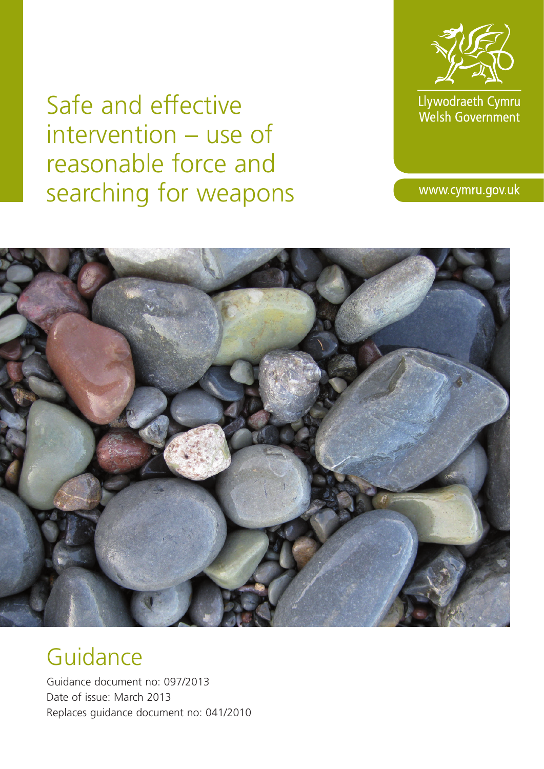# Safe and effective intervention – use of reasonable force and searching for weapons

Llywodraeth Cymru
Welsh Government

www.cymru.gov.uk

## Guidance

Guidance document no: 097/2013
Date of issue: March 2013
Replaces guidance document no: 041/2010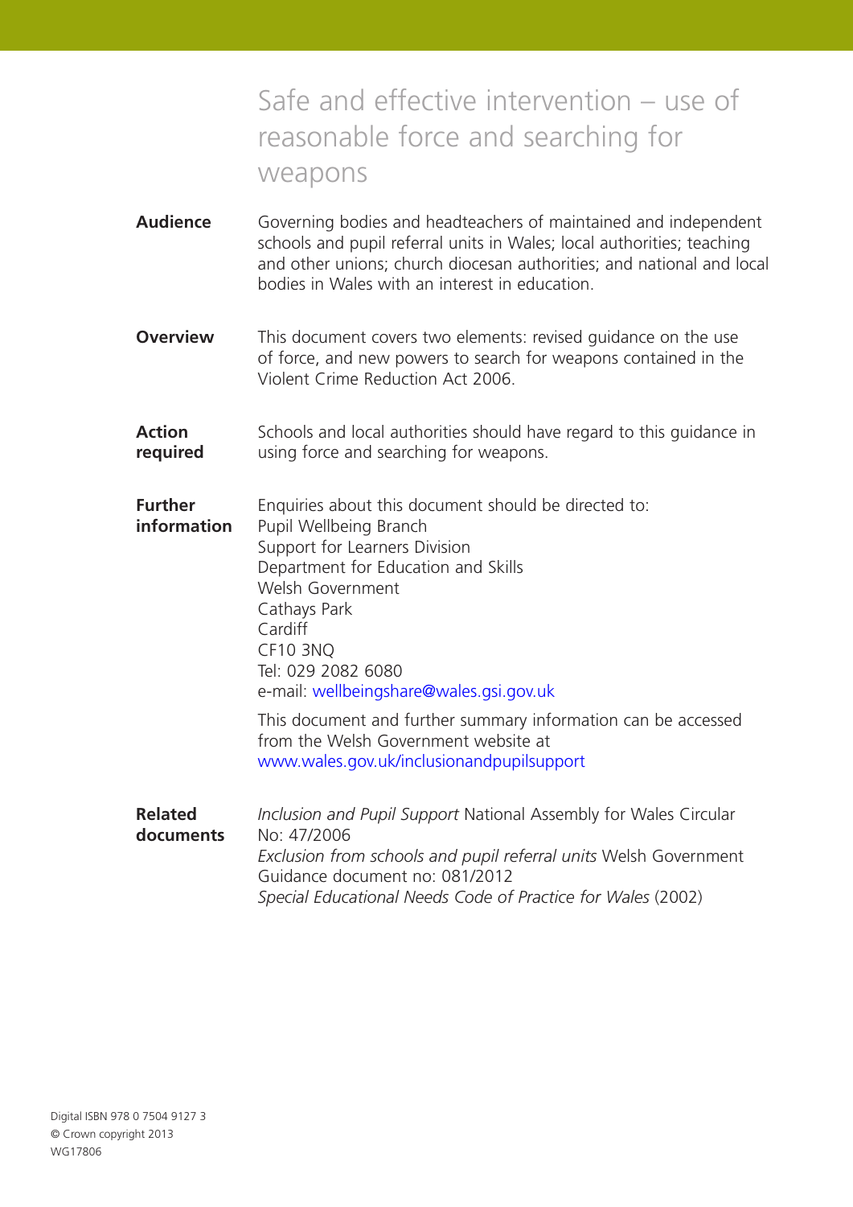# Safe and effective intervention – use of reasonable force and searching for weapons

**Audience** Governing bodies and headteachers of maintained and independent schools and pupil referral units in Wales; local authorities; teaching and other unions; church diocesan authorities; and national and local bodies in Wales with an interest in education.

**Overview** This document covers two elements: revised guidance on the use of force, and new powers to search for weapons contained in the Violent Crime Reduction Act 2006.

**Action required** Schools and local authorities should have regard to this guidance in using force and searching for weapons.

**Further information** Enquiries about this document should be directed to:
Pupil Wellbeing Branch
Support for Learners Division
Department for Education and Skills
Welsh Government
Cathays Park
Cardiff
CF10 3NQ
Tel: 029 2082 6080
e-mail: wellbeingshare@wales.gsi.gov.uk

This document and further summary information can be accessed from the Welsh Government website at www.wales.gov.uk/inclusionandpupilsupport

**Related documents** *Inclusion and Pupil Support* National Assembly for Wales Circular No: 47/2006
*Exclusion from schools and pupil referral units* Welsh Government Guidance document no: 081/2012
*Special Educational Needs Code of Practice for Wales* (2002)

Digital ISBN 978 0 7504 9127 3
© Crown copyright 2013
WG17806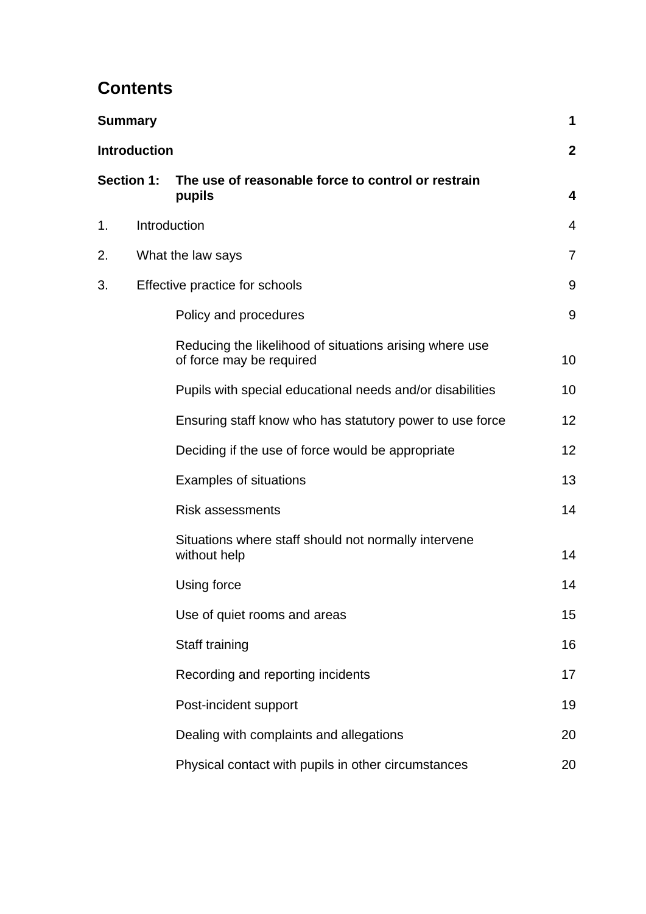# Contents

| | | |
|---|---|---|
| **Summary** | | **1** |
| **Introduction** | | **2** |
| **Section 1:** | **The use of reasonable force to control or restrain pupils** | **4** |
| 1. | Introduction | 4 |
| 2. | What the law says | 7 |
| 3. | Effective practice for schools | 9 |
| | Policy and procedures | 9 |
| | Reducing the likelihood of situations arising where use of force may be required | 10 |
| | Pupils with special educational needs and/or disabilities | 10 |
| | Ensuring staff know who has statutory power to use force | 12 |
| | Deciding if the use of force would be appropriate | 12 |
| | Examples of situations | 13 |
| | Risk assessments | 14 |
| | Situations where staff should not normally intervene without help | 14 |
| | Using force | 14 |
| | Use of quiet rooms and areas | 15 |
| | Staff training | 16 |
| | Recording and reporting incidents | 17 |
| | Post-incident support | 19 |
| | Dealing with complaints and allegations | 20 |
| | Physical contact with pupils in other circumstances | 20 |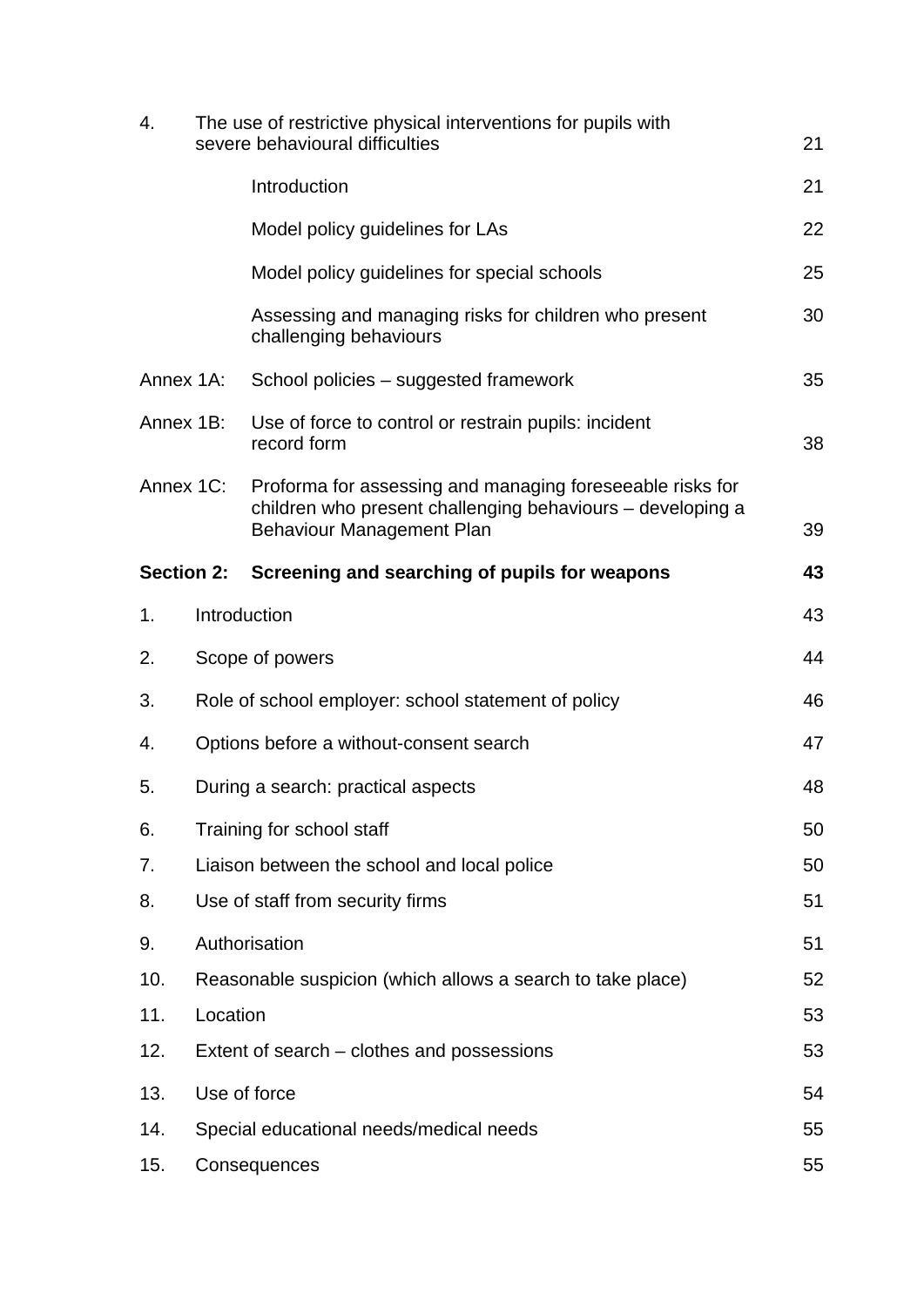| | | |
|---|---|---|
| 4. | The use of restrictive physical interventions for pupils with severe behavioural difficulties | 21 |
| | Introduction | 21 |
| | Model policy guidelines for LAs | 22 |
| | Model policy guidelines for special schools | 25 |
| | Assessing and managing risks for children who present challenging behaviours | 30 |
| Annex 1A: | School policies – suggested framework | 35 |
| Annex 1B: | Use of force to control or restrain pupils: incident record form | 38 |
| Annex 1C: | Proforma for assessing and managing foreseeable risks for children who present challenging behaviours – developing a Behaviour Management Plan | 39 |
| **Section 2:** | **Screening and searching of pupils for weapons** | **43** |
| 1. | Introduction | 43 |
| 2. | Scope of powers | 44 |
| 3. | Role of school employer: school statement of policy | 46 |
| 4. | Options before a without-consent search | 47 |
| 5. | During a search: practical aspects | 48 |
| 6. | Training for school staff | 50 |
| 7. | Liaison between the school and local police | 50 |
| 8. | Use of staff from security firms | 51 |
| 9. | Authorisation | 51 |
| 10. | Reasonable suspicion (which allows a search to take place) | 52 |
| 11. | Location | 53 |
| 12. | Extent of search – clothes and possessions | 53 |
| 13. | Use of force | 54 |
| 14. | Special educational needs/medical needs | 55 |
| 15. | Consequences | 55 |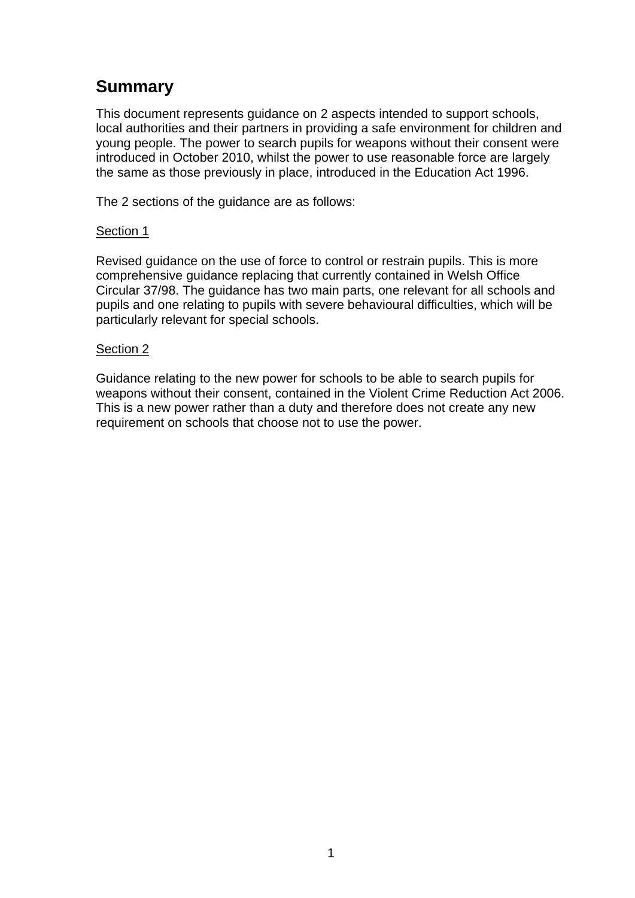## Summary

This document represents guidance on 2 aspects intended to support schools, local authorities and their partners in providing a safe environment for children and young people. The power to search pupils for weapons without their consent were introduced in October 2010, whilst the power to use reasonable force are largely the same as those previously in place, introduced in the Education Act 1996.

The 2 sections of the guidance are as follows:

<u>Section 1</u>

Revised guidance on the use of force to control or restrain pupils. This is more comprehensive guidance replacing that currently contained in Welsh Office Circular 37/98. The guidance has two main parts, one relevant for all schools and pupils and one relating to pupils with severe behavioural difficulties, which will be particularly relevant for special schools.

<u>Section 2</u>

Guidance relating to the new power for schools to be able to search pupils for weapons without their consent, contained in the Violent Crime Reduction Act 2006. This is a new power rather than a duty and therefore does not create any new requirement on schools that choose not to use the power.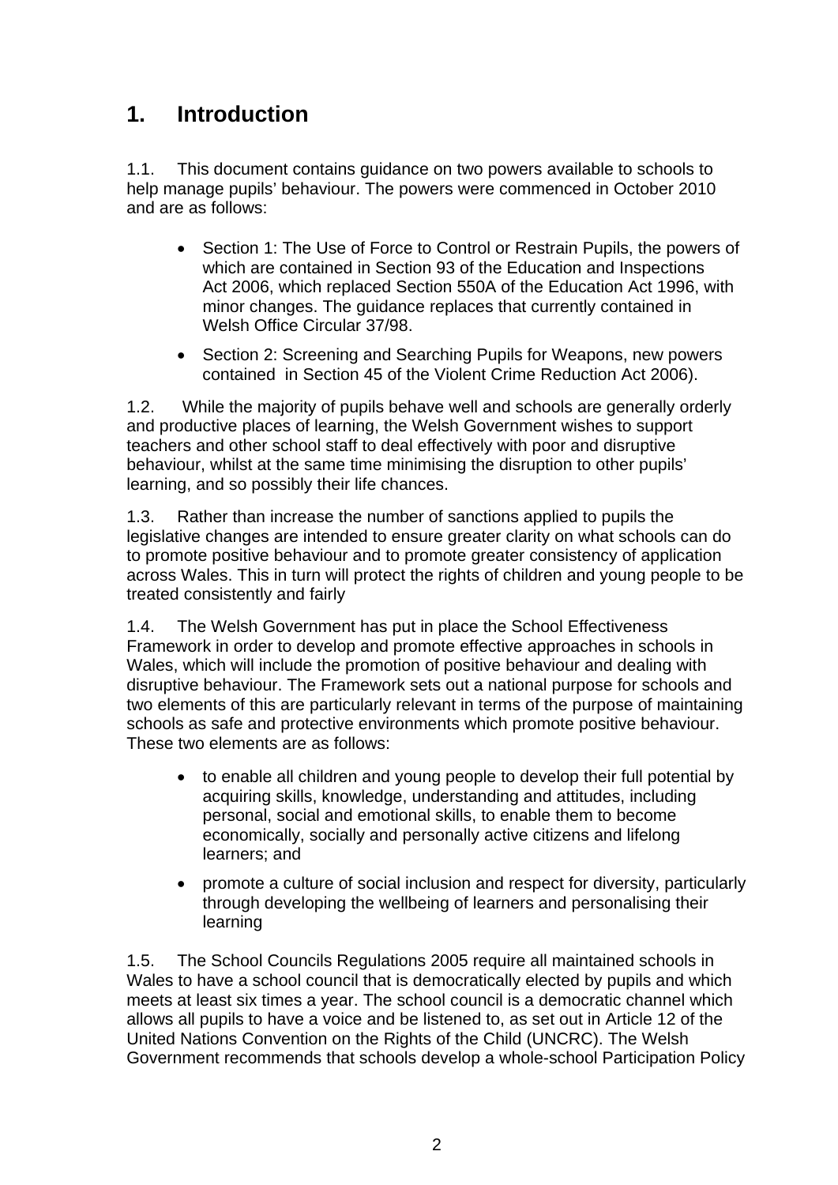# 1. Introduction

1.1. This document contains guidance on two powers available to schools to help manage pupils' behaviour. The powers were commenced in October 2010 and are as follows:

- Section 1: The Use of Force to Control or Restrain Pupils, the powers of which are contained in Section 93 of the Education and Inspections Act 2006, which replaced Section 550A of the Education Act 1996, with minor changes. The guidance replaces that currently contained in Welsh Office Circular 37/98.
- Section 2: Screening and Searching Pupils for Weapons, new powers contained in Section 45 of the Violent Crime Reduction Act 2006).

1.2. While the majority of pupils behave well and schools are generally orderly and productive places of learning, the Welsh Government wishes to support teachers and other school staff to deal effectively with poor and disruptive behaviour, whilst at the same time minimising the disruption to other pupils' learning, and so possibly their life chances.

1.3. Rather than increase the number of sanctions applied to pupils the legislative changes are intended to ensure greater clarity on what schools can do to promote positive behaviour and to promote greater consistency of application across Wales. This in turn will protect the rights of children and young people to be treated consistently and fairly

1.4. The Welsh Government has put in place the School Effectiveness Framework in order to develop and promote effective approaches in schools in Wales, which will include the promotion of positive behaviour and dealing with disruptive behaviour. The Framework sets out a national purpose for schools and two elements of this are particularly relevant in terms of the purpose of maintaining schools as safe and protective environments which promote positive behaviour. These two elements are as follows:

- to enable all children and young people to develop their full potential by acquiring skills, knowledge, understanding and attitudes, including personal, social and emotional skills, to enable them to become economically, socially and personally active citizens and lifelong learners; and
- promote a culture of social inclusion and respect for diversity, particularly through developing the wellbeing of learners and personalising their learning

1.5. The School Councils Regulations 2005 require all maintained schools in Wales to have a school council that is democratically elected by pupils and which meets at least six times a year. The school council is a democratic channel which allows all pupils to have a voice and be listened to, as set out in Article 12 of the United Nations Convention on the Rights of the Child (UNCRC). The Welsh Government recommends that schools develop a whole-school Participation Policy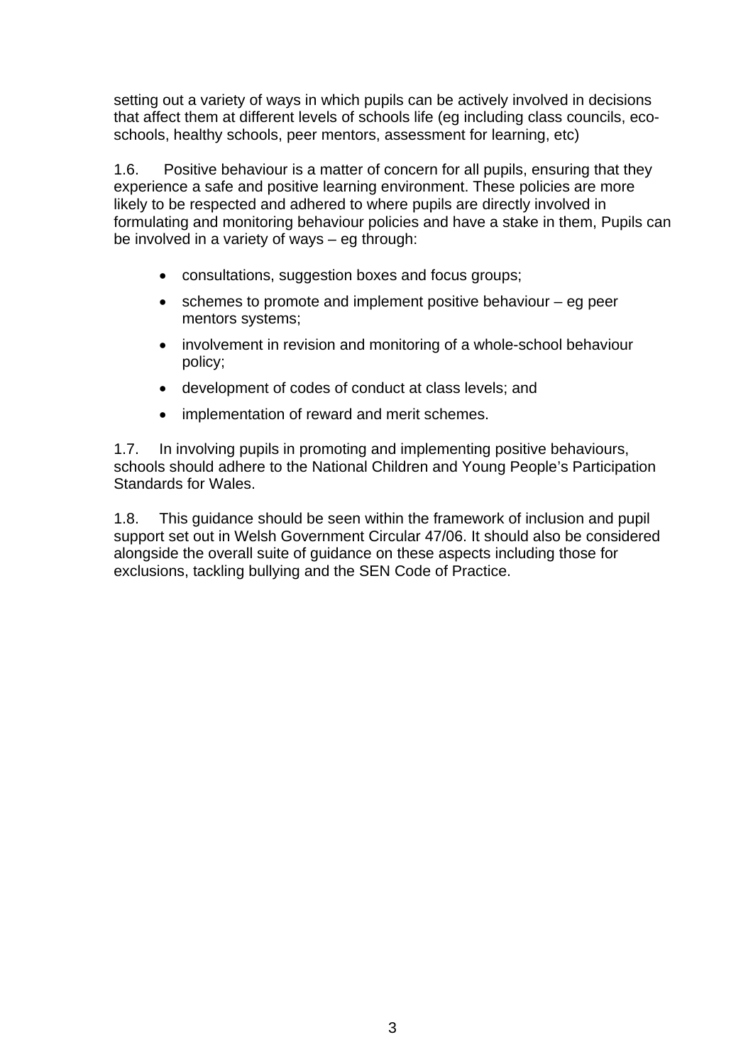setting out a variety of ways in which pupils can be actively involved in decisions that affect them at different levels of schools life (eg including class councils, eco-schools, healthy schools, peer mentors, assessment for learning, etc)

1.6. Positive behaviour is a matter of concern for all pupils, ensuring that they experience a safe and positive learning environment. These policies are more likely to be respected and adhered to where pupils are directly involved in formulating and monitoring behaviour policies and have a stake in them, Pupils can be involved in a variety of ways – eg through:

- consultations, suggestion boxes and focus groups;
- schemes to promote and implement positive behaviour – eg peer mentors systems;
- involvement in revision and monitoring of a whole-school behaviour policy;
- development of codes of conduct at class levels; and
- implementation of reward and merit schemes.

1.7. In involving pupils in promoting and implementing positive behaviours, schools should adhere to the National Children and Young People's Participation Standards for Wales.

1.8. This guidance should be seen within the framework of inclusion and pupil support set out in Welsh Government Circular 47/06. It should also be considered alongside the overall suite of guidance on these aspects including those for exclusions, tackling bullying and the SEN Code of Practice.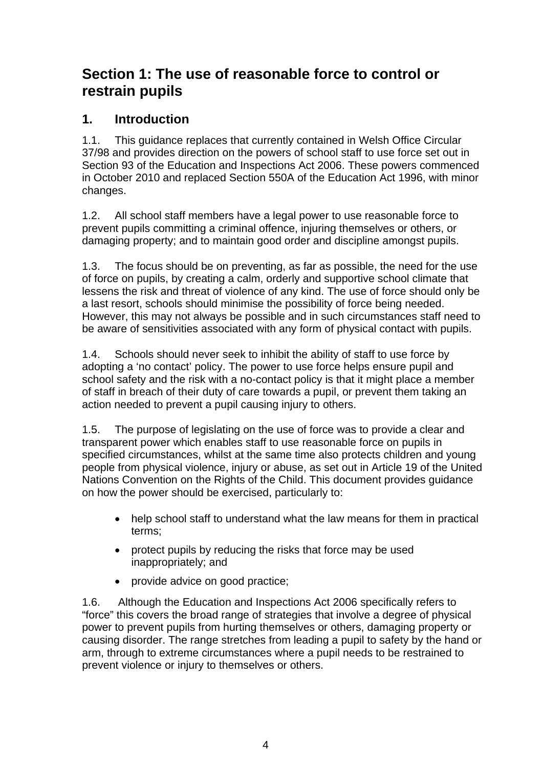# Section 1: The use of reasonable force to control or restrain pupils

## 1. Introduction

1.1. This guidance replaces that currently contained in Welsh Office Circular 37/98 and provides direction on the powers of school staff to use force set out in Section 93 of the Education and Inspections Act 2006. These powers commenced in October 2010 and replaced Section 550A of the Education Act 1996, with minor changes.

1.2. All school staff members have a legal power to use reasonable force to prevent pupils committing a criminal offence, injuring themselves or others, or damaging property; and to maintain good order and discipline amongst pupils.

1.3. The focus should be on preventing, as far as possible, the need for the use of force on pupils, by creating a calm, orderly and supportive school climate that lessens the risk and threat of violence of any kind. The use of force should only be a last resort, schools should minimise the possibility of force being needed. However, this may not always be possible and in such circumstances staff need to be aware of sensitivities associated with any form of physical contact with pupils.

1.4. Schools should never seek to inhibit the ability of staff to use force by adopting a 'no contact' policy. The power to use force helps ensure pupil and school safety and the risk with a no-contact policy is that it might place a member of staff in breach of their duty of care towards a pupil, or prevent them taking an action needed to prevent a pupil causing injury to others.

1.5. The purpose of legislating on the use of force was to provide a clear and transparent power which enables staff to use reasonable force on pupils in specified circumstances, whilst at the same time also protects children and young people from physical violence, injury or abuse, as set out in Article 19 of the United Nations Convention on the Rights of the Child. This document provides guidance on how the power should be exercised, particularly to:

- help school staff to understand what the law means for them in practical terms;
- protect pupils by reducing the risks that force may be used inappropriately; and
- provide advice on good practice;

1.6. Although the Education and Inspections Act 2006 specifically refers to "force" this covers the broad range of strategies that involve a degree of physical power to prevent pupils from hurting themselves or others, damaging property or causing disorder. The range stretches from leading a pupil to safety by the hand or arm, through to extreme circumstances where a pupil needs to be restrained to prevent violence or injury to themselves or others.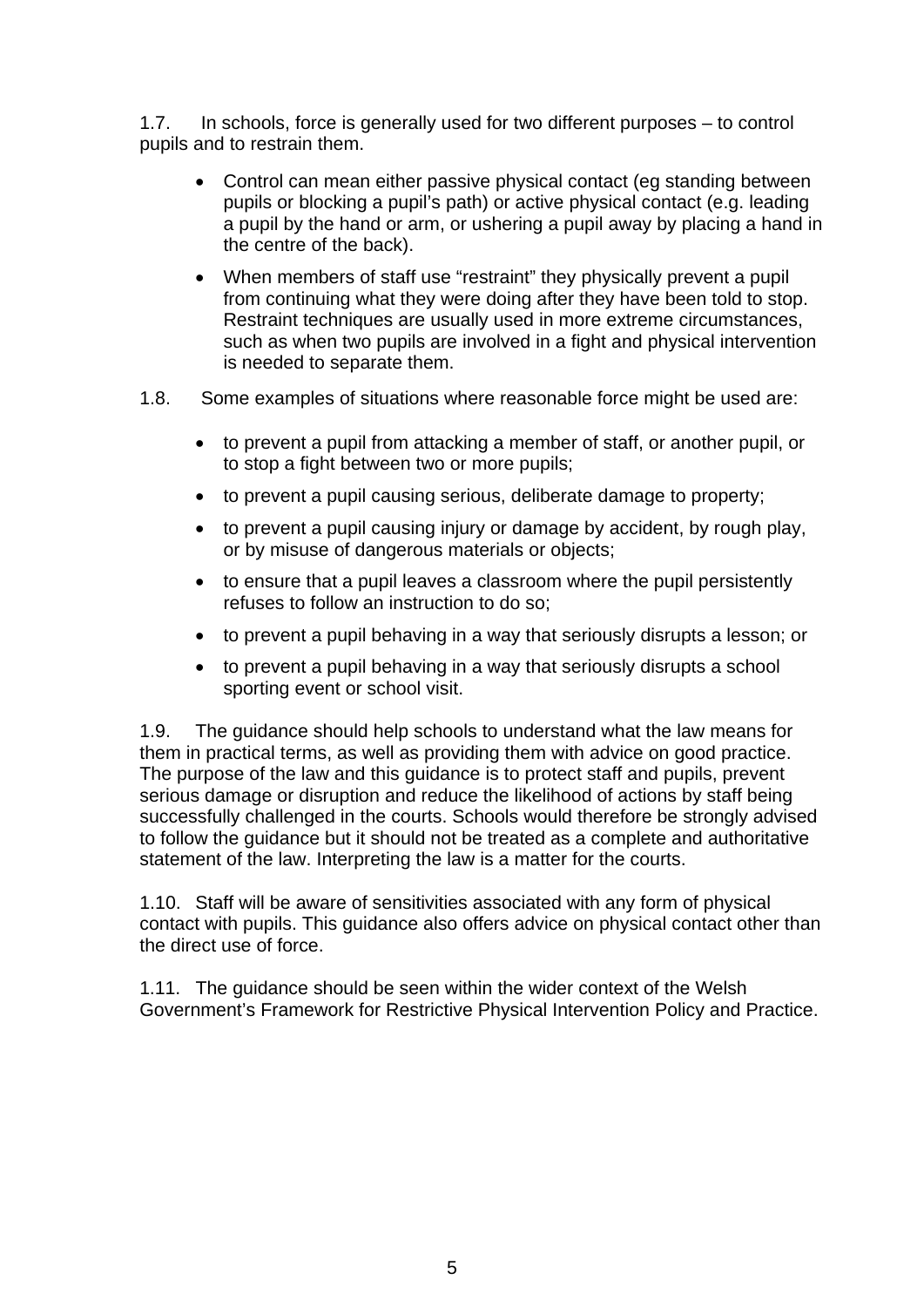1.7. In schools, force is generally used for two different purposes – to control pupils and to restrain them.

- Control can mean either passive physical contact (eg standing between pupils or blocking a pupil's path) or active physical contact (e.g. leading a pupil by the hand or arm, or ushering a pupil away by placing a hand in the centre of the back).
- When members of staff use "restraint" they physically prevent a pupil from continuing what they were doing after they have been told to stop. Restraint techniques are usually used in more extreme circumstances, such as when two pupils are involved in a fight and physical intervention is needed to separate them.

1.8. Some examples of situations where reasonable force might be used are:

- to prevent a pupil from attacking a member of staff, or another pupil, or to stop a fight between two or more pupils;
- to prevent a pupil causing serious, deliberate damage to property;
- to prevent a pupil causing injury or damage by accident, by rough play, or by misuse of dangerous materials or objects;
- to ensure that a pupil leaves a classroom where the pupil persistently refuses to follow an instruction to do so;
- to prevent a pupil behaving in a way that seriously disrupts a lesson; or
- to prevent a pupil behaving in a way that seriously disrupts a school sporting event or school visit.

1.9. The guidance should help schools to understand what the law means for them in practical terms, as well as providing them with advice on good practice. The purpose of the law and this guidance is to protect staff and pupils, prevent serious damage or disruption and reduce the likelihood of actions by staff being successfully challenged in the courts. Schools would therefore be strongly advised to follow the guidance but it should not be treated as a complete and authoritative statement of the law. Interpreting the law is a matter for the courts.

1.10. Staff will be aware of sensitivities associated with any form of physical contact with pupils. This guidance also offers advice on physical contact other than the direct use of force.

1.11. The guidance should be seen within the wider context of the Welsh Government's Framework for Restrictive Physical Intervention Policy and Practice.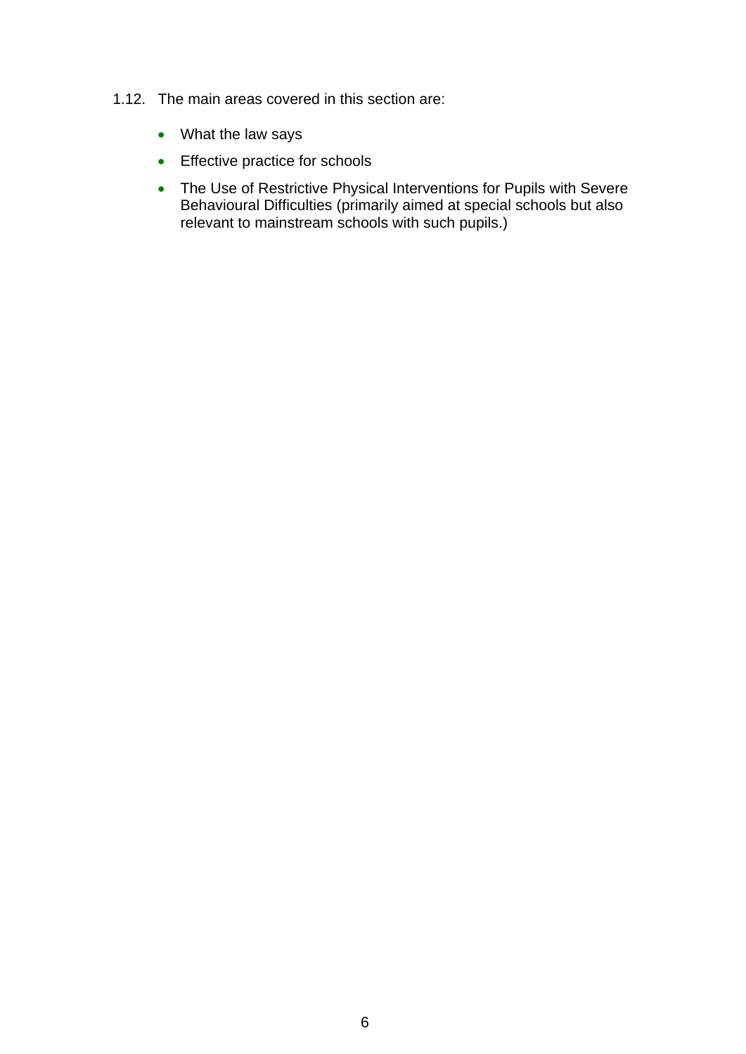1.12. The main areas covered in this section are:

- What the law says
- Effective practice for schools
- The Use of Restrictive Physical Interventions for Pupils with Severe Behavioural Difficulties (primarily aimed at special schools but also relevant to mainstream schools with such pupils.)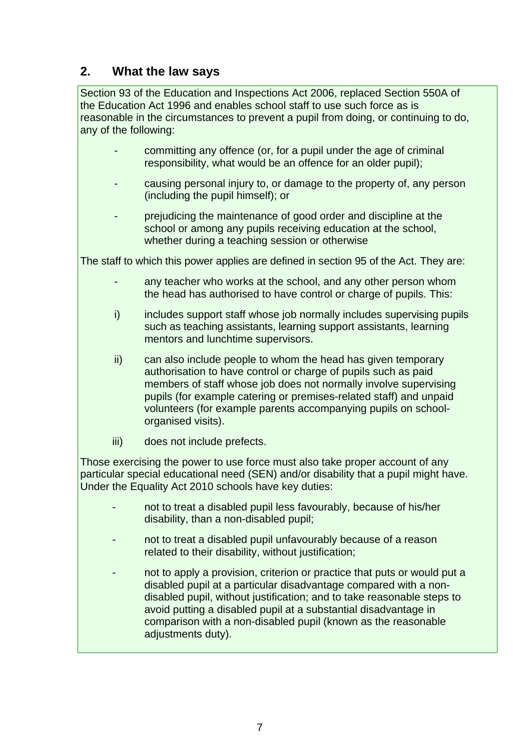## 2. What the law says

Section 93 of the Education and Inspections Act 2006, replaced Section 550A of the Education Act 1996 and enables school staff to use such force as is reasonable in the circumstances to prevent a pupil from doing, or continuing to do, any of the following:

- committing any offence (or, for a pupil under the age of criminal responsibility, what would be an offence for an older pupil);
- causing personal injury to, or damage to the property of, any person (including the pupil himself); or
- prejudicing the maintenance of good order and discipline at the school or among any pupils receiving education at the school, whether during a teaching session or otherwise

The staff to which this power applies are defined in section 95 of the Act. They are:

- any teacher who works at the school, and any other person whom the head has authorised to have control or charge of pupils. This:

  i) includes support staff whose job normally includes supervising pupils such as teaching assistants, learning support assistants, learning mentors and lunchtime supervisors.

  ii) can also include people to whom the head has given temporary authorisation to have control or charge of pupils such as paid members of staff whose job does not normally involve supervising pupils (for example catering or premises-related staff) and unpaid volunteers (for example parents accompanying pupils on school-organised visits).

  iii) does not include prefects.

Those exercising the power to use force must also take proper account of any particular special educational need (SEN) and/or disability that a pupil might have. Under the Equality Act 2010 schools have key duties:

- not to treat a disabled pupil less favourably, because of his/her disability, than a non-disabled pupil;
- not to treat a disabled pupil unfavourably because of a reason related to their disability, without justification;
- not to apply a provision, criterion or practice that puts or would put a disabled pupil at a particular disadvantage compared with a non-disabled pupil, without justification; and to take reasonable steps to avoid putting a disabled pupil at a substantial disadvantage in comparison with a non-disabled pupil (known as the reasonable adjustments duty).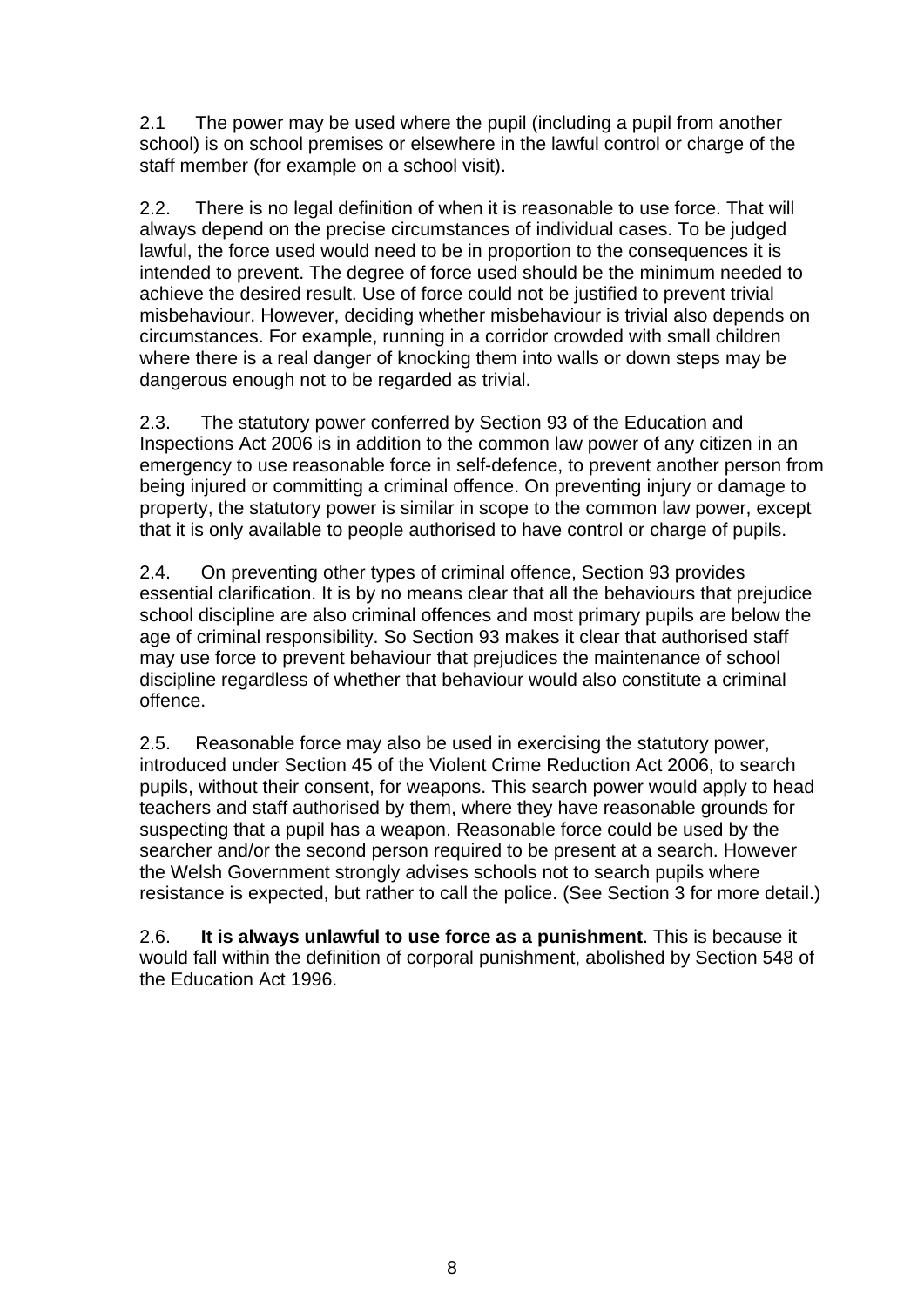2.1 The power may be used where the pupil (including a pupil from another school) is on school premises or elsewhere in the lawful control or charge of the staff member (for example on a school visit).

2.2. There is no legal definition of when it is reasonable to use force. That will always depend on the precise circumstances of individual cases. To be judged lawful, the force used would need to be in proportion to the consequences it is intended to prevent. The degree of force used should be the minimum needed to achieve the desired result. Use of force could not be justified to prevent trivial misbehaviour. However, deciding whether misbehaviour is trivial also depends on circumstances. For example, running in a corridor crowded with small children where there is a real danger of knocking them into walls or down steps may be dangerous enough not to be regarded as trivial.

2.3. The statutory power conferred by Section 93 of the Education and Inspections Act 2006 is in addition to the common law power of any citizen in an emergency to use reasonable force in self-defence, to prevent another person from being injured or committing a criminal offence. On preventing injury or damage to property, the statutory power is similar in scope to the common law power, except that it is only available to people authorised to have control or charge of pupils.

2.4. On preventing other types of criminal offence, Section 93 provides essential clarification. It is by no means clear that all the behaviours that prejudice school discipline are also criminal offences and most primary pupils are below the age of criminal responsibility. So Section 93 makes it clear that authorised staff may use force to prevent behaviour that prejudices the maintenance of school discipline regardless of whether that behaviour would also constitute a criminal offence.

2.5. Reasonable force may also be used in exercising the statutory power, introduced under Section 45 of the Violent Crime Reduction Act 2006, to search pupils, without their consent, for weapons. This search power would apply to head teachers and staff authorised by them, where they have reasonable grounds for suspecting that a pupil has a weapon. Reasonable force could be used by the searcher and/or the second person required to be present at a search. However the Welsh Government strongly advises schools not to search pupils where resistance is expected, but rather to call the police. (See Section 3 for more detail.)

2.6. **It is always unlawful to use force as a punishment**. This is because it would fall within the definition of corporal punishment, abolished by Section 548 of the Education Act 1996.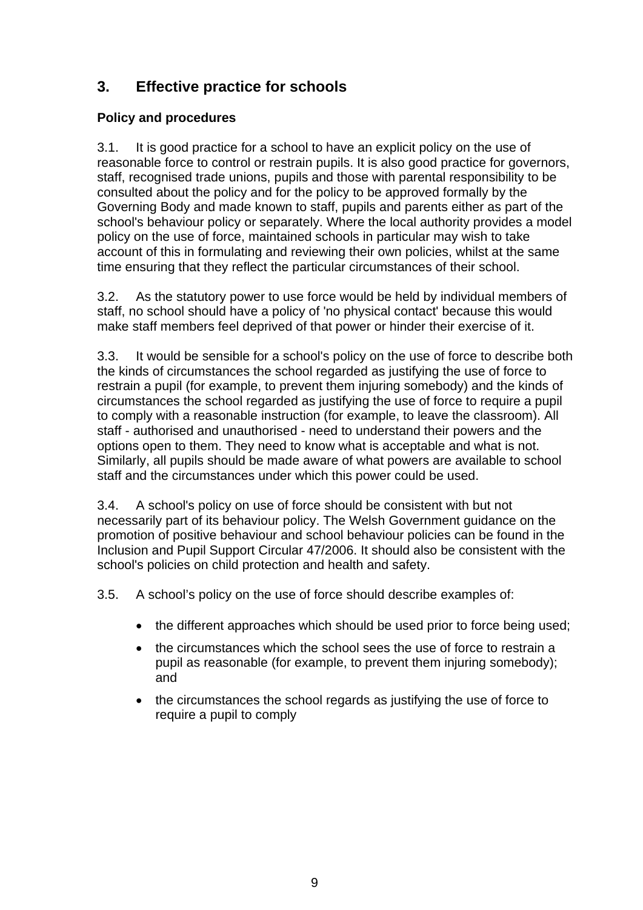## 3. Effective practice for schools

### Policy and procedures

3.1. It is good practice for a school to have an explicit policy on the use of reasonable force to control or restrain pupils. It is also good practice for governors, staff, recognised trade unions, pupils and those with parental responsibility to be consulted about the policy and for the policy to be approved formally by the Governing Body and made known to staff, pupils and parents either as part of the school's behaviour policy or separately. Where the local authority provides a model policy on the use of force, maintained schools in particular may wish to take account of this in formulating and reviewing their own policies, whilst at the same time ensuring that they reflect the particular circumstances of their school.

3.2. As the statutory power to use force would be held by individual members of staff, no school should have a policy of 'no physical contact' because this would make staff members feel deprived of that power or hinder their exercise of it.

3.3. It would be sensible for a school's policy on the use of force to describe both the kinds of circumstances the school regarded as justifying the use of force to restrain a pupil (for example, to prevent them injuring somebody) and the kinds of circumstances the school regarded as justifying the use of force to require a pupil to comply with a reasonable instruction (for example, to leave the classroom). All staff - authorised and unauthorised - need to understand their powers and the options open to them. They need to know what is acceptable and what is not. Similarly, all pupils should be made aware of what powers are available to school staff and the circumstances under which this power could be used.

3.4. A school's policy on use of force should be consistent with but not necessarily part of its behaviour policy. The Welsh Government guidance on the promotion of positive behaviour and school behaviour policies can be found in the Inclusion and Pupil Support Circular 47/2006. It should also be consistent with the school's policies on child protection and health and safety.

3.5. A school's policy on the use of force should describe examples of:

- the different approaches which should be used prior to force being used;
- the circumstances which the school sees the use of force to restrain a pupil as reasonable (for example, to prevent them injuring somebody); and
- the circumstances the school regards as justifying the use of force to require a pupil to comply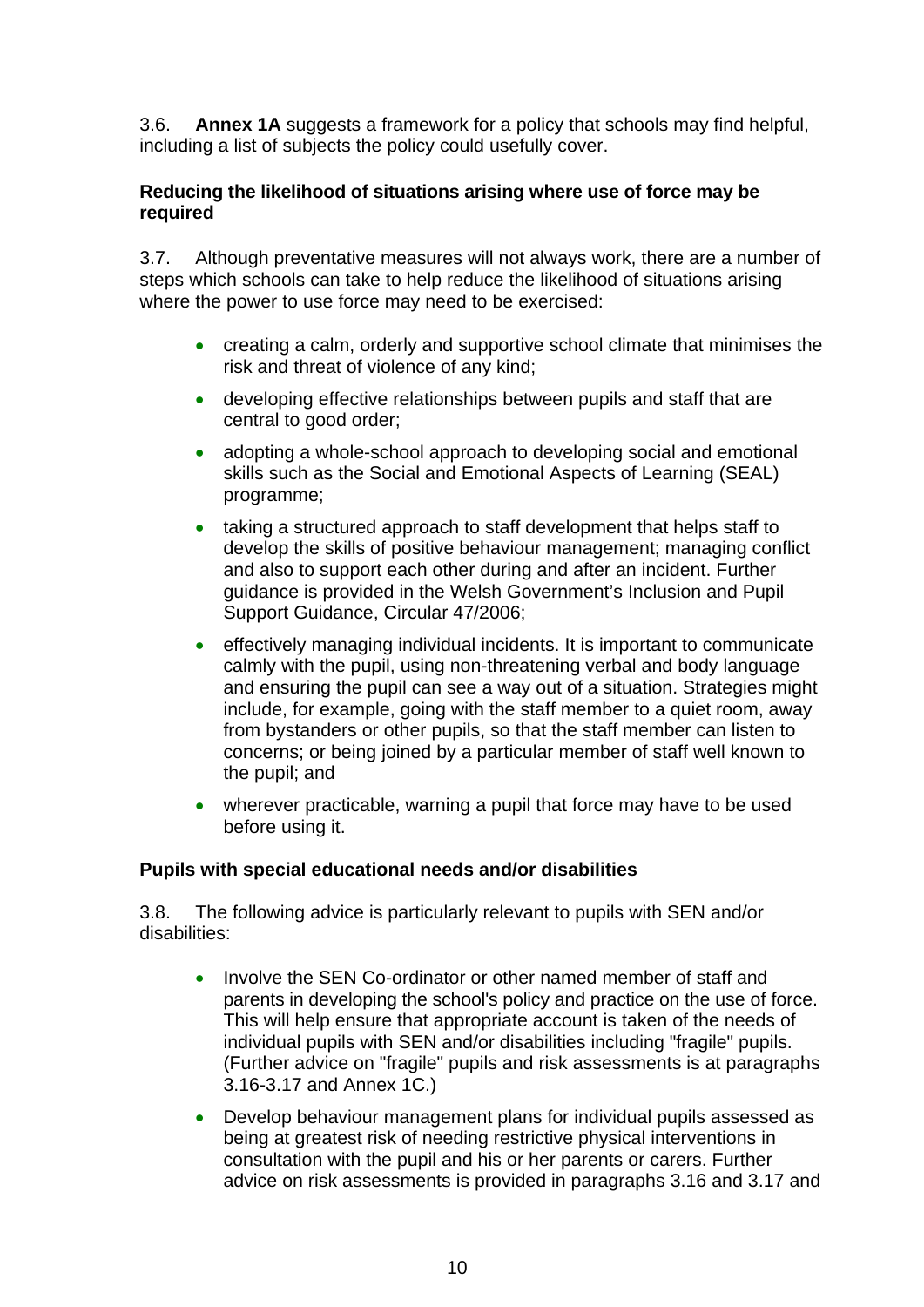3.6. **Annex 1A** suggests a framework for a policy that schools may find helpful, including a list of subjects the policy could usefully cover.

**Reducing the likelihood of situations arising where use of force may be required**

3.7. Although preventative measures will not always work, there are a number of steps which schools can take to help reduce the likelihood of situations arising where the power to use force may need to be exercised:

- creating a calm, orderly and supportive school climate that minimises the risk and threat of violence of any kind;
- developing effective relationships between pupils and staff that are central to good order;
- adopting a whole-school approach to developing social and emotional skills such as the Social and Emotional Aspects of Learning (SEAL) programme;
- taking a structured approach to staff development that helps staff to develop the skills of positive behaviour management; managing conflict and also to support each other during and after an incident. Further guidance is provided in the Welsh Government's Inclusion and Pupil Support Guidance, Circular 47/2006;
- effectively managing individual incidents. It is important to communicate calmly with the pupil, using non-threatening verbal and body language and ensuring the pupil can see a way out of a situation. Strategies might include, for example, going with the staff member to a quiet room, away from bystanders or other pupils, so that the staff member can listen to concerns; or being joined by a particular member of staff well known to the pupil; and
- wherever practicable, warning a pupil that force may have to be used before using it.

**Pupils with special educational needs and/or disabilities**

3.8. The following advice is particularly relevant to pupils with SEN and/or disabilities:

- Involve the SEN Co-ordinator or other named member of staff and parents in developing the school's policy and practice on the use of force. This will help ensure that appropriate account is taken of the needs of individual pupils with SEN and/or disabilities including "fragile" pupils. (Further advice on "fragile" pupils and risk assessments is at paragraphs 3.16-3.17 and Annex 1C.)
- Develop behaviour management plans for individual pupils assessed as being at greatest risk of needing restrictive physical interventions in consultation with the pupil and his or her parents or carers. Further advice on risk assessments is provided in paragraphs 3.16 and 3.17 and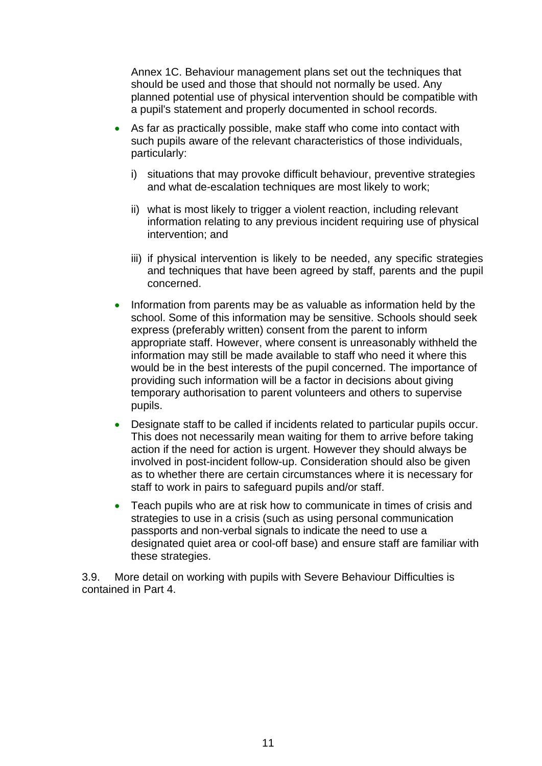Annex 1C. Behaviour management plans set out the techniques that should be used and those that should not normally be used. Any planned potential use of physical intervention should be compatible with a pupil's statement and properly documented in school records.

- As far as practically possible, make staff who come into contact with such pupils aware of the relevant characteristics of those individuals, particularly:

  i) situations that may provoke difficult behaviour, preventive strategies and what de-escalation techniques are most likely to work;

  ii) what is most likely to trigger a violent reaction, including relevant information relating to any previous incident requiring use of physical intervention; and

  iii) if physical intervention is likely to be needed, any specific strategies and techniques that have been agreed by staff, parents and the pupil concerned.

- Information from parents may be as valuable as information held by the school. Some of this information may be sensitive. Schools should seek express (preferably written) consent from the parent to inform appropriate staff. However, where consent is unreasonably withheld the information may still be made available to staff who need it where this would be in the best interests of the pupil concerned. The importance of providing such information will be a factor in decisions about giving temporary authorisation to parent volunteers and others to supervise pupils.

- Designate staff to be called if incidents related to particular pupils occur. This does not necessarily mean waiting for them to arrive before taking action if the need for action is urgent. However they should always be involved in post-incident follow-up. Consideration should also be given as to whether there are certain circumstances where it is necessary for staff to work in pairs to safeguard pupils and/or staff.

- Teach pupils who are at risk how to communicate in times of crisis and strategies to use in a crisis (such as using personal communication passports and non-verbal signals to indicate the need to use a designated quiet area or cool-off base) and ensure staff are familiar with these strategies.

3.9. More detail on working with pupils with Severe Behaviour Difficulties is contained in Part 4.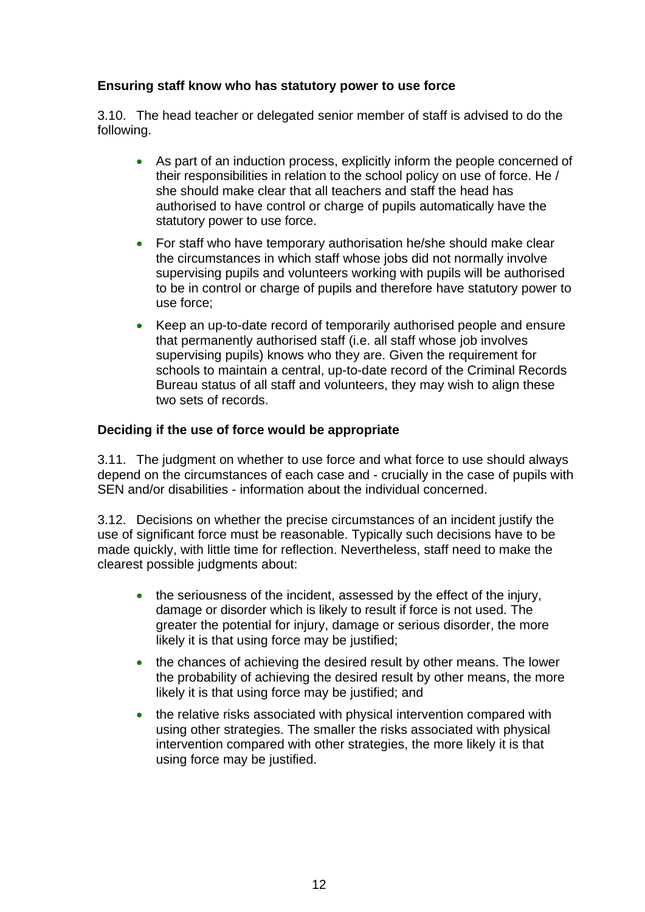### Ensuring staff know who has statutory power to use force

3.10. The head teacher or delegated senior member of staff is advised to do the following.

- As part of an induction process, explicitly inform the people concerned of their responsibilities in relation to the school policy on use of force. He / she should make clear that all teachers and staff the head has authorised to have control or charge of pupils automatically have the statutory power to use force.
- For staff who have temporary authorisation he/she should make clear the circumstances in which staff whose jobs did not normally involve supervising pupils and volunteers working with pupils will be authorised to be in control or charge of pupils and therefore have statutory power to use force;
- Keep an up-to-date record of temporarily authorised people and ensure that permanently authorised staff (i.e. all staff whose job involves supervising pupils) knows who they are. Given the requirement for schools to maintain a central, up-to-date record of the Criminal Records Bureau status of all staff and volunteers, they may wish to align these two sets of records.

### Deciding if the use of force would be appropriate

3.11. The judgment on whether to use force and what force to use should always depend on the circumstances of each case and - crucially in the case of pupils with SEN and/or disabilities - information about the individual concerned.

3.12. Decisions on whether the precise circumstances of an incident justify the use of significant force must be reasonable. Typically such decisions have to be made quickly, with little time for reflection. Nevertheless, staff need to make the clearest possible judgments about:

- the seriousness of the incident, assessed by the effect of the injury, damage or disorder which is likely to result if force is not used. The greater the potential for injury, damage or serious disorder, the more likely it is that using force may be justified;
- the chances of achieving the desired result by other means. The lower the probability of achieving the desired result by other means, the more likely it is that using force may be justified; and
- the relative risks associated with physical intervention compared with using other strategies. The smaller the risks associated with physical intervention compared with other strategies, the more likely it is that using force may be justified.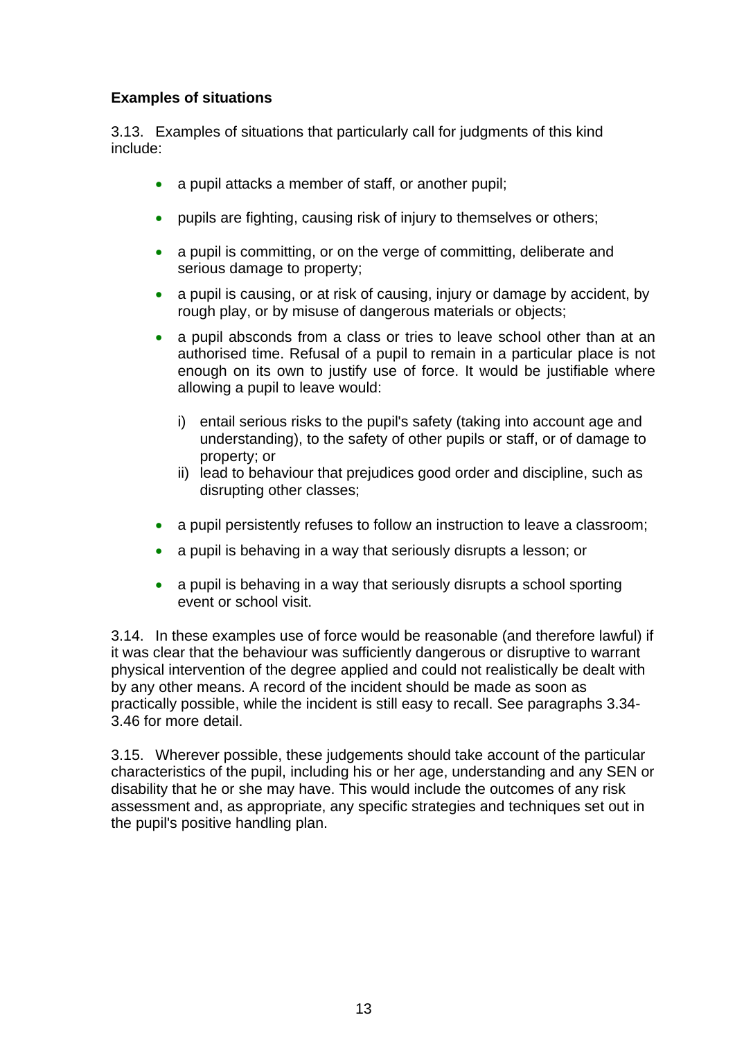### Examples of situations

3.13. Examples of situations that particularly call for judgments of this kind include:

- a pupil attacks a member of staff, or another pupil;
- pupils are fighting, causing risk of injury to themselves or others;
- a pupil is committing, or on the verge of committing, deliberate and serious damage to property;
- a pupil is causing, or at risk of causing, injury or damage by accident, by rough play, or by misuse of dangerous materials or objects;
- a pupil absconds from a class or tries to leave school other than at an authorised time. Refusal of a pupil to remain in a particular place is not enough on its own to justify use of force. It would be justifiable where allowing a pupil to leave would:

    i) entail serious risks to the pupil's safety (taking into account age and understanding), to the safety of other pupils or staff, or of damage to property; or
    ii) lead to behaviour that prejudices good order and discipline, such as disrupting other classes;

- a pupil persistently refuses to follow an instruction to leave a classroom;
- a pupil is behaving in a way that seriously disrupts a lesson; or
- a pupil is behaving in a way that seriously disrupts a school sporting event or school visit.

3.14. In these examples use of force would be reasonable (and therefore lawful) if it was clear that the behaviour was sufficiently dangerous or disruptive to warrant physical intervention of the degree applied and could not realistically be dealt with by any other means. A record of the incident should be made as soon as practically possible, while the incident is still easy to recall. See paragraphs 3.34-3.46 for more detail.

3.15. Wherever possible, these judgements should take account of the particular characteristics of the pupil, including his or her age, understanding and any SEN or disability that he or she may have. This would include the outcomes of any risk assessment and, as appropriate, any specific strategies and techniques set out in the pupil's positive handling plan.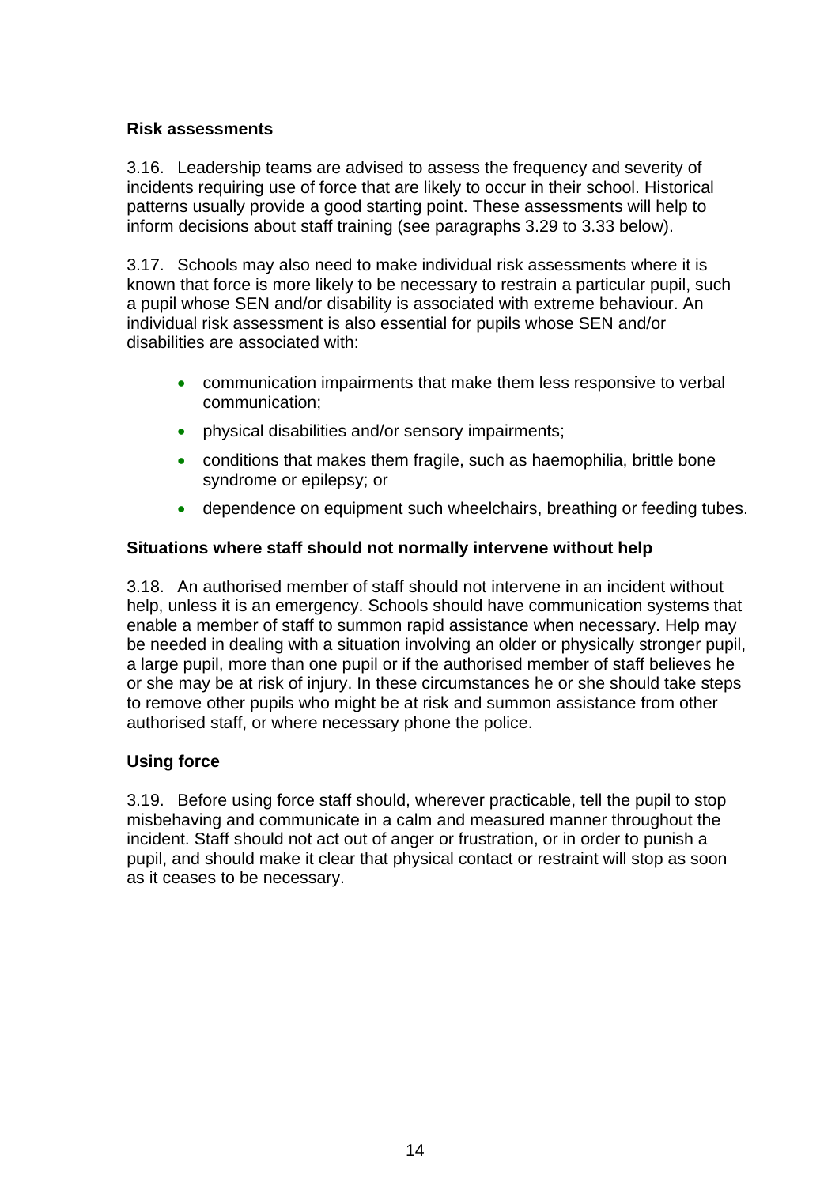**Risk assessments**

3.16. Leadership teams are advised to assess the frequency and severity of incidents requiring use of force that are likely to occur in their school. Historical patterns usually provide a good starting point. These assessments will help to inform decisions about staff training (see paragraphs 3.29 to 3.33 below).

3.17. Schools may also need to make individual risk assessments where it is known that force is more likely to be necessary to restrain a particular pupil, such a pupil whose SEN and/or disability is associated with extreme behaviour. An individual risk assessment is also essential for pupils whose SEN and/or disabilities are associated with:

- communication impairments that make them less responsive to verbal communication;
- physical disabilities and/or sensory impairments;
- conditions that makes them fragile, such as haemophilia, brittle bone syndrome or epilepsy; or
- dependence on equipment such wheelchairs, breathing or feeding tubes.

**Situations where staff should not normally intervene without help**

3.18. An authorised member of staff should not intervene in an incident without help, unless it is an emergency. Schools should have communication systems that enable a member of staff to summon rapid assistance when necessary. Help may be needed in dealing with a situation involving an older or physically stronger pupil, a large pupil, more than one pupil or if the authorised member of staff believes he or she may be at risk of injury. In these circumstances he or she should take steps to remove other pupils who might be at risk and summon assistance from other authorised staff, or where necessary phone the police.

**Using force**

3.19. Before using force staff should, wherever practicable, tell the pupil to stop misbehaving and communicate in a calm and measured manner throughout the incident. Staff should not act out of anger or frustration, or in order to punish a pupil, and should make it clear that physical contact or restraint will stop as soon as it ceases to be necessary.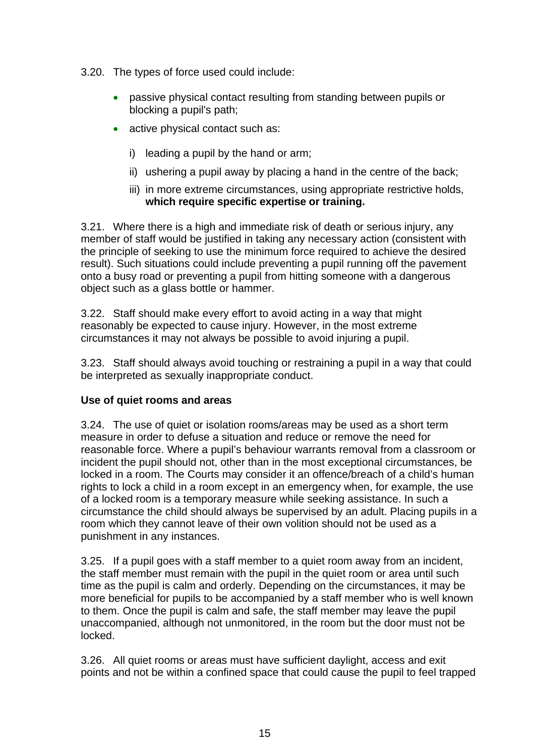3.20. The types of force used could include:

- passive physical contact resulting from standing between pupils or blocking a pupil's path;
- active physical contact such as:
    - i) leading a pupil by the hand or arm;
    - ii) ushering a pupil away by placing a hand in the centre of the back;
    - iii) in more extreme circumstances, using appropriate restrictive holds, **which require specific expertise or training.**

3.21. Where there is a high and immediate risk of death or serious injury, any member of staff would be justified in taking any necessary action (consistent with the principle of seeking to use the minimum force required to achieve the desired result). Such situations could include preventing a pupil running off the pavement onto a busy road or preventing a pupil from hitting someone with a dangerous object such as a glass bottle or hammer.

3.22. Staff should make every effort to avoid acting in a way that might reasonably be expected to cause injury. However, in the most extreme circumstances it may not always be possible to avoid injuring a pupil.

3.23. Staff should always avoid touching or restraining a pupil in a way that could be interpreted as sexually inappropriate conduct.

**Use of quiet rooms and areas**

3.24. The use of quiet or isolation rooms/areas may be used as a short term measure in order to defuse a situation and reduce or remove the need for reasonable force. Where a pupil's behaviour warrants removal from a classroom or incident the pupil should not, other than in the most exceptional circumstances, be locked in a room. The Courts may consider it an offence/breach of a child's human rights to lock a child in a room except in an emergency when, for example, the use of a locked room is a temporary measure while seeking assistance. In such a circumstance the child should always be supervised by an adult. Placing pupils in a room which they cannot leave of their own volition should not be used as a punishment in any instances.

3.25. If a pupil goes with a staff member to a quiet room away from an incident, the staff member must remain with the pupil in the quiet room or area until such time as the pupil is calm and orderly. Depending on the circumstances, it may be more beneficial for pupils to be accompanied by a staff member who is well known to them. Once the pupil is calm and safe, the staff member may leave the pupil unaccompanied, although not unmonitored, in the room but the door must not be locked.

3.26. All quiet rooms or areas must have sufficient daylight, access and exit points and not be within a confined space that could cause the pupil to feel trapped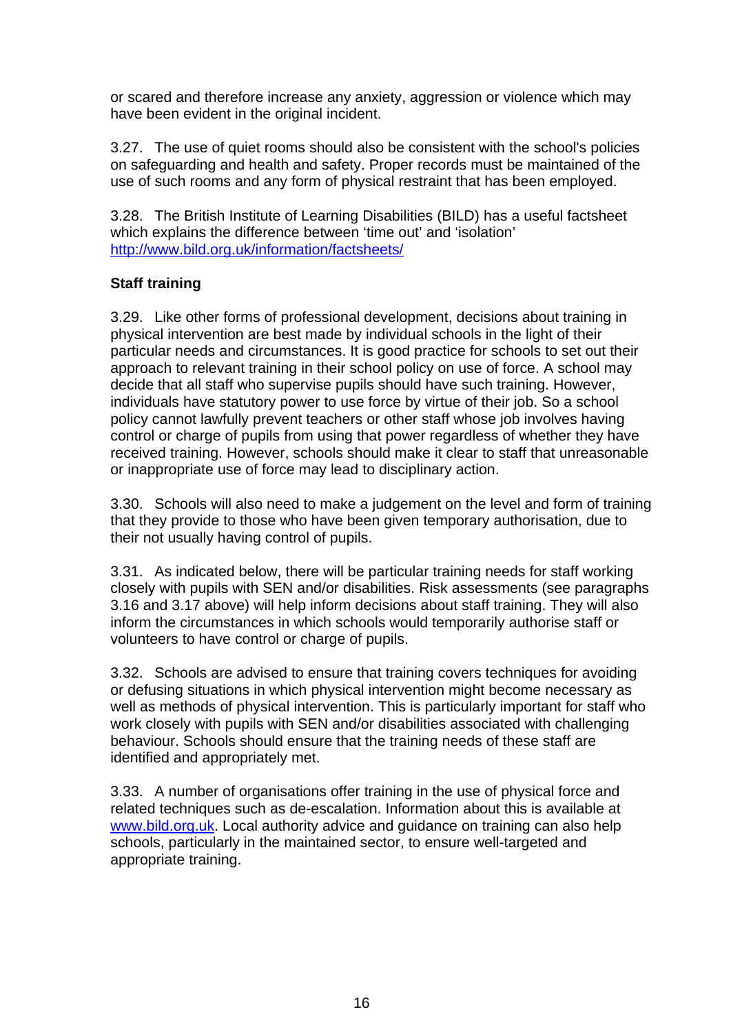or scared and therefore increase any anxiety, aggression or violence which may have been evident in the original incident.

3.27. The use of quiet rooms should also be consistent with the school's policies on safeguarding and health and safety. Proper records must be maintained of the use of such rooms and any form of physical restraint that has been employed.

3.28. The British Institute of Learning Disabilities (BILD) has a useful factsheet which explains the difference between 'time out' and 'isolation' [http://www.bild.org.uk/information/factsheets/](http://www.bild.org.uk/information/factsheets/)

**Staff training**

3.29. Like other forms of professional development, decisions about training in physical intervention are best made by individual schools in the light of their particular needs and circumstances. It is good practice for schools to set out their approach to relevant training in their school policy on use of force. A school may decide that all staff who supervise pupils should have such training. However, individuals have statutory power to use force by virtue of their job. So a school policy cannot lawfully prevent teachers or other staff whose job involves having control or charge of pupils from using that power regardless of whether they have received training. However, schools should make it clear to staff that unreasonable or inappropriate use of force may lead to disciplinary action.

3.30. Schools will also need to make a judgement on the level and form of training that they provide to those who have been given temporary authorisation, due to their not usually having control of pupils.

3.31. As indicated below, there will be particular training needs for staff working closely with pupils with SEN and/or disabilities. Risk assessments (see paragraphs 3.16 and 3.17 above) will help inform decisions about staff training. They will also inform the circumstances in which schools would temporarily authorise staff or volunteers to have control or charge of pupils.

3.32. Schools are advised to ensure that training covers techniques for avoiding or defusing situations in which physical intervention might become necessary as well as methods of physical intervention. This is particularly important for staff who work closely with pupils with SEN and/or disabilities associated with challenging behaviour. Schools should ensure that the training needs of these staff are identified and appropriately met.

3.33. A number of organisations offer training in the use of physical force and related techniques such as de-escalation. Information about this is available at [www.bild.org.uk](http://www.bild.org.uk). Local authority advice and guidance on training can also help schools, particularly in the maintained sector, to ensure well-targeted and appropriate training.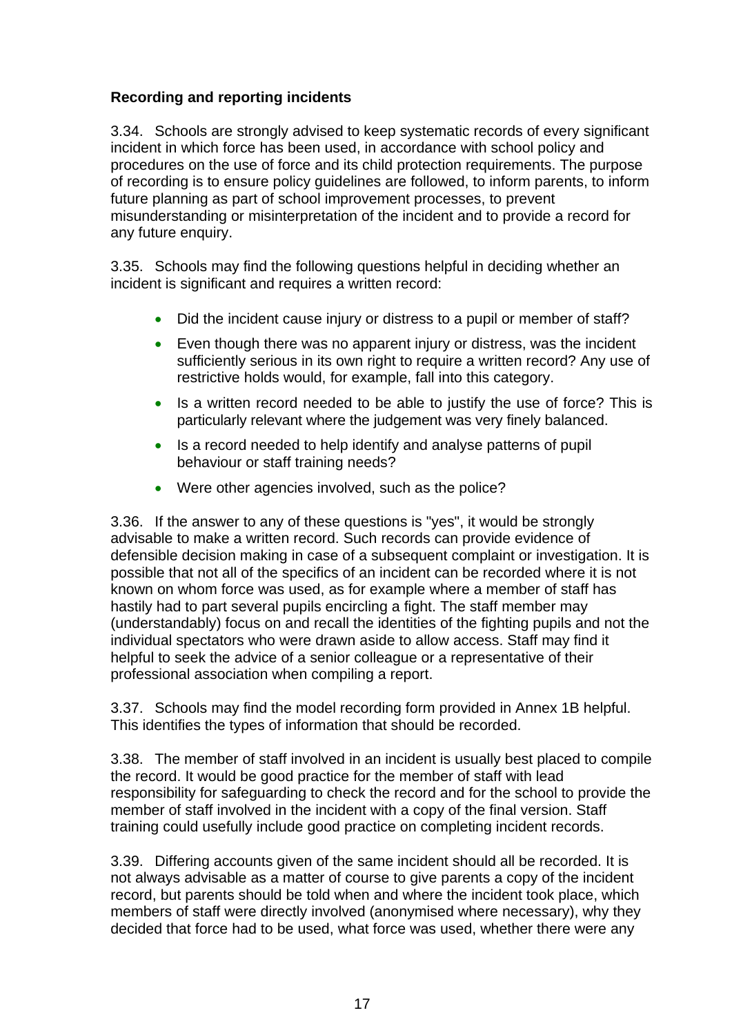**Recording and reporting incidents**

3.34. Schools are strongly advised to keep systematic records of every significant incident in which force has been used, in accordance with school policy and procedures on the use of force and its child protection requirements. The purpose of recording is to ensure policy guidelines are followed, to inform parents, to inform future planning as part of school improvement processes, to prevent misunderstanding or misinterpretation of the incident and to provide a record for any future enquiry.

3.35. Schools may find the following questions helpful in deciding whether an incident is significant and requires a written record:

- Did the incident cause injury or distress to a pupil or member of staff?
- Even though there was no apparent injury or distress, was the incident sufficiently serious in its own right to require a written record? Any use of restrictive holds would, for example, fall into this category.
- Is a written record needed to be able to justify the use of force? This is particularly relevant where the judgement was very finely balanced.
- Is a record needed to help identify and analyse patterns of pupil behaviour or staff training needs?
- Were other agencies involved, such as the police?

3.36. If the answer to any of these questions is "yes", it would be strongly advisable to make a written record. Such records can provide evidence of defensible decision making in case of a subsequent complaint or investigation. It is possible that not all of the specifics of an incident can be recorded where it is not known on whom force was used, as for example where a member of staff has hastily had to part several pupils encircling a fight. The staff member may (understandably) focus on and recall the identities of the fighting pupils and not the individual spectators who were drawn aside to allow access. Staff may find it helpful to seek the advice of a senior colleague or a representative of their professional association when compiling a report.

3.37. Schools may find the model recording form provided in Annex 1B helpful. This identifies the types of information that should be recorded.

3.38. The member of staff involved in an incident is usually best placed to compile the record. It would be good practice for the member of staff with lead responsibility for safeguarding to check the record and for the school to provide the member of staff involved in the incident with a copy of the final version. Staff training could usefully include good practice on completing incident records.

3.39. Differing accounts given of the same incident should all be recorded. It is not always advisable as a matter of course to give parents a copy of the incident record, but parents should be told when and where the incident took place, which members of staff were directly involved (anonymised where necessary), why they decided that force had to be used, what force was used, whether there were any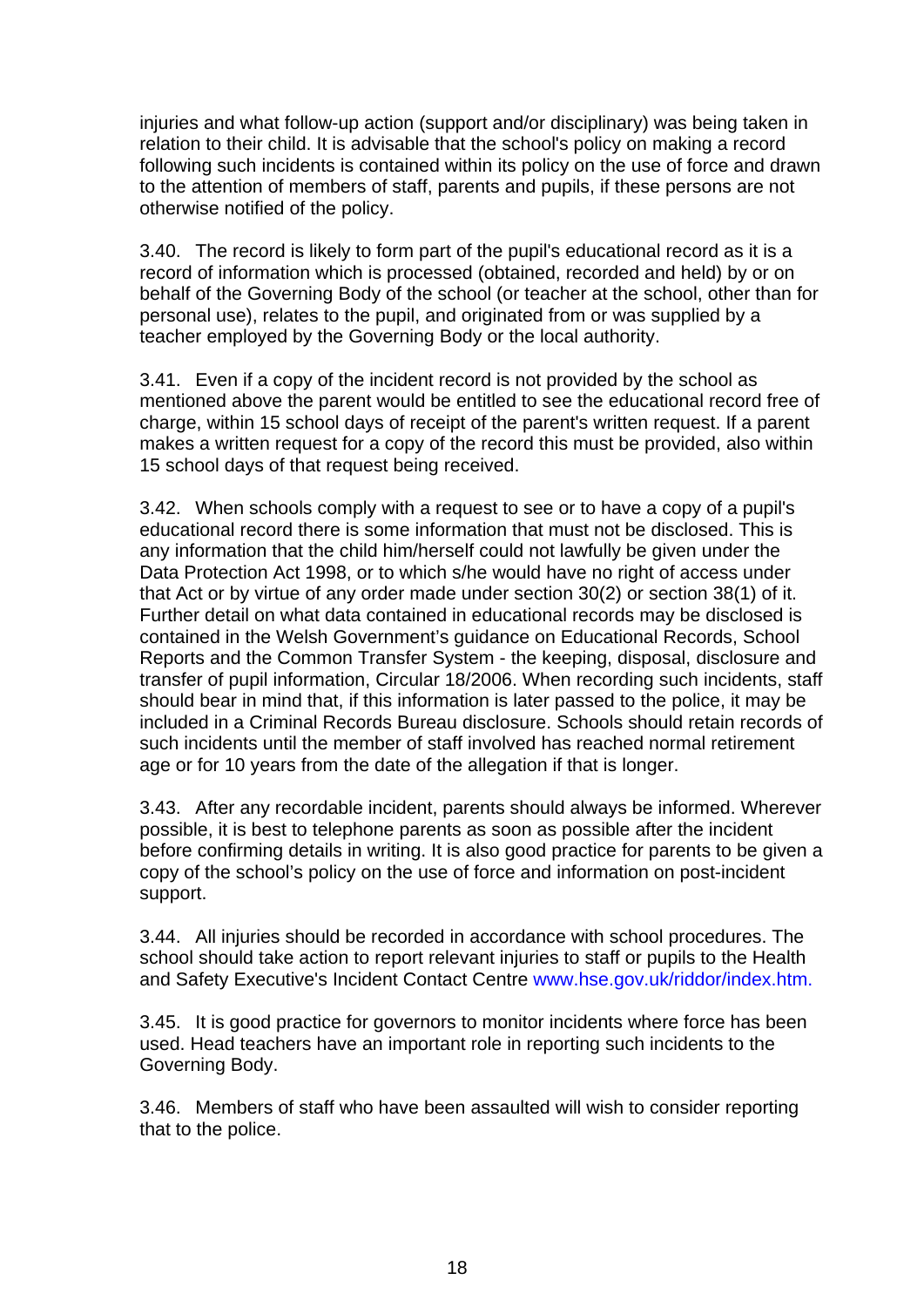injuries and what follow-up action (support and/or disciplinary) was being taken in relation to their child. It is advisable that the school's policy on making a record following such incidents is contained within its policy on the use of force and drawn to the attention of members of staff, parents and pupils, if these persons are not otherwise notified of the policy.

3.40. The record is likely to form part of the pupil's educational record as it is a record of information which is processed (obtained, recorded and held) by or on behalf of the Governing Body of the school (or teacher at the school, other than for personal use), relates to the pupil, and originated from or was supplied by a teacher employed by the Governing Body or the local authority.

3.41. Even if a copy of the incident record is not provided by the school as mentioned above the parent would be entitled to see the educational record free of charge, within 15 school days of receipt of the parent's written request. If a parent makes a written request for a copy of the record this must be provided, also within 15 school days of that request being received.

3.42. When schools comply with a request to see or to have a copy of a pupil's educational record there is some information that must not be disclosed. This is any information that the child him/herself could not lawfully be given under the Data Protection Act 1998, or to which s/he would have no right of access under that Act or by virtue of any order made under section 30(2) or section 38(1) of it. Further detail on what data contained in educational records may be disclosed is contained in the Welsh Government's guidance on Educational Records, School Reports and the Common Transfer System - the keeping, disposal, disclosure and transfer of pupil information, Circular 18/2006. When recording such incidents, staff should bear in mind that, if this information is later passed to the police, it may be included in a Criminal Records Bureau disclosure. Schools should retain records of such incidents until the member of staff involved has reached normal retirement age or for 10 years from the date of the allegation if that is longer.

3.43. After any recordable incident, parents should always be informed. Wherever possible, it is best to telephone parents as soon as possible after the incident before confirming details in writing. It is also good practice for parents to be given a copy of the school's policy on the use of force and information on post-incident support.

3.44. All injuries should be recorded in accordance with school procedures. The school should take action to report relevant injuries to staff or pupils to the Health and Safety Executive's Incident Contact Centre www.hse.gov.uk/riddor/index.htm.

3.45. It is good practice for governors to monitor incidents where force has been used. Head teachers have an important role in reporting such incidents to the Governing Body.

3.46. Members of staff who have been assaulted will wish to consider reporting that to the police.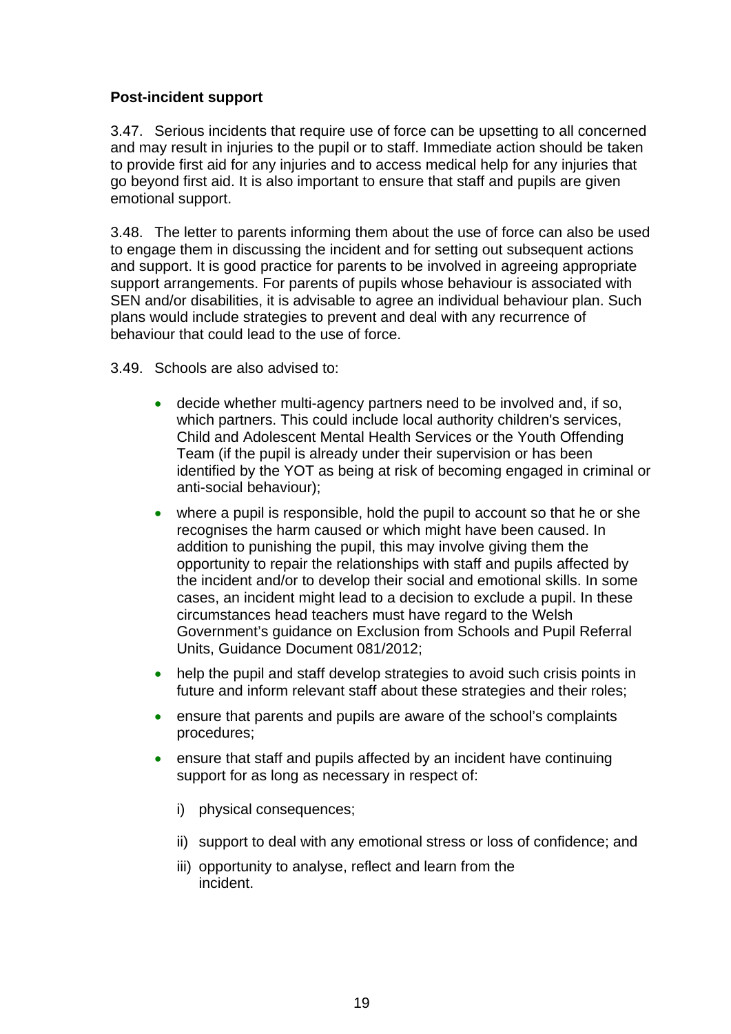**Post-incident support**

3.47. Serious incidents that require use of force can be upsetting to all concerned and may result in injuries to the pupil or to staff. Immediate action should be taken to provide first aid for any injuries and to access medical help for any injuries that go beyond first aid. It is also important to ensure that staff and pupils are given emotional support.

3.48. The letter to parents informing them about the use of force can also be used to engage them in discussing the incident and for setting out subsequent actions and support. It is good practice for parents to be involved in agreeing appropriate support arrangements. For parents of pupils whose behaviour is associated with SEN and/or disabilities, it is advisable to agree an individual behaviour plan. Such plans would include strategies to prevent and deal with any recurrence of behaviour that could lead to the use of force.

3.49. Schools are also advised to:

- decide whether multi-agency partners need to be involved and, if so, which partners. This could include local authority children's services, Child and Adolescent Mental Health Services or the Youth Offending Team (if the pupil is already under their supervision or has been identified by the YOT as being at risk of becoming engaged in criminal or anti-social behaviour);
- where a pupil is responsible, hold the pupil to account so that he or she recognises the harm caused or which might have been caused. In addition to punishing the pupil, this may involve giving them the opportunity to repair the relationships with staff and pupils affected by the incident and/or to develop their social and emotional skills. In some cases, an incident might lead to a decision to exclude a pupil. In these circumstances head teachers must have regard to the Welsh Government's guidance on Exclusion from Schools and Pupil Referral Units, Guidance Document 081/2012;
- help the pupil and staff develop strategies to avoid such crisis points in future and inform relevant staff about these strategies and their roles;
- ensure that parents and pupils are aware of the school's complaints procedures;
- ensure that staff and pupils affected by an incident have continuing support for as long as necessary in respect of:
  - i) physical consequences;
  - ii) support to deal with any emotional stress or loss of confidence; and
  - iii) opportunity to analyse, reflect and learn from the incident.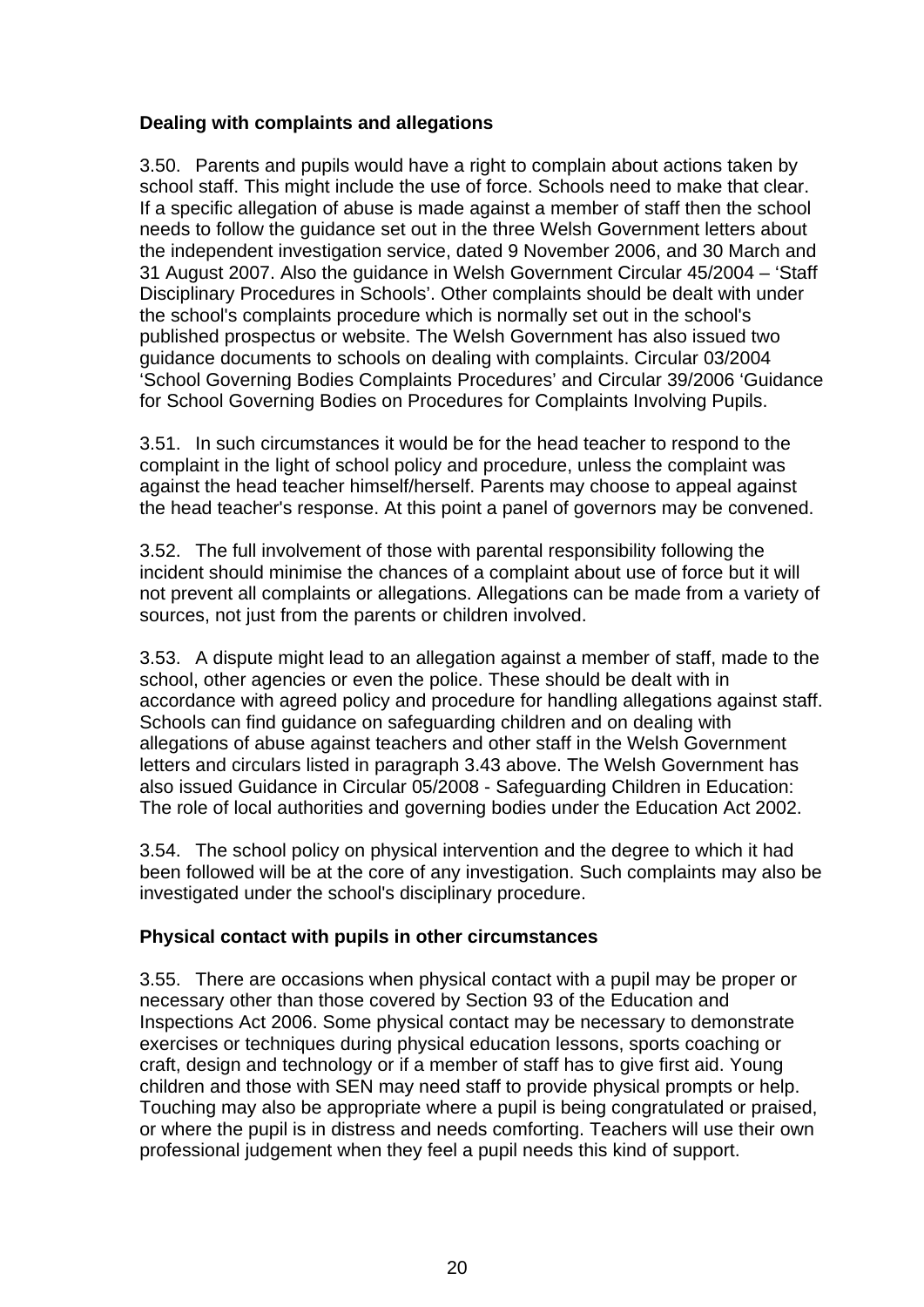### Dealing with complaints and allegations

3.50. Parents and pupils would have a right to complain about actions taken by school staff. This might include the use of force. Schools need to make that clear. If a specific allegation of abuse is made against a member of staff then the school needs to follow the guidance set out in the three Welsh Government letters about the independent investigation service, dated 9 November 2006, and 30 March and 31 August 2007. Also the guidance in Welsh Government Circular 45/2004 – 'Staff Disciplinary Procedures in Schools'. Other complaints should be dealt with under the school's complaints procedure which is normally set out in the school's published prospectus or website. The Welsh Government has also issued two guidance documents to schools on dealing with complaints. Circular 03/2004 'School Governing Bodies Complaints Procedures' and Circular 39/2006 'Guidance for School Governing Bodies on Procedures for Complaints Involving Pupils.

3.51. In such circumstances it would be for the head teacher to respond to the complaint in the light of school policy and procedure, unless the complaint was against the head teacher himself/herself. Parents may choose to appeal against the head teacher's response. At this point a panel of governors may be convened.

3.52. The full involvement of those with parental responsibility following the incident should minimise the chances of a complaint about use of force but it will not prevent all complaints or allegations. Allegations can be made from a variety of sources, not just from the parents or children involved.

3.53. A dispute might lead to an allegation against a member of staff, made to the school, other agencies or even the police. These should be dealt with in accordance with agreed policy and procedure for handling allegations against staff. Schools can find guidance on safeguarding children and on dealing with allegations of abuse against teachers and other staff in the Welsh Government letters and circulars listed in paragraph 3.43 above. The Welsh Government has also issued Guidance in Circular 05/2008 - Safeguarding Children in Education: The role of local authorities and governing bodies under the Education Act 2002.

3.54. The school policy on physical intervention and the degree to which it had been followed will be at the core of any investigation. Such complaints may also be investigated under the school's disciplinary procedure.

### Physical contact with pupils in other circumstances

3.55. There are occasions when physical contact with a pupil may be proper or necessary other than those covered by Section 93 of the Education and Inspections Act 2006. Some physical contact may be necessary to demonstrate exercises or techniques during physical education lessons, sports coaching or craft, design and technology or if a member of staff has to give first aid. Young children and those with SEN may need staff to provide physical prompts or help. Touching may also be appropriate where a pupil is being congratulated or praised, or where the pupil is in distress and needs comforting. Teachers will use their own professional judgement when they feel a pupil needs this kind of support.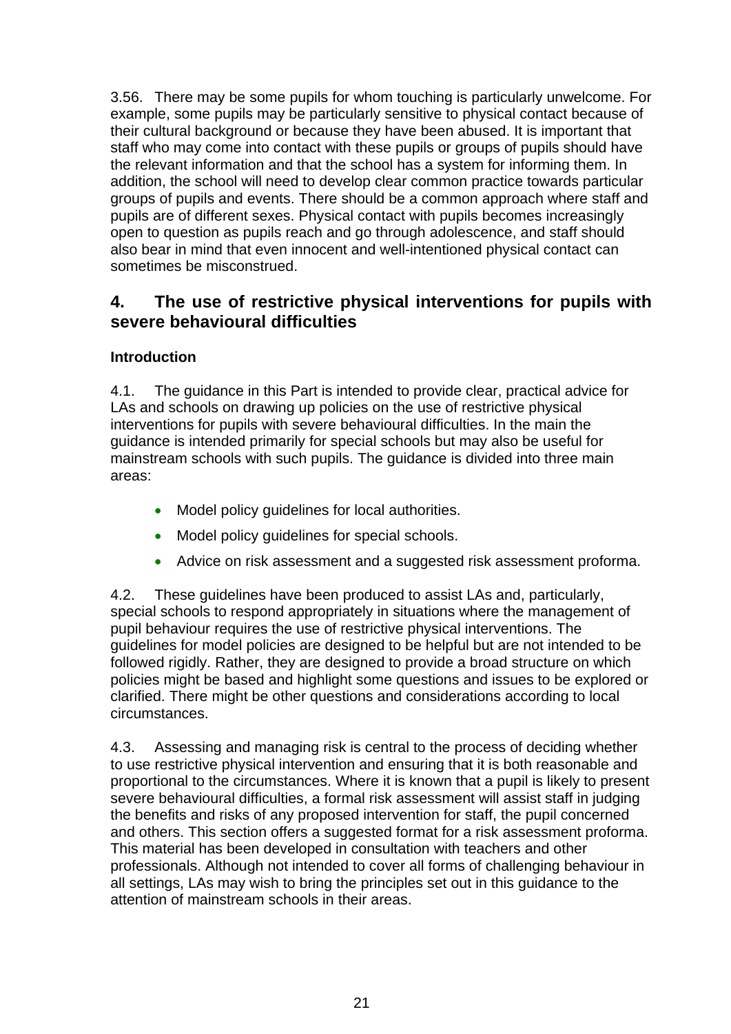3.56. There may be some pupils for whom touching is particularly unwelcome. For example, some pupils may be particularly sensitive to physical contact because of their cultural background or because they have been abused. It is important that staff who may come into contact with these pupils or groups of pupils should have the relevant information and that the school has a system for informing them. In addition, the school will need to develop clear common practice towards particular groups of pupils and events. There should be a common approach where staff and pupils are of different sexes. Physical contact with pupils becomes increasingly open to question as pupils reach and go through adolescence, and staff should also bear in mind that even innocent and well-intentioned physical contact can sometimes be misconstrued.

## 4. The use of restrictive physical interventions for pupils with severe behavioural difficulties

**Introduction**

4.1. The guidance in this Part is intended to provide clear, practical advice for LAs and schools on drawing up policies on the use of restrictive physical interventions for pupils with severe behavioural difficulties. In the main the guidance is intended primarily for special schools but may also be useful for mainstream schools with such pupils. The guidance is divided into three main areas:

- Model policy guidelines for local authorities.
- Model policy guidelines for special schools.
- Advice on risk assessment and a suggested risk assessment proforma.

4.2. These guidelines have been produced to assist LAs and, particularly, special schools to respond appropriately in situations where the management of pupil behaviour requires the use of restrictive physical interventions. The guidelines for model policies are designed to be helpful but are not intended to be followed rigidly. Rather, they are designed to provide a broad structure on which policies might be based and highlight some questions and issues to be explored or clarified. There might be other questions and considerations according to local circumstances.

4.3. Assessing and managing risk is central to the process of deciding whether to use restrictive physical intervention and ensuring that it is both reasonable and proportional to the circumstances. Where it is known that a pupil is likely to present severe behavioural difficulties, a formal risk assessment will assist staff in judging the benefits and risks of any proposed intervention for staff, the pupil concerned and others. This section offers a suggested format for a risk assessment proforma. This material has been developed in consultation with teachers and other professionals. Although not intended to cover all forms of challenging behaviour in all settings, LAs may wish to bring the principles set out in this guidance to the attention of mainstream schools in their areas.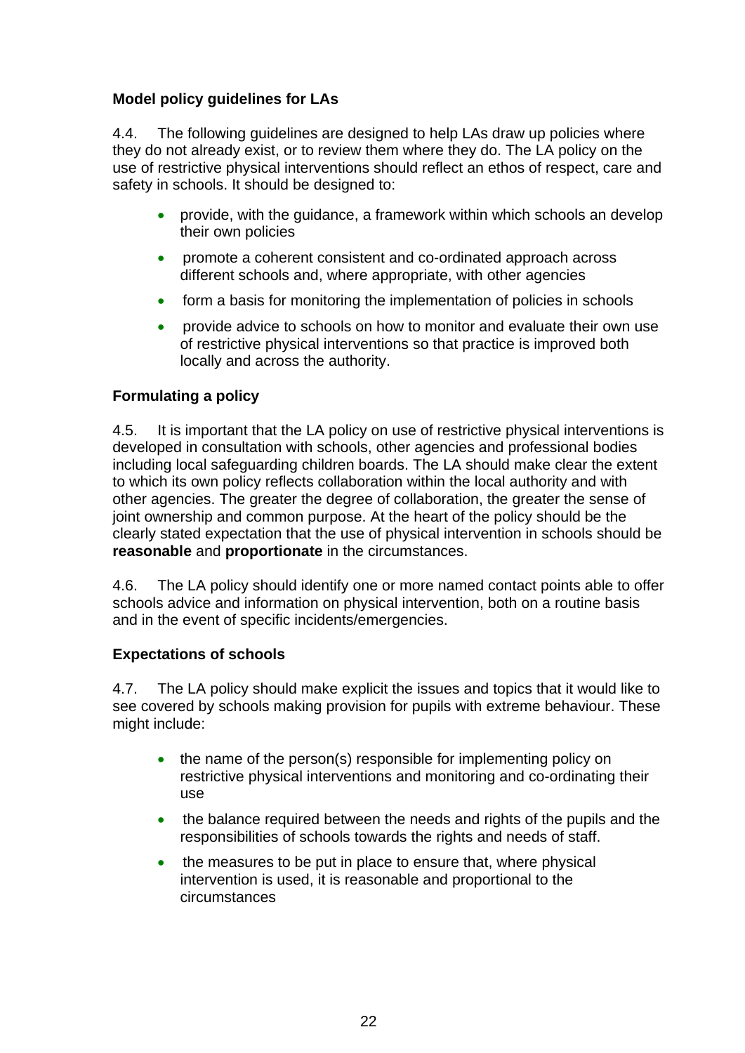**Model policy guidelines for LAs**

4.4. The following guidelines are designed to help LAs draw up policies where they do not already exist, or to review them where they do. The LA policy on the use of restrictive physical interventions should reflect an ethos of respect, care and safety in schools. It should be designed to:

- provide, with the guidance, a framework within which schools an develop their own policies
- promote a coherent consistent and co-ordinated approach across different schools and, where appropriate, with other agencies
- form a basis for monitoring the implementation of policies in schools
- provide advice to schools on how to monitor and evaluate their own use of restrictive physical interventions so that practice is improved both locally and across the authority.

**Formulating a policy**

4.5. It is important that the LA policy on use of restrictive physical interventions is developed in consultation with schools, other agencies and professional bodies including local safeguarding children boards. The LA should make clear the extent to which its own policy reflects collaboration within the local authority and with other agencies. The greater the degree of collaboration, the greater the sense of joint ownership and common purpose. At the heart of the policy should be the clearly stated expectation that the use of physical intervention in schools should be **reasonable** and **proportionate** in the circumstances.

4.6. The LA policy should identify one or more named contact points able to offer schools advice and information on physical intervention, both on a routine basis and in the event of specific incidents/emergencies.

**Expectations of schools**

4.7. The LA policy should make explicit the issues and topics that it would like to see covered by schools making provision for pupils with extreme behaviour. These might include:

- the name of the person(s) responsible for implementing policy on restrictive physical interventions and monitoring and co-ordinating their use
- the balance required between the needs and rights of the pupils and the responsibilities of schools towards the rights and needs of staff.
- the measures to be put in place to ensure that, where physical intervention is used, it is reasonable and proportional to the circumstances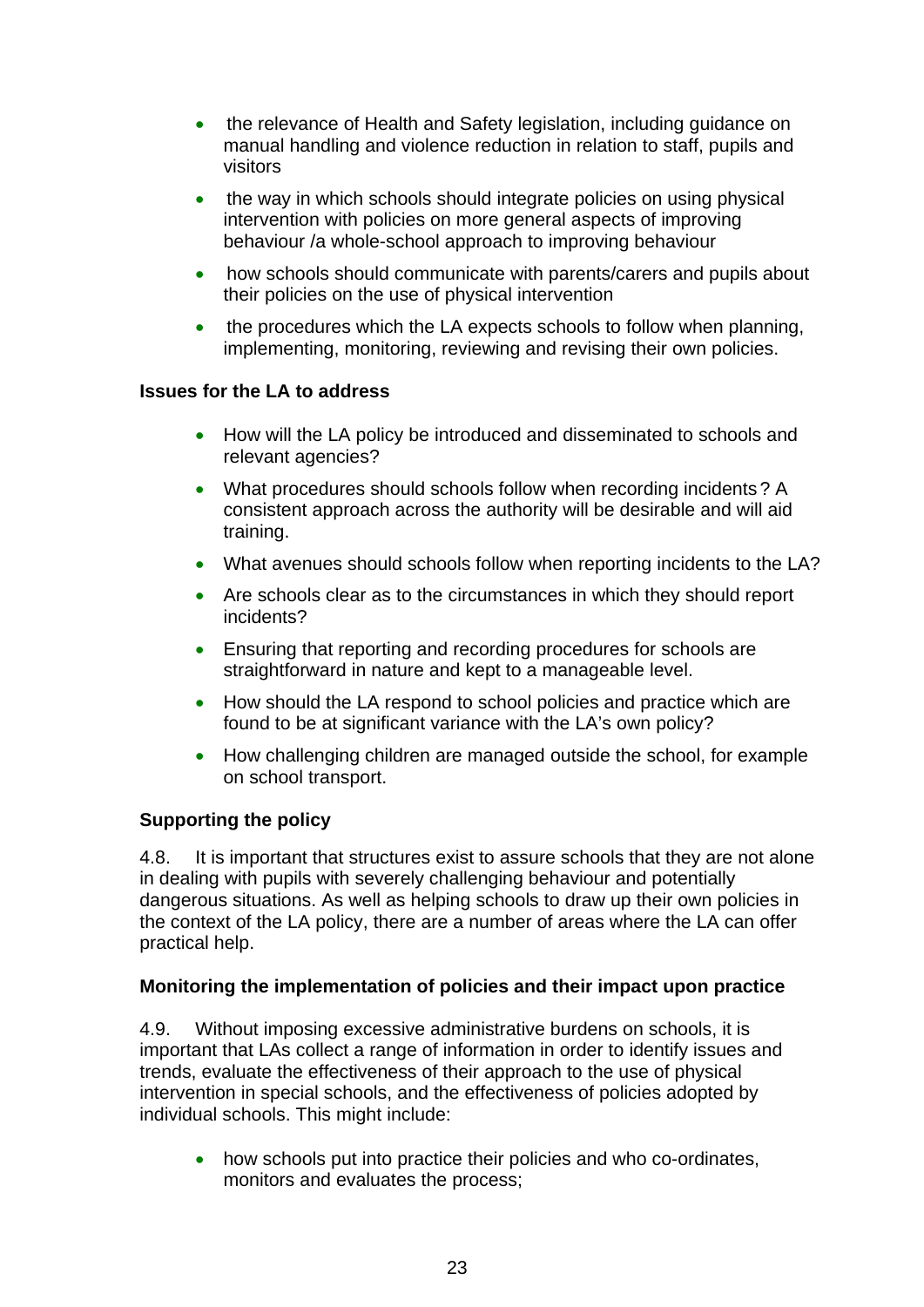- the relevance of Health and Safety legislation, including guidance on manual handling and violence reduction in relation to staff, pupils and visitors
- the way in which schools should integrate policies on using physical intervention with policies on more general aspects of improving behaviour /a whole-school approach to improving behaviour
- how schools should communicate with parents/carers and pupils about their policies on the use of physical intervention
- the procedures which the LA expects schools to follow when planning, implementing, monitoring, reviewing and revising their own policies.

**Issues for the LA to address**

- How will the LA policy be introduced and disseminated to schools and relevant agencies?
- What procedures should schools follow when recording incidents? A consistent approach across the authority will be desirable and will aid training.
- What avenues should schools follow when reporting incidents to the LA?
- Are schools clear as to the circumstances in which they should report incidents?
- Ensuring that reporting and recording procedures for schools are straightforward in nature and kept to a manageable level.
- How should the LA respond to school policies and practice which are found to be at significant variance with the LA's own policy?
- How challenging children are managed outside the school, for example on school transport.

**Supporting the policy**

4.8. It is important that structures exist to assure schools that they are not alone in dealing with pupils with severely challenging behaviour and potentially dangerous situations. As well as helping schools to draw up their own policies in the context of the LA policy, there are a number of areas where the LA can offer practical help.

**Monitoring the implementation of policies and their impact upon practice**

4.9. Without imposing excessive administrative burdens on schools, it is important that LAs collect a range of information in order to identify issues and trends, evaluate the effectiveness of their approach to the use of physical intervention in special schools, and the effectiveness of policies adopted by individual schools. This might include:

- how schools put into practice their policies and who co-ordinates, monitors and evaluates the process;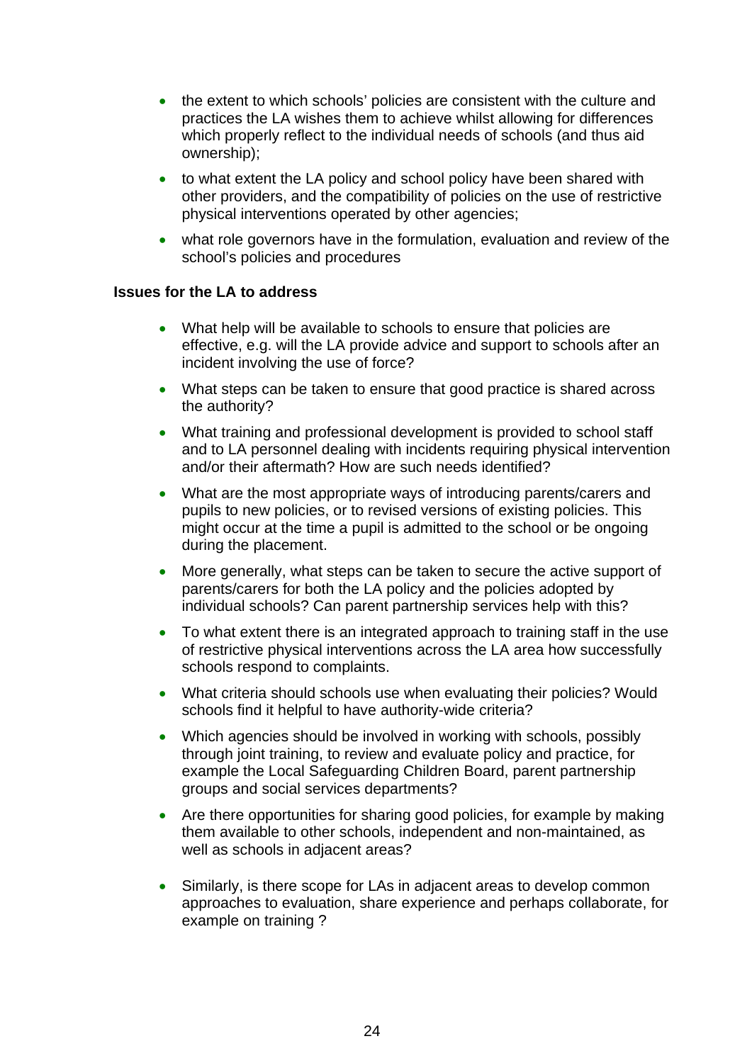- the extent to which schools' policies are consistent with the culture and practices the LA wishes them to achieve whilst allowing for differences which properly reflect to the individual needs of schools (and thus aid ownership);
- to what extent the LA policy and school policy have been shared with other providers, and the compatibility of policies on the use of restrictive physical interventions operated by other agencies;
- what role governors have in the formulation, evaluation and review of the school's policies and procedures

**Issues for the LA to address**

- What help will be available to schools to ensure that policies are effective, e.g. will the LA provide advice and support to schools after an incident involving the use of force?
- What steps can be taken to ensure that good practice is shared across the authority?
- What training and professional development is provided to school staff and to LA personnel dealing with incidents requiring physical intervention and/or their aftermath? How are such needs identified?
- What are the most appropriate ways of introducing parents/carers and pupils to new policies, or to revised versions of existing policies. This might occur at the time a pupil is admitted to the school or be ongoing during the placement.
- More generally, what steps can be taken to secure the active support of parents/carers for both the LA policy and the policies adopted by individual schools? Can parent partnership services help with this?
- To what extent there is an integrated approach to training staff in the use of restrictive physical interventions across the LA area how successfully schools respond to complaints.
- What criteria should schools use when evaluating their policies? Would schools find it helpful to have authority-wide criteria?
- Which agencies should be involved in working with schools, possibly through joint training, to review and evaluate policy and practice, for example the Local Safeguarding Children Board, parent partnership groups and social services departments?
- Are there opportunities for sharing good policies, for example by making them available to other schools, independent and non-maintained, as well as schools in adjacent areas?
- Similarly, is there scope for LAs in adjacent areas to develop common approaches to evaluation, share experience and perhaps collaborate, for example on training ?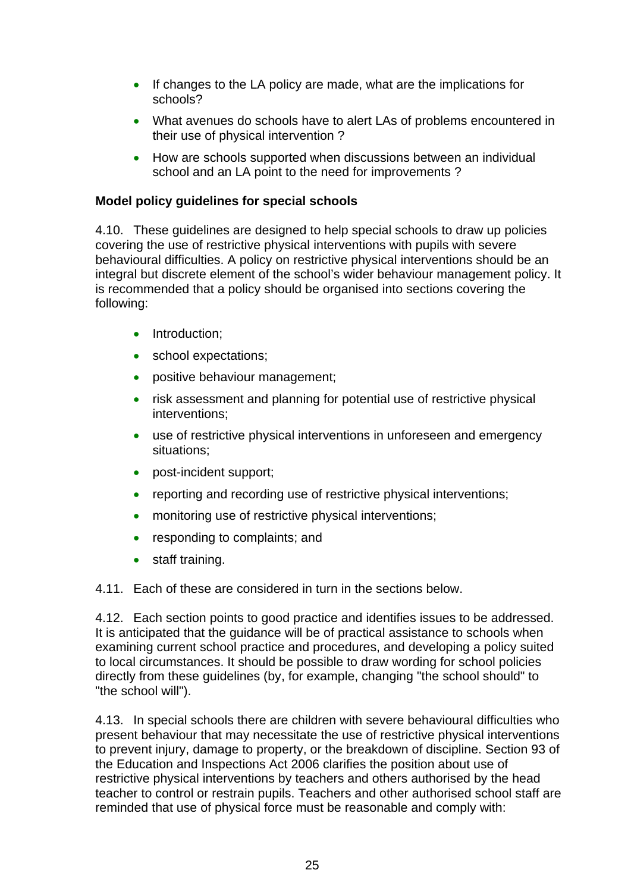- If changes to the LA policy are made, what are the implications for schools?
- What avenues do schools have to alert LAs of problems encountered in their use of physical intervention ?
- How are schools supported when discussions between an individual school and an LA point to the need for improvements ?

**Model policy guidelines for special schools**

4.10. These guidelines are designed to help special schools to draw up policies covering the use of restrictive physical interventions with pupils with severe behavioural difficulties. A policy on restrictive physical interventions should be an integral but discrete element of the school's wider behaviour management policy. It is recommended that a policy should be organised into sections covering the following:

- Introduction;
- school expectations;
- positive behaviour management;
- risk assessment and planning for potential use of restrictive physical interventions;
- use of restrictive physical interventions in unforeseen and emergency situations;
- post-incident support;
- reporting and recording use of restrictive physical interventions;
- monitoring use of restrictive physical interventions;
- responding to complaints; and
- staff training.

4.11. Each of these are considered in turn in the sections below.

4.12. Each section points to good practice and identifies issues to be addressed. It is anticipated that the guidance will be of practical assistance to schools when examining current school practice and procedures, and developing a policy suited to local circumstances. It should be possible to draw wording for school policies directly from these guidelines (by, for example, changing "the school should" to "the school will").

4.13. In special schools there are children with severe behavioural difficulties who present behaviour that may necessitate the use of restrictive physical interventions to prevent injury, damage to property, or the breakdown of discipline. Section 93 of the Education and Inspections Act 2006 clarifies the position about use of restrictive physical interventions by teachers and others authorised by the head teacher to control or restrain pupils. Teachers and other authorised school staff are reminded that use of physical force must be reasonable and comply with: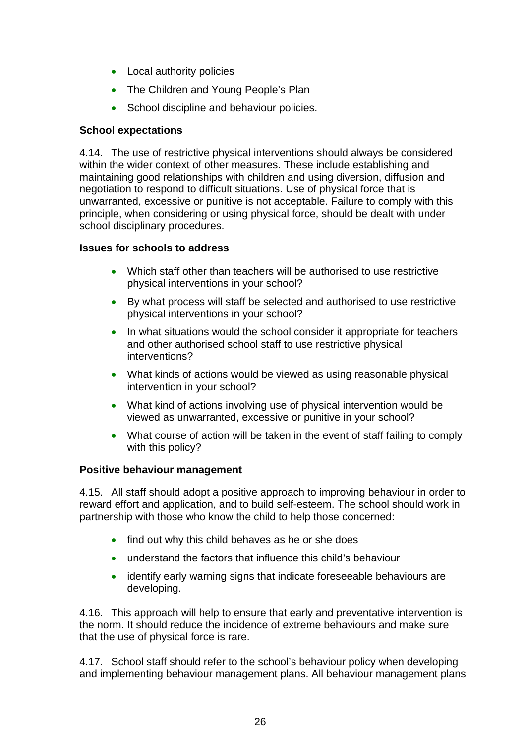- Local authority policies
- The Children and Young People's Plan
- School discipline and behaviour policies.

**School expectations**

4.14. The use of restrictive physical interventions should always be considered within the wider context of other measures. These include establishing and maintaining good relationships with children and using diversion, diffusion and negotiation to respond to difficult situations. Use of physical force that is unwarranted, excessive or punitive is not acceptable. Failure to comply with this principle, when considering or using physical force, should be dealt with under school disciplinary procedures.

**Issues for schools to address**

- Which staff other than teachers will be authorised to use restrictive physical interventions in your school?
- By what process will staff be selected and authorised to use restrictive physical interventions in your school?
- In what situations would the school consider it appropriate for teachers and other authorised school staff to use restrictive physical interventions?
- What kinds of actions would be viewed as using reasonable physical intervention in your school?
- What kind of actions involving use of physical intervention would be viewed as unwarranted, excessive or punitive in your school?
- What course of action will be taken in the event of staff failing to comply with this policy?

**Positive behaviour management**

4.15. All staff should adopt a positive approach to improving behaviour in order to reward effort and application, and to build self-esteem. The school should work in partnership with those who know the child to help those concerned:

- find out why this child behaves as he or she does
- understand the factors that influence this child's behaviour
- identify early warning signs that indicate foreseeable behaviours are developing.

4.16. This approach will help to ensure that early and preventative intervention is the norm. It should reduce the incidence of extreme behaviours and make sure that the use of physical force is rare.

4.17. School staff should refer to the school's behaviour policy when developing and implementing behaviour management plans. All behaviour management plans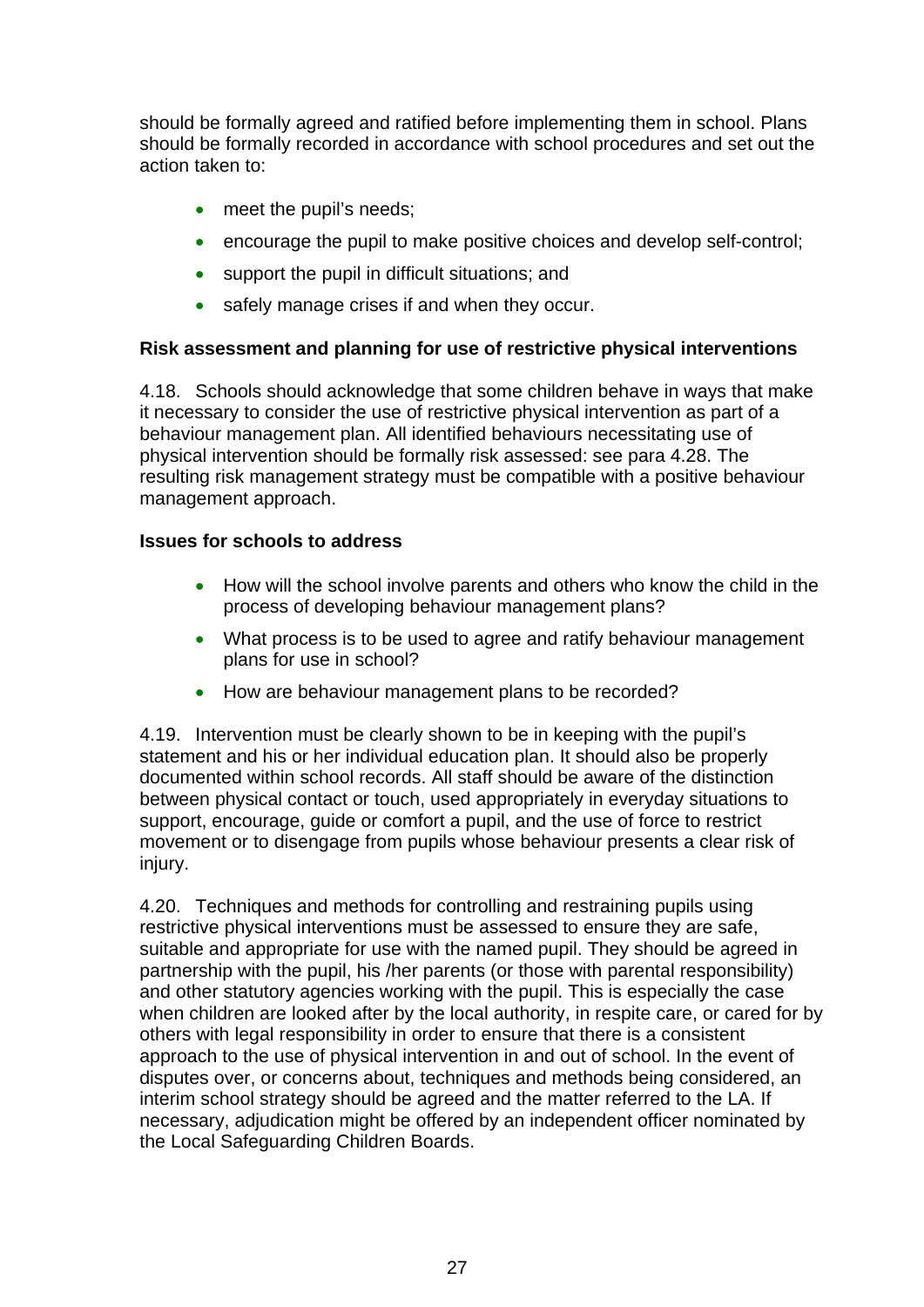should be formally agreed and ratified before implementing them in school. Plans should be formally recorded in accordance with school procedures and set out the action taken to:

- meet the pupil's needs;
- encourage the pupil to make positive choices and develop self-control;
- support the pupil in difficult situations; and
- safely manage crises if and when they occur.

**Risk assessment and planning for use of restrictive physical interventions**

4.18. Schools should acknowledge that some children behave in ways that make it necessary to consider the use of restrictive physical intervention as part of a behaviour management plan. All identified behaviours necessitating use of physical intervention should be formally risk assessed: see para 4.28. The resulting risk management strategy must be compatible with a positive behaviour management approach.

**Issues for schools to address**

- How will the school involve parents and others who know the child in the process of developing behaviour management plans?
- What process is to be used to agree and ratify behaviour management plans for use in school?
- How are behaviour management plans to be recorded?

4.19. Intervention must be clearly shown to be in keeping with the pupil's statement and his or her individual education plan. It should also be properly documented within school records. All staff should be aware of the distinction between physical contact or touch, used appropriately in everyday situations to support, encourage, guide or comfort a pupil, and the use of force to restrict movement or to disengage from pupils whose behaviour presents a clear risk of injury.

4.20. Techniques and methods for controlling and restraining pupils using restrictive physical interventions must be assessed to ensure they are safe, suitable and appropriate for use with the named pupil. They should be agreed in partnership with the pupil, his /her parents (or those with parental responsibility) and other statutory agencies working with the pupil. This is especially the case when children are looked after by the local authority, in respite care, or cared for by others with legal responsibility in order to ensure that there is a consistent approach to the use of physical intervention in and out of school. In the event of disputes over, or concerns about, techniques and methods being considered, an interim school strategy should be agreed and the matter referred to the LA. If necessary, adjudication might be offered by an independent officer nominated by the Local Safeguarding Children Boards.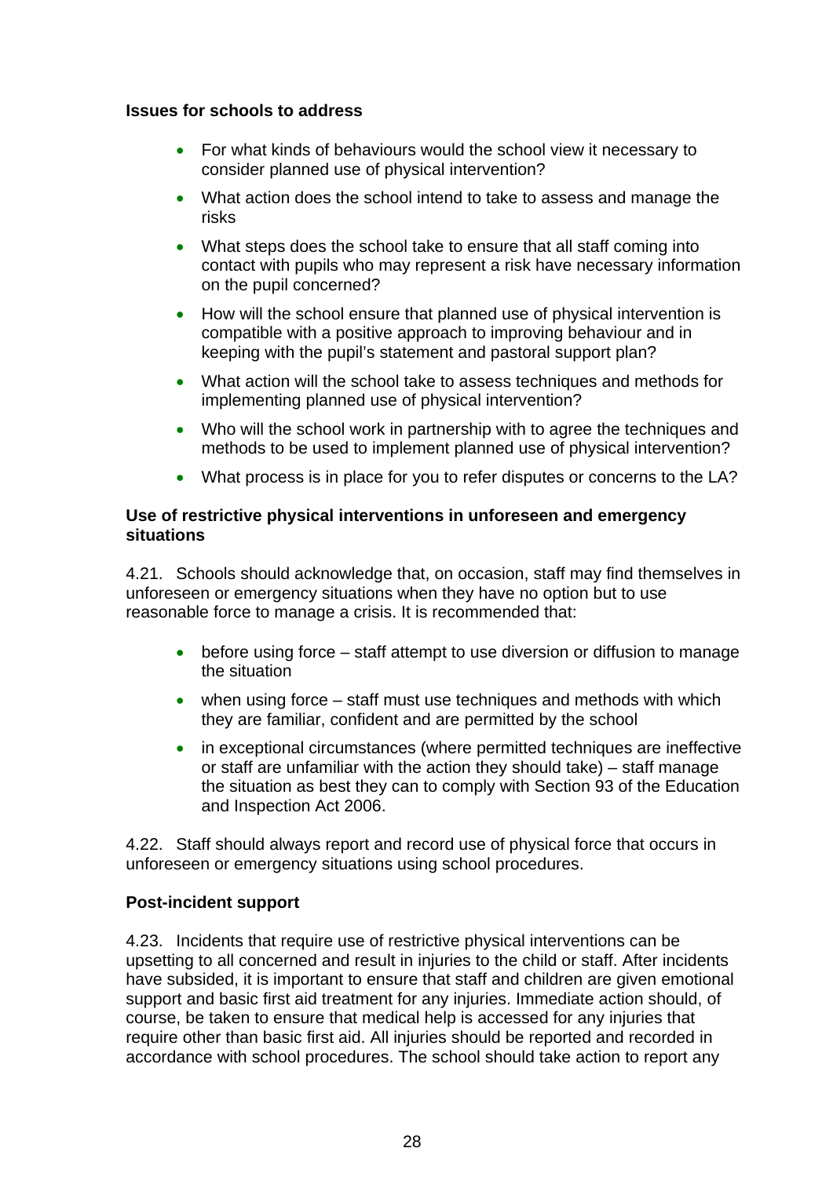**Issues for schools to address**

- For what kinds of behaviours would the school view it necessary to consider planned use of physical intervention?
- What action does the school intend to take to assess and manage the risks
- What steps does the school take to ensure that all staff coming into contact with pupils who may represent a risk have necessary information on the pupil concerned?
- How will the school ensure that planned use of physical intervention is compatible with a positive approach to improving behaviour and in keeping with the pupil's statement and pastoral support plan?
- What action will the school take to assess techniques and methods for implementing planned use of physical intervention?
- Who will the school work in partnership with to agree the techniques and methods to be used to implement planned use of physical intervention?
- What process is in place for you to refer disputes or concerns to the LA?

**Use of restrictive physical interventions in unforeseen and emergency situations**

4.21. Schools should acknowledge that, on occasion, staff may find themselves in unforeseen or emergency situations when they have no option but to use reasonable force to manage a crisis. It is recommended that:

- before using force – staff attempt to use diversion or diffusion to manage the situation
- when using force – staff must use techniques and methods with which they are familiar, confident and are permitted by the school
- in exceptional circumstances (where permitted techniques are ineffective or staff are unfamiliar with the action they should take) – staff manage the situation as best they can to comply with Section 93 of the Education and Inspection Act 2006.

4.22. Staff should always report and record use of physical force that occurs in unforeseen or emergency situations using school procedures.

**Post-incident support**

4.23. Incidents that require use of restrictive physical interventions can be upsetting to all concerned and result in injuries to the child or staff. After incidents have subsided, it is important to ensure that staff and children are given emotional support and basic first aid treatment for any injuries. Immediate action should, of course, be taken to ensure that medical help is accessed for any injuries that require other than basic first aid. All injuries should be reported and recorded in accordance with school procedures. The school should take action to report any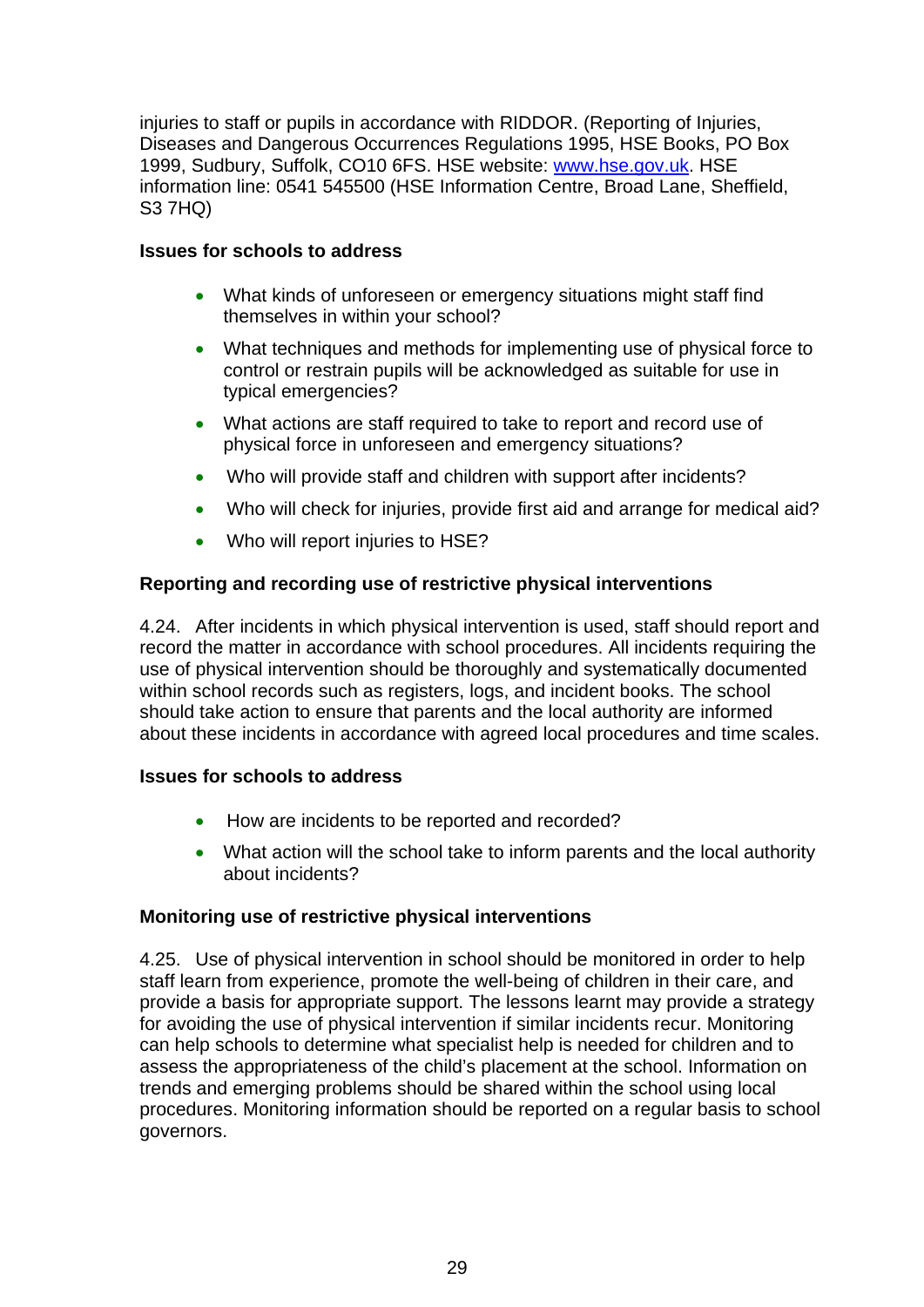injuries to staff or pupils in accordance with RIDDOR. (Reporting of Injuries, Diseases and Dangerous Occurrences Regulations 1995, HSE Books, PO Box 1999, Sudbury, Suffolk, CO10 6FS. HSE website: www.hse.gov.uk. HSE information line: 0541 545500 (HSE Information Centre, Broad Lane, Sheffield, S3 7HQ)

**Issues for schools to address**

- What kinds of unforeseen or emergency situations might staff find themselves in within your school?
- What techniques and methods for implementing use of physical force to control or restrain pupils will be acknowledged as suitable for use in typical emergencies?
- What actions are staff required to take to report and record use of physical force in unforeseen and emergency situations?
- Who will provide staff and children with support after incidents?
- Who will check for injuries, provide first aid and arrange for medical aid?
- Who will report injuries to HSE?

**Reporting and recording use of restrictive physical interventions**

4.24. After incidents in which physical intervention is used, staff should report and record the matter in accordance with school procedures. All incidents requiring the use of physical intervention should be thoroughly and systematically documented within school records such as registers, logs, and incident books. The school should take action to ensure that parents and the local authority are informed about these incidents in accordance with agreed local procedures and time scales.

**Issues for schools to address**

- How are incidents to be reported and recorded?
- What action will the school take to inform parents and the local authority about incidents?

**Monitoring use of restrictive physical interventions**

4.25. Use of physical intervention in school should be monitored in order to help staff learn from experience, promote the well-being of children in their care, and provide a basis for appropriate support. The lessons learnt may provide a strategy for avoiding the use of physical intervention if similar incidents recur. Monitoring can help schools to determine what specialist help is needed for children and to assess the appropriateness of the child's placement at the school. Information on trends and emerging problems should be shared within the school using local procedures. Monitoring information should be reported on a regular basis to school governors.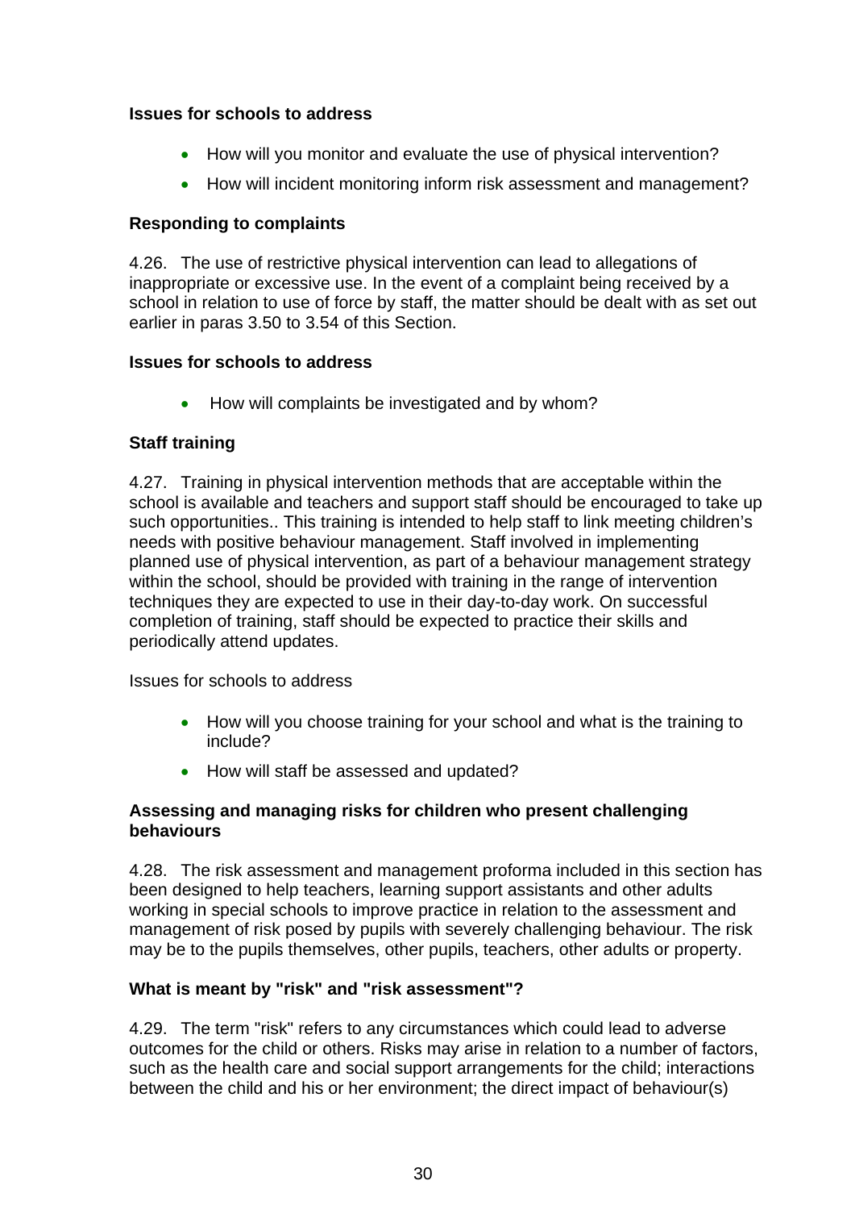**Issues for schools to address**

- How will you monitor and evaluate the use of physical intervention?
- How will incident monitoring inform risk assessment and management?

**Responding to complaints**

4.26. The use of restrictive physical intervention can lead to allegations of inappropriate or excessive use. In the event of a complaint being received by a school in relation to use of force by staff, the matter should be dealt with as set out earlier in paras 3.50 to 3.54 of this Section.

**Issues for schools to address**

- How will complaints be investigated and by whom?

**Staff training**

4.27. Training in physical intervention methods that are acceptable within the school is available and teachers and support staff should be encouraged to take up such opportunities.. This training is intended to help staff to link meeting children's needs with positive behaviour management. Staff involved in implementing planned use of physical intervention, as part of a behaviour management strategy within the school, should be provided with training in the range of intervention techniques they are expected to use in their day-to-day work. On successful completion of training, staff should be expected to practice their skills and periodically attend updates.

Issues for schools to address

- How will you choose training for your school and what is the training to include?
- How will staff be assessed and updated?

**Assessing and managing risks for children who present challenging behaviours**

4.28. The risk assessment and management proforma included in this section has been designed to help teachers, learning support assistants and other adults working in special schools to improve practice in relation to the assessment and management of risk posed by pupils with severely challenging behaviour. The risk may be to the pupils themselves, other pupils, teachers, other adults or property.

**What is meant by "risk" and "risk assessment"?**

4.29. The term "risk" refers to any circumstances which could lead to adverse outcomes for the child or others. Risks may arise in relation to a number of factors, such as the health care and social support arrangements for the child; interactions between the child and his or her environment; the direct impact of behaviour(s)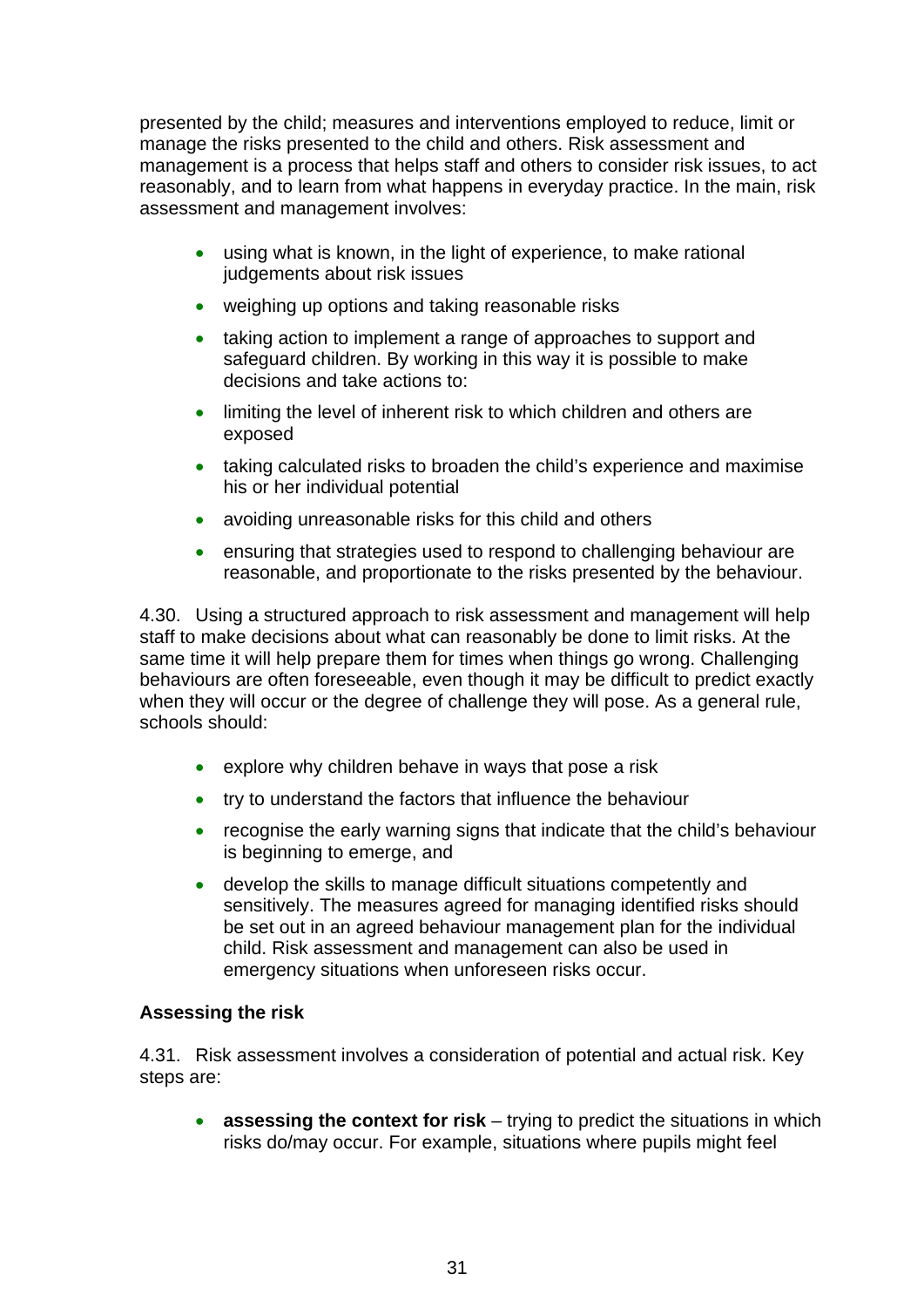presented by the child; measures and interventions employed to reduce, limit or manage the risks presented to the child and others. Risk assessment and management is a process that helps staff and others to consider risk issues, to act reasonably, and to learn from what happens in everyday practice. In the main, risk assessment and management involves:

- using what is known, in the light of experience, to make rational judgements about risk issues
- weighing up options and taking reasonable risks
- taking action to implement a range of approaches to support and safeguard children. By working in this way it is possible to make decisions and take actions to:
- limiting the level of inherent risk to which children and others are exposed
- taking calculated risks to broaden the child's experience and maximise his or her individual potential
- avoiding unreasonable risks for this child and others
- ensuring that strategies used to respond to challenging behaviour are reasonable, and proportionate to the risks presented by the behaviour.

4.30. Using a structured approach to risk assessment and management will help staff to make decisions about what can reasonably be done to limit risks. At the same time it will help prepare them for times when things go wrong. Challenging behaviours are often foreseeable, even though it may be difficult to predict exactly when they will occur or the degree of challenge they will pose. As a general rule, schools should:

- explore why children behave in ways that pose a risk
- try to understand the factors that influence the behaviour
- recognise the early warning signs that indicate that the child's behaviour is beginning to emerge, and
- develop the skills to manage difficult situations competently and sensitively. The measures agreed for managing identified risks should be set out in an agreed behaviour management plan for the individual child. Risk assessment and management can also be used in emergency situations when unforeseen risks occur.

### Assessing the risk

4.31. Risk assessment involves a consideration of potential and actual risk. Key steps are:

- **assessing the context for risk** – trying to predict the situations in which risks do/may occur. For example, situations where pupils might feel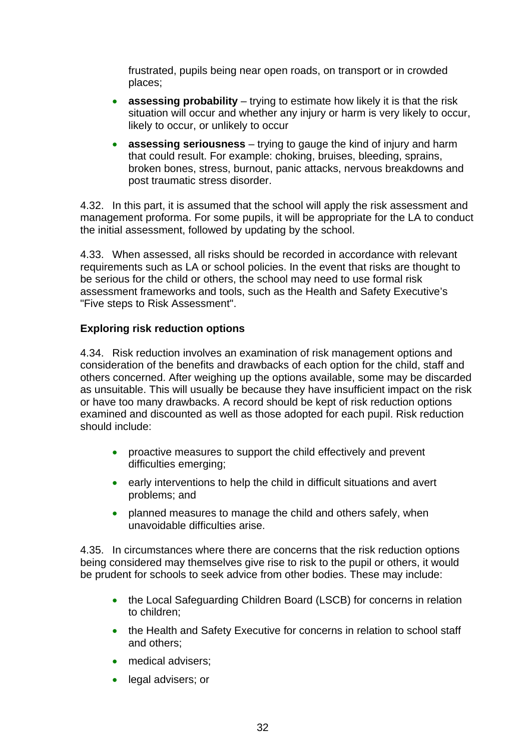frustrated, pupils being near open roads, on transport or in crowded places;

- **assessing probability** – trying to estimate how likely it is that the risk situation will occur and whether any injury or harm is very likely to occur, likely to occur, or unlikely to occur
- **assessing seriousness** – trying to gauge the kind of injury and harm that could result. For example: choking, bruises, bleeding, sprains, broken bones, stress, burnout, panic attacks, nervous breakdowns and post traumatic stress disorder.

4.32. In this part, it is assumed that the school will apply the risk assessment and management proforma. For some pupils, it will be appropriate for the LA to conduct the initial assessment, followed by updating by the school.

4.33. When assessed, all risks should be recorded in accordance with relevant requirements such as LA or school policies. In the event that risks are thought to be serious for the child or others, the school may need to use formal risk assessment frameworks and tools, such as the Health and Safety Executive's "Five steps to Risk Assessment".

**Exploring risk reduction options**

4.34. Risk reduction involves an examination of risk management options and consideration of the benefits and drawbacks of each option for the child, staff and others concerned. After weighing up the options available, some may be discarded as unsuitable. This will usually be because they have insufficient impact on the risk or have too many drawbacks. A record should be kept of risk reduction options examined and discounted as well as those adopted for each pupil. Risk reduction should include:

- proactive measures to support the child effectively and prevent difficulties emerging;
- early interventions to help the child in difficult situations and avert problems; and
- planned measures to manage the child and others safely, when unavoidable difficulties arise.

4.35. In circumstances where there are concerns that the risk reduction options being considered may themselves give rise to risk to the pupil or others, it would be prudent for schools to seek advice from other bodies. These may include:

- the Local Safeguarding Children Board (LSCB) for concerns in relation to children;
- the Health and Safety Executive for concerns in relation to school staff and others;
- medical advisers;
- legal advisers; or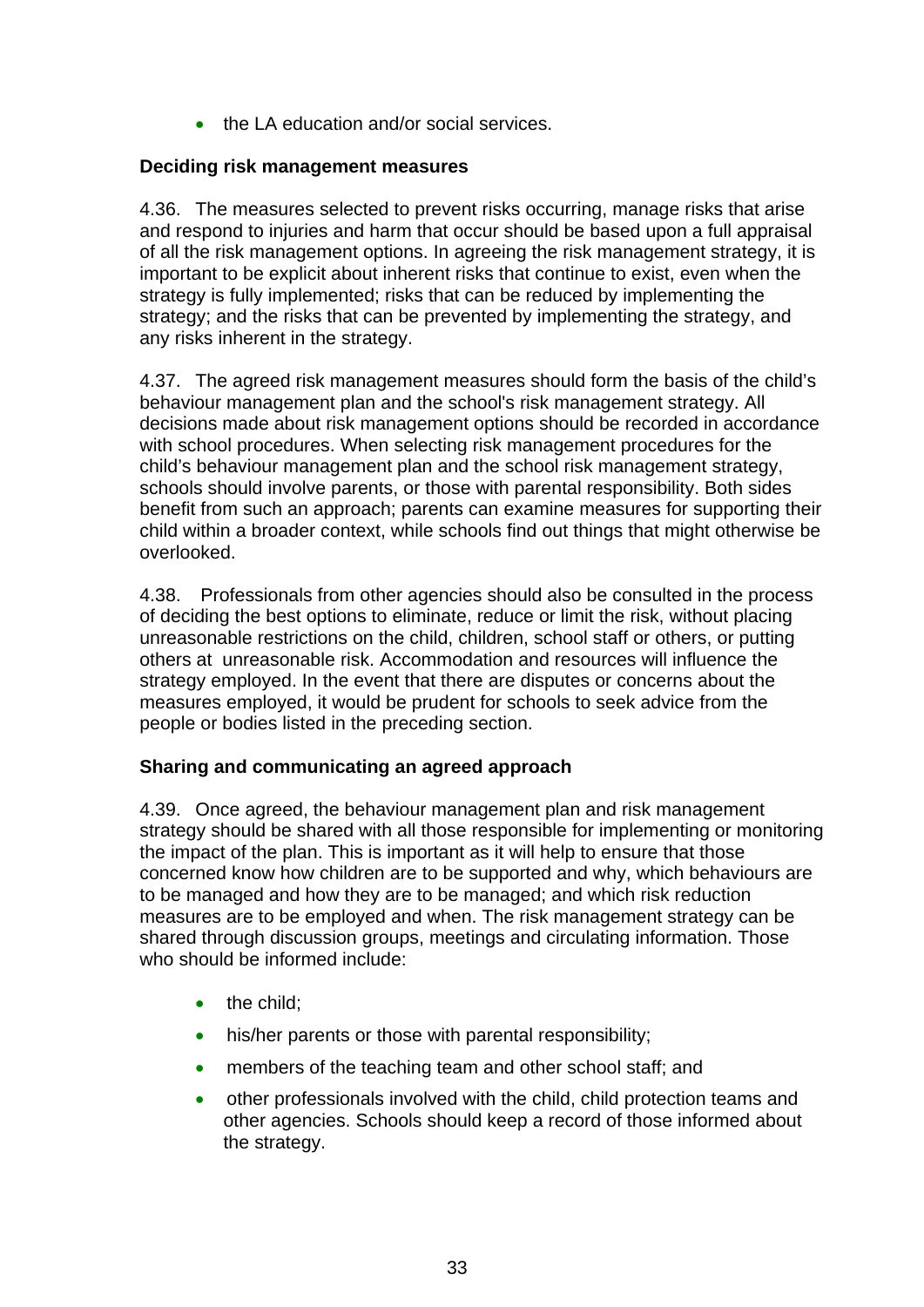- the LA education and/or social services.

**Deciding risk management measures**

4.36. The measures selected to prevent risks occurring, manage risks that arise and respond to injuries and harm that occur should be based upon a full appraisal of all the risk management options. In agreeing the risk management strategy, it is important to be explicit about inherent risks that continue to exist, even when the strategy is fully implemented; risks that can be reduced by implementing the strategy; and the risks that can be prevented by implementing the strategy, and any risks inherent in the strategy.

4.37. The agreed risk management measures should form the basis of the child's behaviour management plan and the school's risk management strategy. All decisions made about risk management options should be recorded in accordance with school procedures. When selecting risk management procedures for the child's behaviour management plan and the school risk management strategy, schools should involve parents, or those with parental responsibility. Both sides benefit from such an approach; parents can examine measures for supporting their child within a broader context, while schools find out things that might otherwise be overlooked.

4.38. Professionals from other agencies should also be consulted in the process of deciding the best options to eliminate, reduce or limit the risk, without placing unreasonable restrictions on the child, children, school staff or others, or putting others at unreasonable risk. Accommodation and resources will influence the strategy employed. In the event that there are disputes or concerns about the measures employed, it would be prudent for schools to seek advice from the people or bodies listed in the preceding section.

**Sharing and communicating an agreed approach**

4.39. Once agreed, the behaviour management plan and risk management strategy should be shared with all those responsible for implementing or monitoring the impact of the plan. This is important as it will help to ensure that those concerned know how children are to be supported and why, which behaviours are to be managed and how they are to be managed; and which risk reduction measures are to be employed and when. The risk management strategy can be shared through discussion groups, meetings and circulating information. Those who should be informed include:

- the child;
- his/her parents or those with parental responsibility;
- members of the teaching team and other school staff; and
- other professionals involved with the child, child protection teams and other agencies. Schools should keep a record of those informed about the strategy.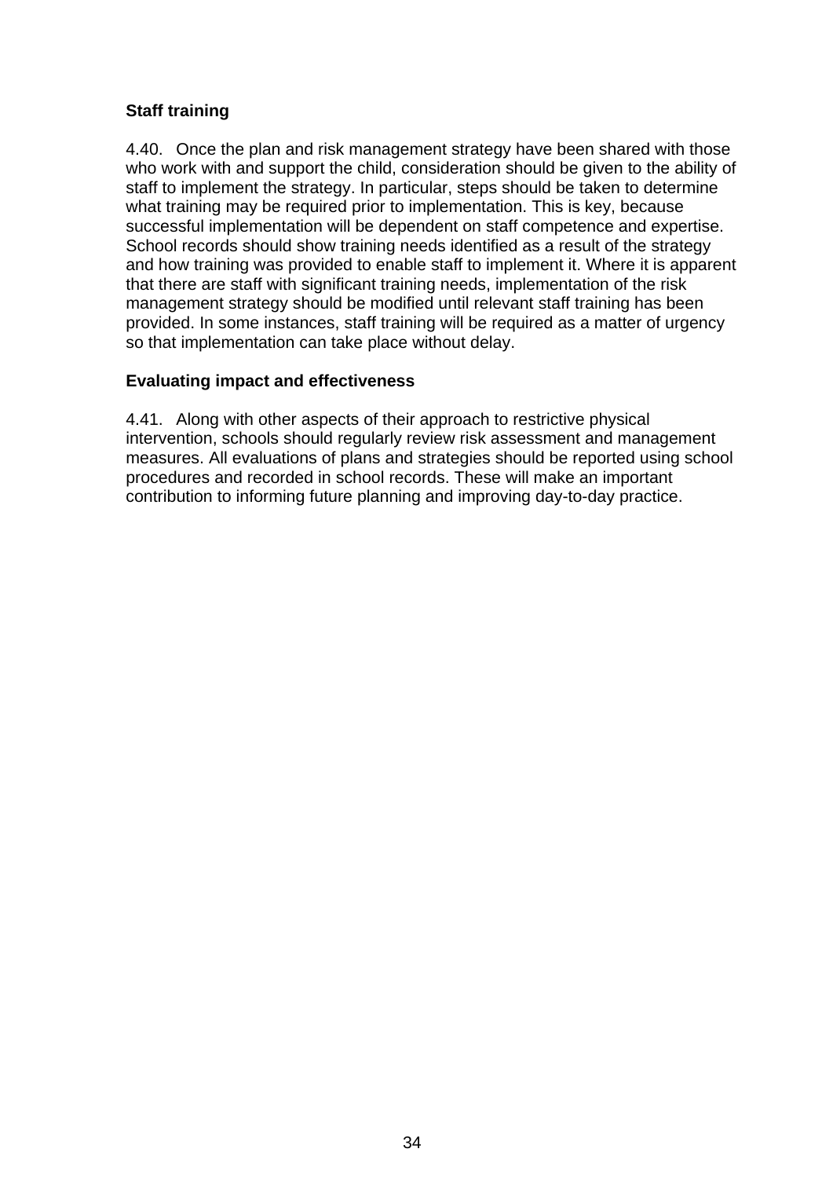### Staff training

4.40. Once the plan and risk management strategy have been shared with those who work with and support the child, consideration should be given to the ability of staff to implement the strategy. In particular, steps should be taken to determine what training may be required prior to implementation. This is key, because successful implementation will be dependent on staff competence and expertise. School records should show training needs identified as a result of the strategy and how training was provided to enable staff to implement it. Where it is apparent that there are staff with significant training needs, implementation of the risk management strategy should be modified until relevant staff training has been provided. In some instances, staff training will be required as a matter of urgency so that implementation can take place without delay.

### Evaluating impact and effectiveness

4.41. Along with other aspects of their approach to restrictive physical intervention, schools should regularly review risk assessment and management measures. All evaluations of plans and strategies should be reported using school procedures and recorded in school records. These will make an important contribution to informing future planning and improving day-to-day practice.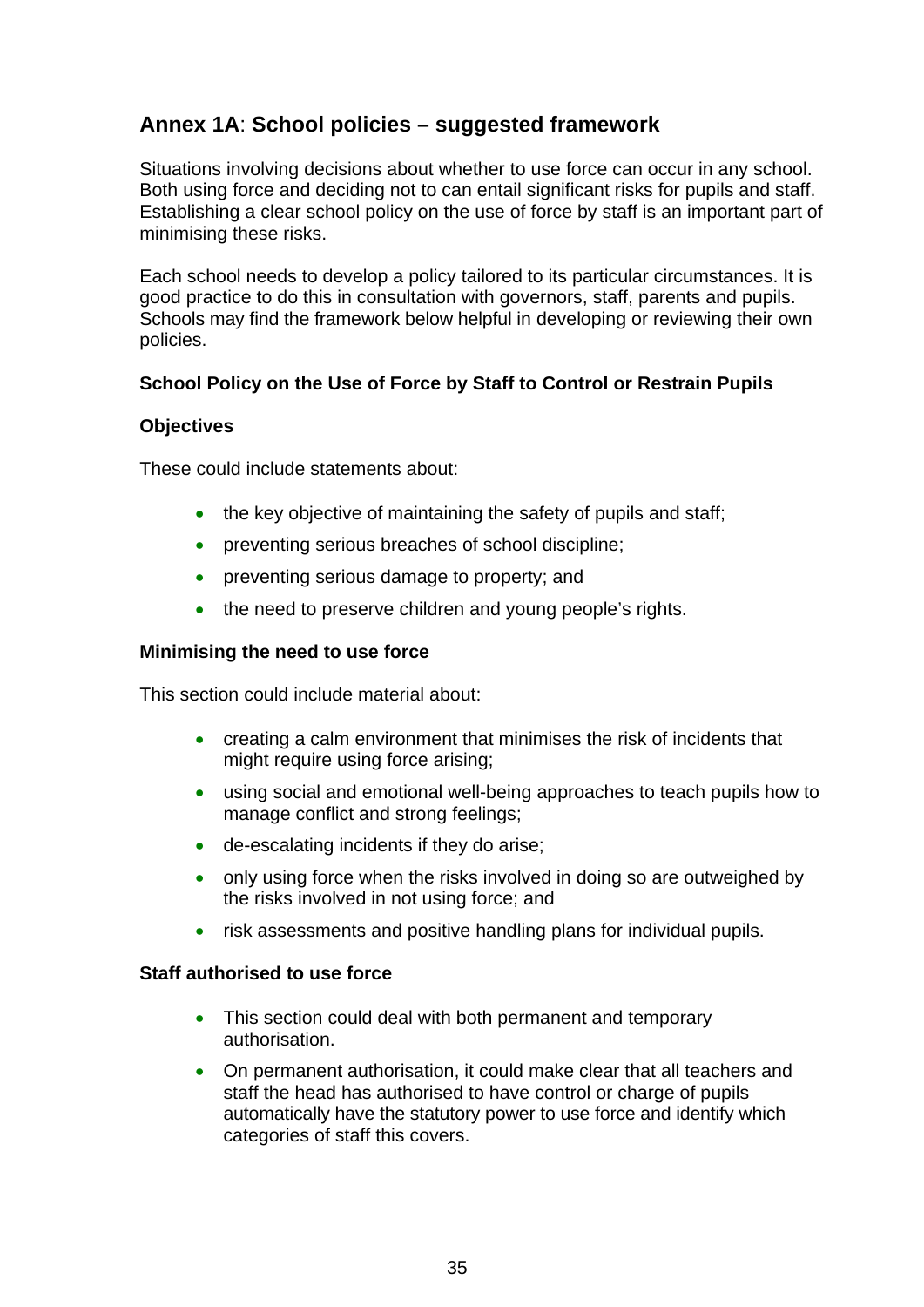## Annex 1A: School policies – suggested framework

Situations involving decisions about whether to use force can occur in any school. Both using force and deciding not to can entail significant risks for pupils and staff. Establishing a clear school policy on the use of force by staff is an important part of minimising these risks.

Each school needs to develop a policy tailored to its particular circumstances. It is good practice to do this in consultation with governors, staff, parents and pupils. Schools may find the framework below helpful in developing or reviewing their own policies.

**School Policy on the Use of Force by Staff to Control or Restrain Pupils**

**Objectives**

These could include statements about:

- the key objective of maintaining the safety of pupils and staff;
- preventing serious breaches of school discipline;
- preventing serious damage to property; and
- the need to preserve children and young people's rights.

**Minimising the need to use force**

This section could include material about:

- creating a calm environment that minimises the risk of incidents that might require using force arising;
- using social and emotional well-being approaches to teach pupils how to manage conflict and strong feelings;
- de-escalating incidents if they do arise;
- only using force when the risks involved in doing so are outweighed by the risks involved in not using force; and
- risk assessments and positive handling plans for individual pupils.

**Staff authorised to use force**

- This section could deal with both permanent and temporary authorisation.
- On permanent authorisation, it could make clear that all teachers and staff the head has authorised to have control or charge of pupils automatically have the statutory power to use force and identify which categories of staff this covers.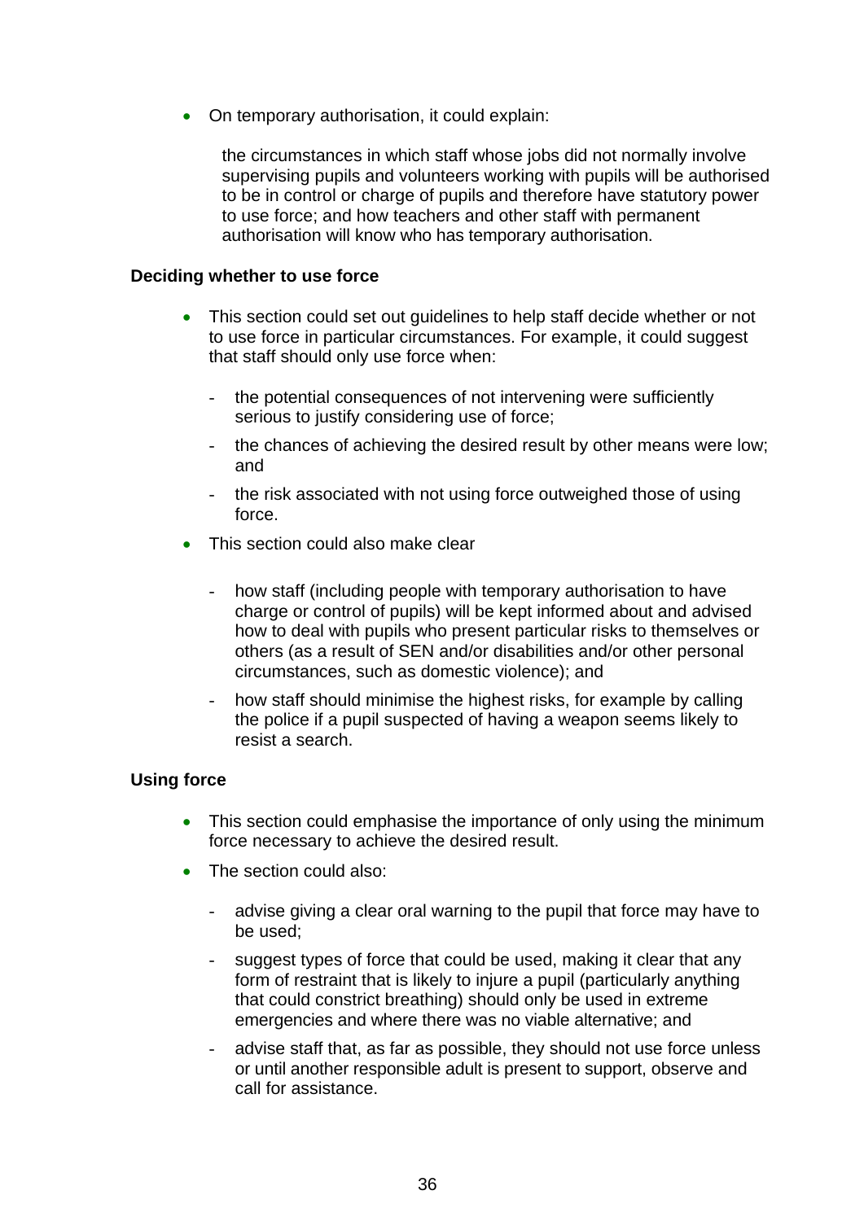- On temporary authorisation, it could explain:

  the circumstances in which staff whose jobs did not normally involve supervising pupils and volunteers working with pupils will be authorised to be in control or charge of pupils and therefore have statutory power to use force; and how teachers and other staff with permanent authorisation will know who has temporary authorisation.

**Deciding whether to use force**

- This section could set out guidelines to help staff decide whether or not to use force in particular circumstances. For example, it could suggest that staff should only use force when:
  - the potential consequences of not intervening were sufficiently serious to justify considering use of force;
  - the chances of achieving the desired result by other means were low; and
  - the risk associated with not using force outweighed those of using force.
- This section could also make clear
  - how staff (including people with temporary authorisation to have charge or control of pupils) will be kept informed about and advised how to deal with pupils who present particular risks to themselves or others (as a result of SEN and/or disabilities and/or other personal circumstances, such as domestic violence); and
  - how staff should minimise the highest risks, for example by calling the police if a pupil suspected of having a weapon seems likely to resist a search.

**Using force**

- This section could emphasise the importance of only using the minimum force necessary to achieve the desired result.
- The section could also:
  - advise giving a clear oral warning to the pupil that force may have to be used;
  - suggest types of force that could be used, making it clear that any form of restraint that is likely to injure a pupil (particularly anything that could constrict breathing) should only be used in extreme emergencies and where there was no viable alternative; and
  - advise staff that, as far as possible, they should not use force unless or until another responsible adult is present to support, observe and call for assistance.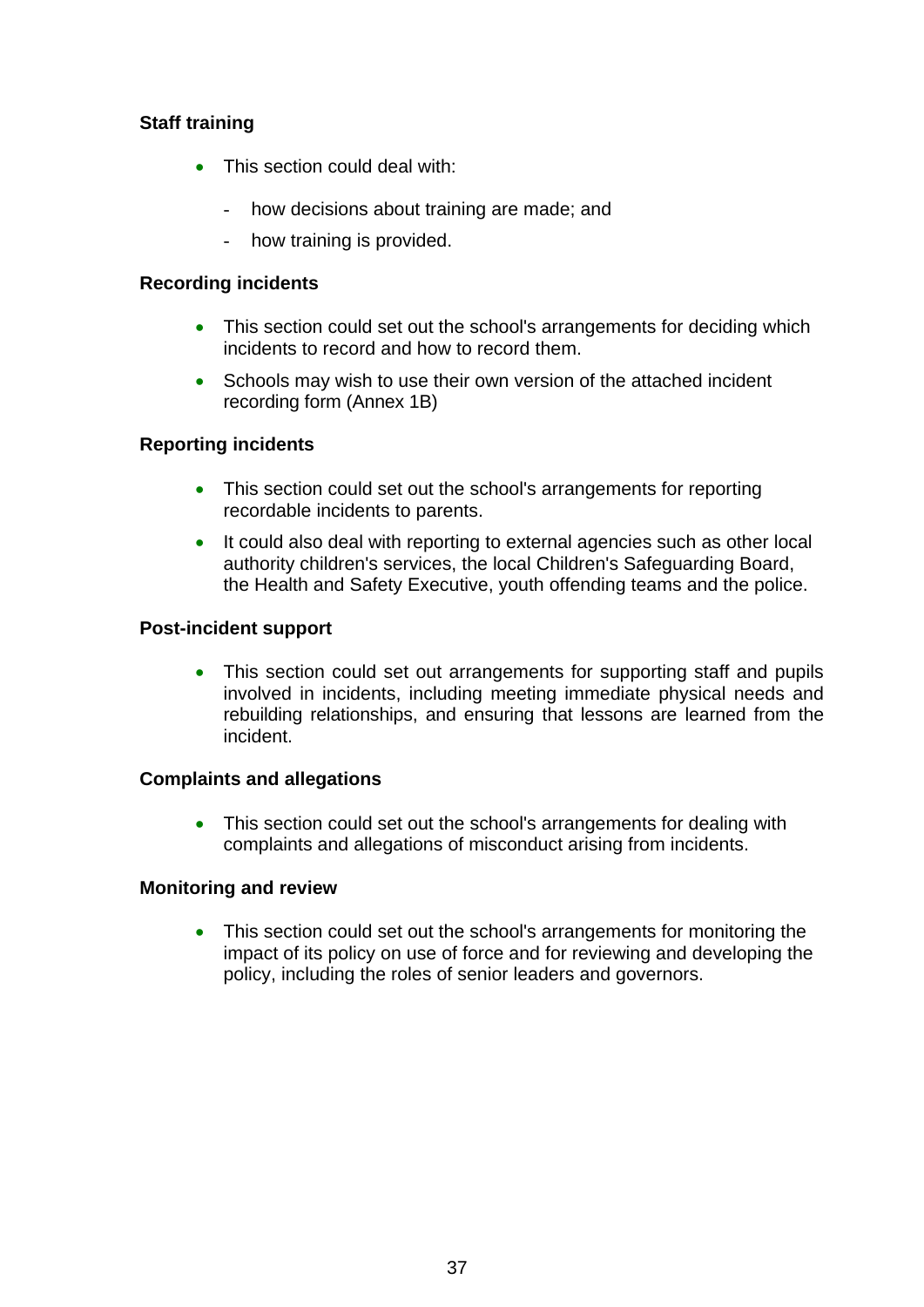**Staff training**

- This section could deal with:
  - how decisions about training are made; and
  - how training is provided.

**Recording incidents**

- This section could set out the school's arrangements for deciding which incidents to record and how to record them.
- Schools may wish to use their own version of the attached incident recording form (Annex 1B)

**Reporting incidents**

- This section could set out the school's arrangements for reporting recordable incidents to parents.
- It could also deal with reporting to external agencies such as other local authority children's services, the local Children's Safeguarding Board, the Health and Safety Executive, youth offending teams and the police.

**Post-incident support**

- This section could set out arrangements for supporting staff and pupils involved in incidents, including meeting immediate physical needs and rebuilding relationships, and ensuring that lessons are learned from the incident.

**Complaints and allegations**

- This section could set out the school's arrangements for dealing with complaints and allegations of misconduct arising from incidents.

**Monitoring and review**

- This section could set out the school's arrangements for monitoring the impact of its policy on use of force and for reviewing and developing the policy, including the roles of senior leaders and governors.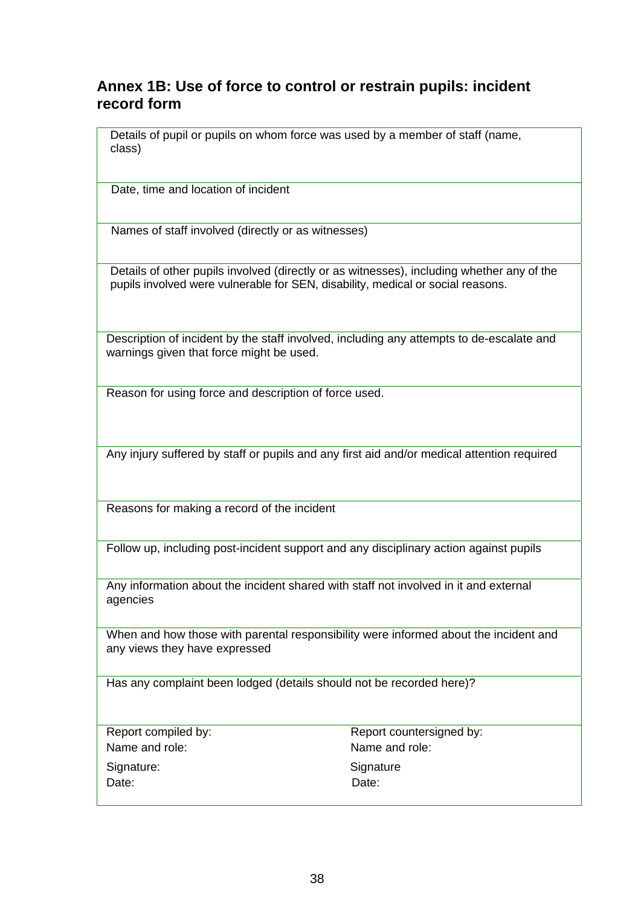## Annex 1B: Use of force to control or restrain pupils: incident record form

| Details of pupil or pupils on whom force was used by a member of staff (name, class) | |
|---|---|
| Date, time and location of incident | |
| Names of staff involved (directly or as witnesses) | |
| Details of other pupils involved (directly or as witnesses), including whether any of the pupils involved were vulnerable for SEN, disability, medical or social reasons. | |
| Description of incident by the staff involved, including any attempts to de-escalate and warnings given that force might be used. | |
| Reason for using force and description of force used. | |
| Any injury suffered by staff or pupils and any first aid and/or medical attention required | |
| Reasons for making a record of the incident | |
| Follow up, including post-incident support and any disciplinary action against pupils | |
| Any information about the incident shared with staff not involved in it and external agencies | |
| When and how those with parental responsibility were informed about the incident and any views they have expressed | |
| Has any complaint been lodged (details should not be recorded here)? | |
| Report compiled by:<br>Name and role:<br>Signature:<br>Date: | Report countersigned by:<br>Name and role:<br>Signature<br>Date: |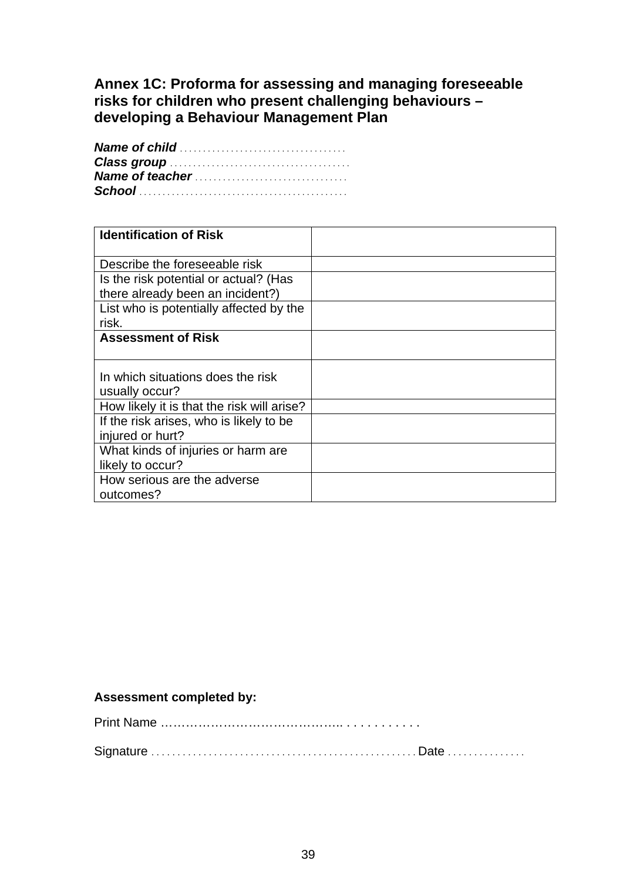## Annex 1C: Proforma for assessing and managing foreseeable risks for children who present challenging behaviours – developing a Behaviour Management Plan

***Name of child*** ...................................
***Class group*** .......................................
***Name of teacher*** ................................
***School*** ............................................

| **Identification of Risk** | |
|---|---|
| Describe the foreseeable risk | |
| Is the risk potential or actual? (Has there already been an incident?) | |
| List who is potentially affected by the risk. | |
| **Assessment of Risk** | |
| In which situations does the risk usually occur? | |
| How likely it is that the risk will arise? | |
| If the risk arises, who is likely to be injured or hurt? | |
| What kinds of injuries or harm are likely to occur? | |
| How serious are the adverse outcomes? | |

**Assessment completed by:**

Print Name ……………………………………... . . . . . . . . . . .

Signature . . . . . . . . . . . . . . . . . . . . . . . . . . . . . . . . . . . . . . . . . . . . . . . . . Date . . . . . . . . . . . . . . .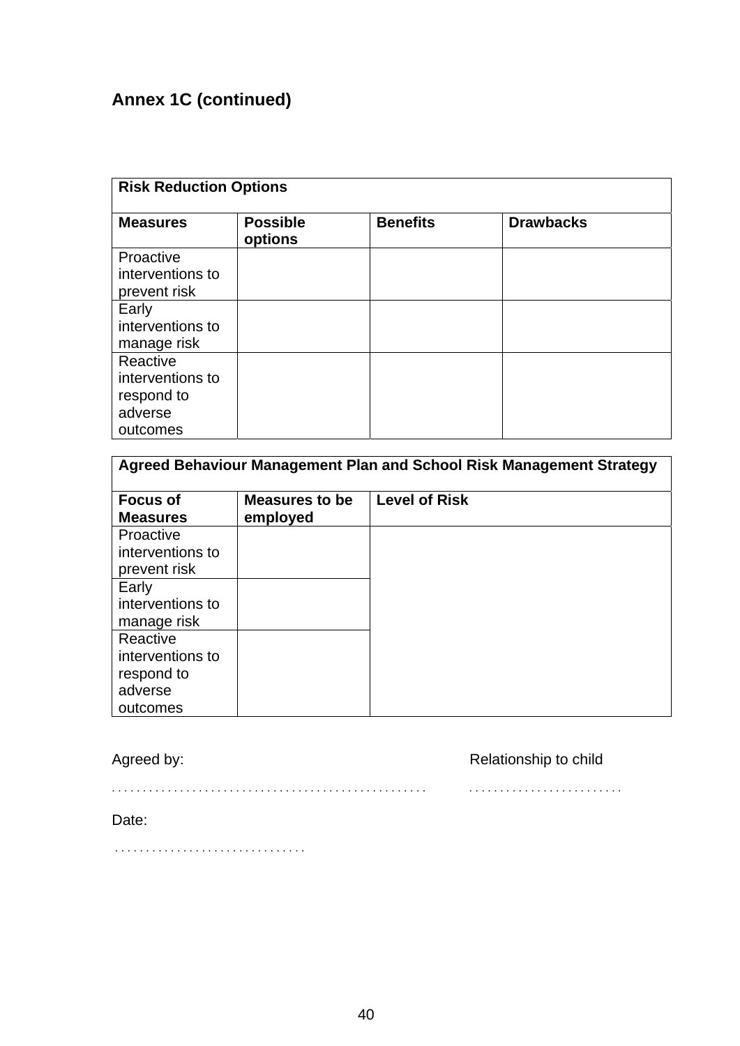## Annex 1C (continued)

| **Risk Reduction Options** | | | |
|---|---|---|---|
| **Measures** | **Possible options** | **Benefits** | **Drawbacks** |
| Proactive interventions to prevent risk | | | |
| Early interventions to manage risk | | | |
| Reactive interventions to respond to adverse outcomes | | | |

| **Agreed Behaviour Management Plan and School Risk Management Strategy** | | |
|---|---|---|
| **Focus of Measures** | **Measures to be employed** | **Level of Risk** |
| Proactive interventions to prevent risk | | |
| Early interventions to manage risk | | |
| Reactive interventions to respond to adverse outcomes | | |

Agreed by: . . . . . . . . . . . . . . . . . . . . . . . . . . . . . . . . . . . . . . . . . . . . . . . . .

Relationship to child . . . . . . . . . . . . . . . . . . . . . . . . .

Date: . . . . . . . . . . . . . . . . . . . . . . . . . . . . . .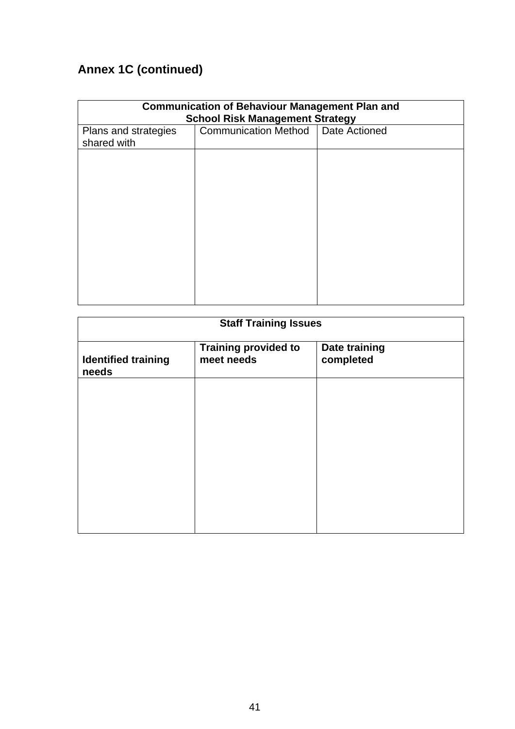## Annex 1C (continued)

| **Communication of Behaviour Management Plan and School Risk Management Strategy** | | |
|---|---|---|
| Plans and strategies shared with | Communication Method | Date Actioned |
| | | |

| **Staff Training Issues** | | |
|---|---|---|
| **Identified training needs** | **Training provided to meet needs** | **Date training completed** |
| | | |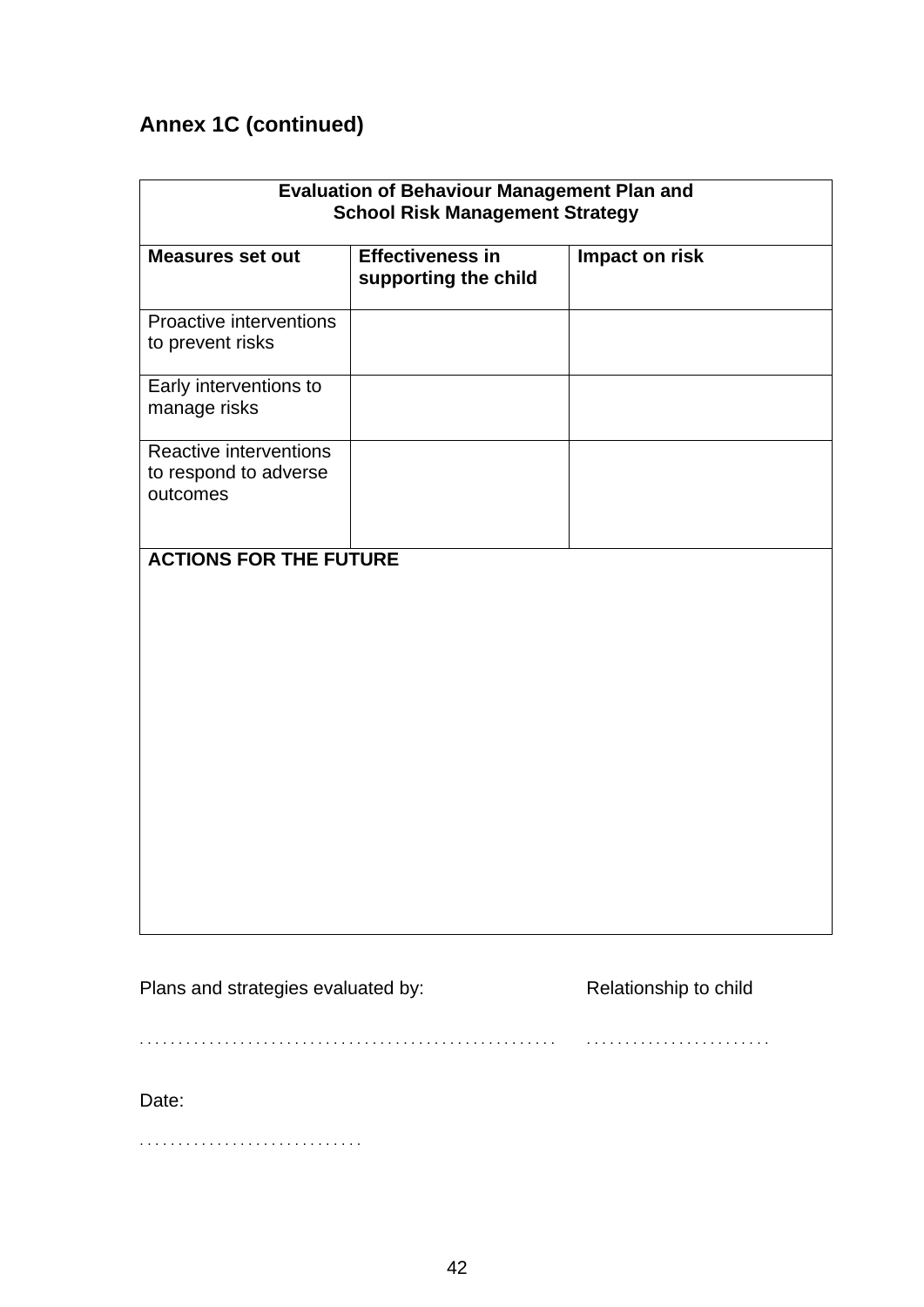## Annex 1C (continued)

| **Evaluation of Behaviour Management Plan and School Risk Management Strategy** | | |
|---|---|---|
| **Measures set out** | **Effectiveness in supporting the child** | **Impact on risk** |
| Proactive interventions to prevent risks | | |
| Early interventions to manage risks | | |
| Reactive interventions to respond to adverse outcomes | | |
| **ACTIONS FOR THE FUTURE** | | |

Plans and strategies evaluated by: Relationship to child

. . . . . . . . . . . . . . . . . . . . . . . . . . . . . . . . . . . . . . . . . . . . . . . . . . . . . . . . . . . . . . . . . . . . . . . . . . .

Date:

. . . . . . . . . . . . . . . . . . . . . . . . . . . .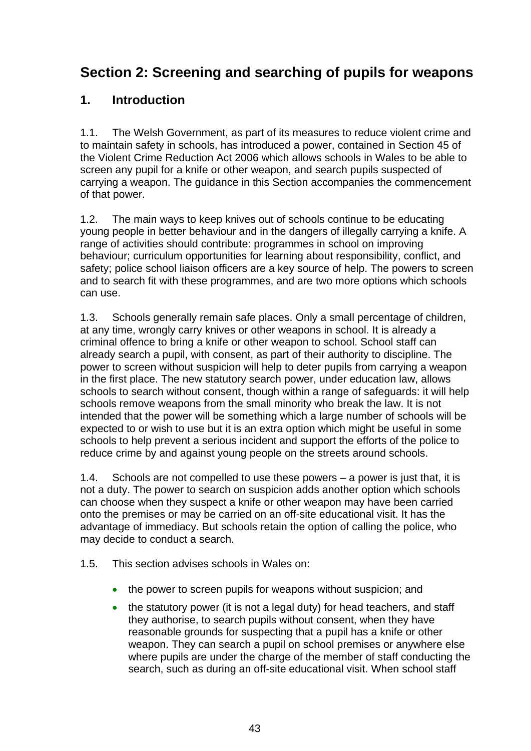# Section 2: Screening and searching of pupils for weapons

## 1. Introduction

1.1. The Welsh Government, as part of its measures to reduce violent crime and to maintain safety in schools, has introduced a power, contained in Section 45 of the Violent Crime Reduction Act 2006 which allows schools in Wales to be able to screen any pupil for a knife or other weapon, and search pupils suspected of carrying a weapon. The guidance in this Section accompanies the commencement of that power.

1.2. The main ways to keep knives out of schools continue to be educating young people in better behaviour and in the dangers of illegally carrying a knife. A range of activities should contribute: programmes in school on improving behaviour; curriculum opportunities for learning about responsibility, conflict, and safety; police school liaison officers are a key source of help. The powers to screen and to search fit with these programmes, and are two more options which schools can use.

1.3. Schools generally remain safe places. Only a small percentage of children, at any time, wrongly carry knives or other weapons in school. It is already a criminal offence to bring a knife or other weapon to school. School staff can already search a pupil, with consent, as part of their authority to discipline. The power to screen without suspicion will help to deter pupils from carrying a weapon in the first place. The new statutory search power, under education law, allows schools to search without consent, though within a range of safeguards: it will help schools remove weapons from the small minority who break the law. It is not intended that the power will be something which a large number of schools will be expected to or wish to use but it is an extra option which might be useful in some schools to help prevent a serious incident and support the efforts of the police to reduce crime by and against young people on the streets around schools.

1.4. Schools are not compelled to use these powers – a power is just that, it is not a duty. The power to search on suspicion adds another option which schools can choose when they suspect a knife or other weapon may have been carried onto the premises or may be carried on an off-site educational visit. It has the advantage of immediacy. But schools retain the option of calling the police, who may decide to conduct a search.

1.5. This section advises schools in Wales on:

- the power to screen pupils for weapons without suspicion; and
- the statutory power (it is not a legal duty) for head teachers, and staff they authorise, to search pupils without consent, when they have reasonable grounds for suspecting that a pupil has a knife or other weapon. They can search a pupil on school premises or anywhere else where pupils are under the charge of the member of staff conducting the search, such as during an off-site educational visit. When school staff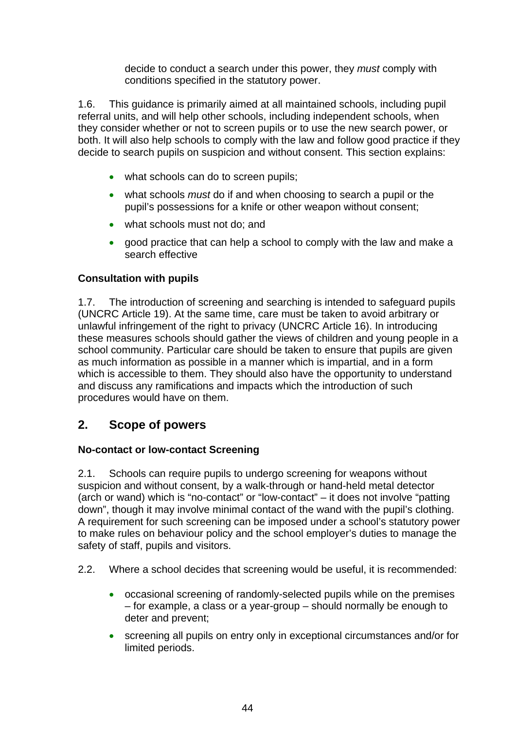decide to conduct a search under this power, they *must* comply with conditions specified in the statutory power.

1.6. This guidance is primarily aimed at all maintained schools, including pupil referral units, and will help other schools, including independent schools, when they consider whether or not to screen pupils or to use the new search power, or both. It will also help schools to comply with the law and follow good practice if they decide to search pupils on suspicion and without consent. This section explains:

- what schools can do to screen pupils;
- what schools *must* do if and when choosing to search a pupil or the pupil's possessions for a knife or other weapon without consent;
- what schools must not do; and
- good practice that can help a school to comply with the law and make a search effective

**Consultation with pupils**

1.7. The introduction of screening and searching is intended to safeguard pupils (UNCRC Article 19). At the same time, care must be taken to avoid arbitrary or unlawful infringement of the right to privacy (UNCRC Article 16). In introducing these measures schools should gather the views of children and young people in a school community. Particular care should be taken to ensure that pupils are given as much information as possible in a manner which is impartial, and in a form which is accessible to them. They should also have the opportunity to understand and discuss any ramifications and impacts which the introduction of such procedures would have on them.

## 2. Scope of powers

**No-contact or low-contact Screening**

2.1. Schools can require pupils to undergo screening for weapons without suspicion and without consent, by a walk-through or hand-held metal detector (arch or wand) which is "no-contact" or "low-contact" – it does not involve "patting down", though it may involve minimal contact of the wand with the pupil's clothing. A requirement for such screening can be imposed under a school's statutory power to make rules on behaviour policy and the school employer's duties to manage the safety of staff, pupils and visitors.

2.2. Where a school decides that screening would be useful, it is recommended:

- occasional screening of randomly-selected pupils while on the premises – for example, a class or a year-group – should normally be enough to deter and prevent;
- screening all pupils on entry only in exceptional circumstances and/or for limited periods.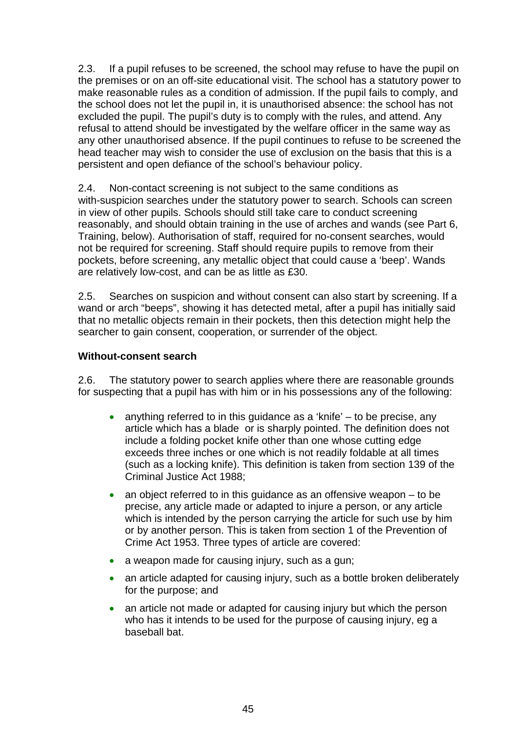2.3. If a pupil refuses to be screened, the school may refuse to have the pupil on the premises or on an off-site educational visit. The school has a statutory power to make reasonable rules as a condition of admission. If the pupil fails to comply, and the school does not let the pupil in, it is unauthorised absence: the school has not excluded the pupil. The pupil's duty is to comply with the rules, and attend. Any refusal to attend should be investigated by the welfare officer in the same way as any other unauthorised absence. If the pupil continues to refuse to be screened the head teacher may wish to consider the use of exclusion on the basis that this is a persistent and open defiance of the school's behaviour policy.

2.4. Non-contact screening is not subject to the same conditions as with-suspicion searches under the statutory power to search. Schools can screen in view of other pupils. Schools should still take care to conduct screening reasonably, and should obtain training in the use of arches and wands (see Part 6, Training, below). Authorisation of staff, required for no-consent searches, would not be required for screening. Staff should require pupils to remove from their pockets, before screening, any metallic object that could cause a 'beep'. Wands are relatively low-cost, and can be as little as £30.

2.5. Searches on suspicion and without consent can also start by screening. If a wand or arch "beeps", showing it has detected metal, after a pupil has initially said that no metallic objects remain in their pockets, then this detection might help the searcher to gain consent, cooperation, or surrender of the object.

**Without-consent search**

2.6. The statutory power to search applies where there are reasonable grounds for suspecting that a pupil has with him or in his possessions any of the following:

- anything referred to in this guidance as a 'knife' – to be precise, any article which has a blade or is sharply pointed. The definition does not include a folding pocket knife other than one whose cutting edge exceeds three inches or one which is not readily foldable at all times (such as a locking knife). This definition is taken from section 139 of the Criminal Justice Act 1988;
- an object referred to in this guidance as an offensive weapon – to be precise, any article made or adapted to injure a person, or any article which is intended by the person carrying the article for such use by him or by another person. This is taken from section 1 of the Prevention of Crime Act 1953. Three types of article are covered:
- a weapon made for causing injury, such as a gun;
- an article adapted for causing injury, such as a bottle broken deliberately for the purpose; and
- an article not made or adapted for causing injury but which the person who has it intends to be used for the purpose of causing injury, eg a baseball bat.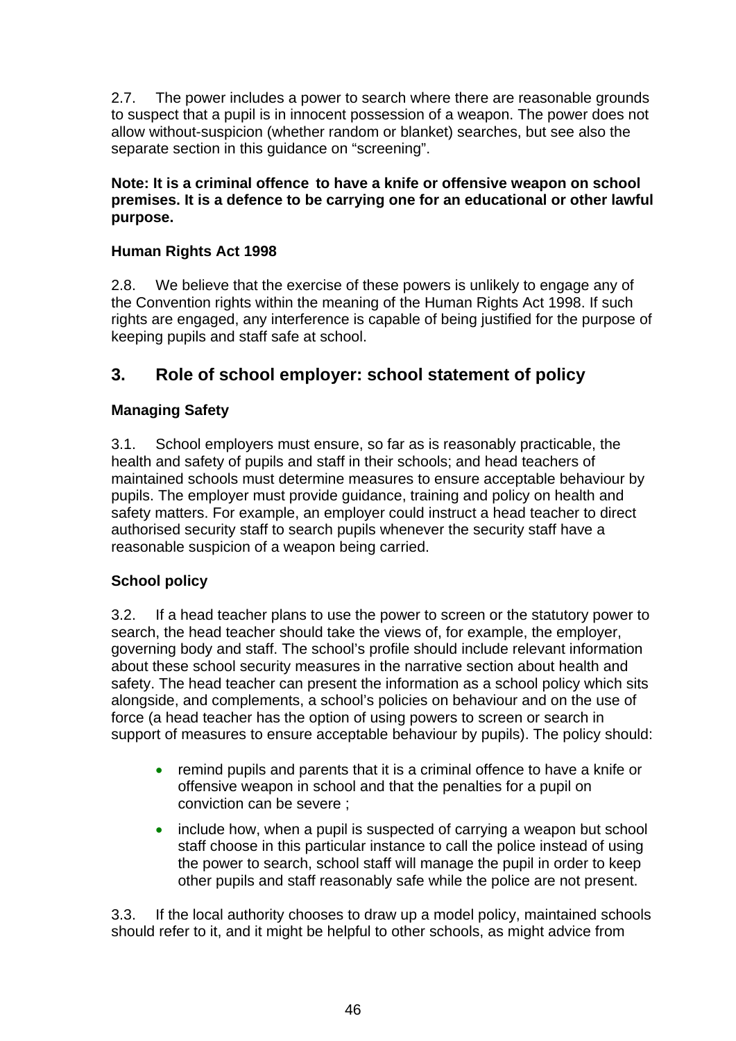2.7. The power includes a power to search where there are reasonable grounds to suspect that a pupil is in innocent possession of a weapon. The power does not allow without-suspicion (whether random or blanket) searches, but see also the separate section in this guidance on "screening".

**Note: It is a criminal offence to have a knife or offensive weapon on school premises. It is a defence to be carrying one for an educational or other lawful purpose.**

**Human Rights Act 1998**

2.8. We believe that the exercise of these powers is unlikely to engage any of the Convention rights within the meaning of the Human Rights Act 1998. If such rights are engaged, any interference is capable of being justified for the purpose of keeping pupils and staff safe at school.

## 3. Role of school employer: school statement of policy

**Managing Safety**

3.1. School employers must ensure, so far as is reasonably practicable, the health and safety of pupils and staff in their schools; and head teachers of maintained schools must determine measures to ensure acceptable behaviour by pupils. The employer must provide guidance, training and policy on health and safety matters. For example, an employer could instruct a head teacher to direct authorised security staff to search pupils whenever the security staff have a reasonable suspicion of a weapon being carried.

**School policy**

3.2. If a head teacher plans to use the power to screen or the statutory power to search, the head teacher should take the views of, for example, the employer, governing body and staff. The school's profile should include relevant information about these school security measures in the narrative section about health and safety. The head teacher can present the information as a school policy which sits alongside, and complements, a school's policies on behaviour and on the use of force (a head teacher has the option of using powers to screen or search in support of measures to ensure acceptable behaviour by pupils). The policy should:

- remind pupils and parents that it is a criminal offence to have a knife or offensive weapon in school and that the penalties for a pupil on conviction can be severe ;
- include how, when a pupil is suspected of carrying a weapon but school staff choose in this particular instance to call the police instead of using the power to search, school staff will manage the pupil in order to keep other pupils and staff reasonably safe while the police are not present.

3.3. If the local authority chooses to draw up a model policy, maintained schools should refer to it, and it might be helpful to other schools, as might advice from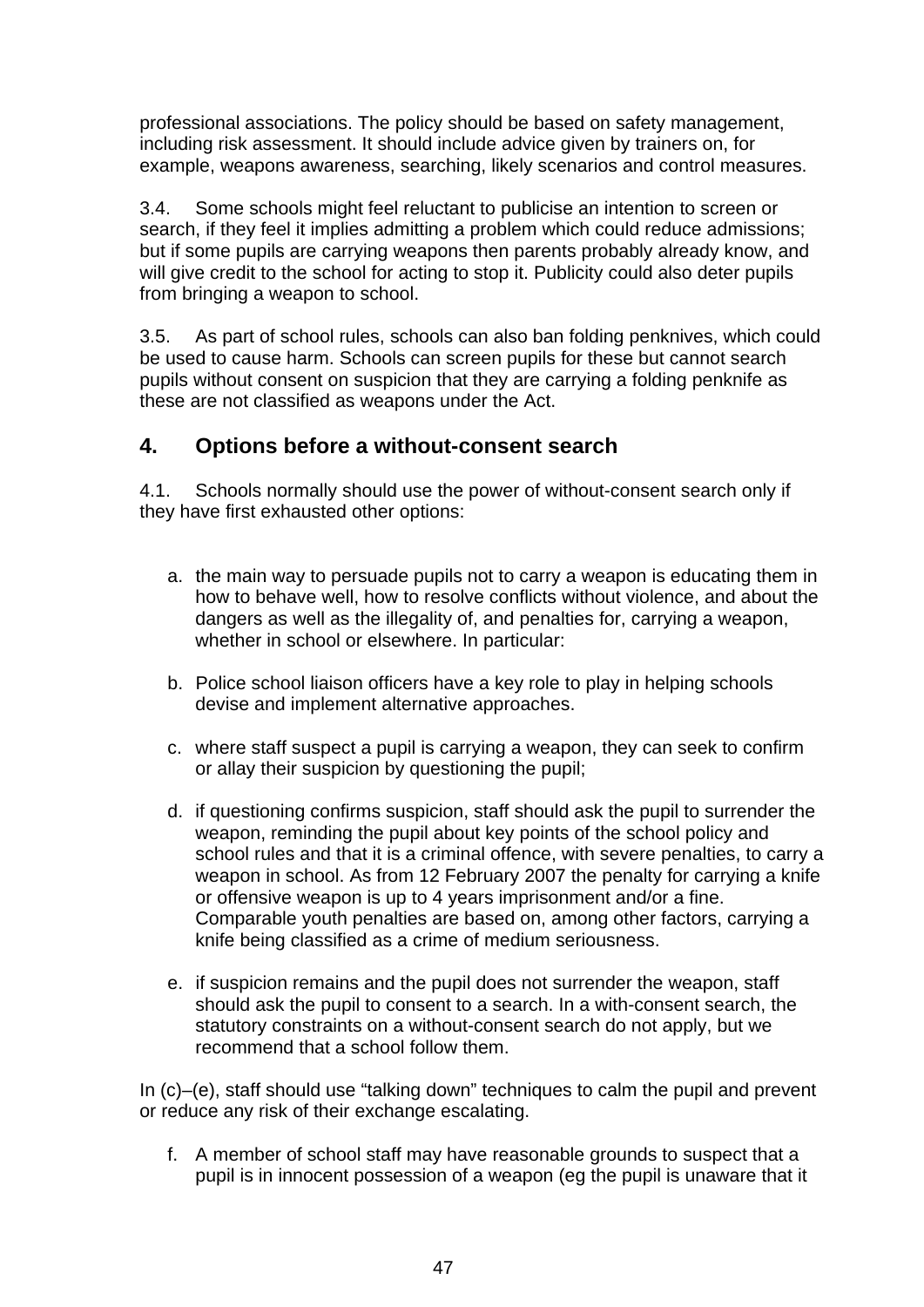professional associations. The policy should be based on safety management, including risk assessment. It should include advice given by trainers on, for example, weapons awareness, searching, likely scenarios and control measures.

3.4. Some schools might feel reluctant to publicise an intention to screen or search, if they feel it implies admitting a problem which could reduce admissions; but if some pupils are carrying weapons then parents probably already know, and will give credit to the school for acting to stop it. Publicity could also deter pupils from bringing a weapon to school.

3.5. As part of school rules, schools can also ban folding penknives, which could be used to cause harm. Schools can screen pupils for these but cannot search pupils without consent on suspicion that they are carrying a folding penknife as these are not classified as weapons under the Act.

## 4. Options before a without-consent search

4.1. Schools normally should use the power of without-consent search only if they have first exhausted other options:

a. the main way to persuade pupils not to carry a weapon is educating them in how to behave well, how to resolve conflicts without violence, and about the dangers as well as the illegality of, and penalties for, carrying a weapon, whether in school or elsewhere. In particular:

b. Police school liaison officers have a key role to play in helping schools devise and implement alternative approaches.

c. where staff suspect a pupil is carrying a weapon, they can seek to confirm or allay their suspicion by questioning the pupil;

d. if questioning confirms suspicion, staff should ask the pupil to surrender the weapon, reminding the pupil about key points of the school policy and school rules and that it is a criminal offence, with severe penalties, to carry a weapon in school. As from 12 February 2007 the penalty for carrying a knife or offensive weapon is up to 4 years imprisonment and/or a fine. Comparable youth penalties are based on, among other factors, carrying a knife being classified as a crime of medium seriousness.

e. if suspicion remains and the pupil does not surrender the weapon, staff should ask the pupil to consent to a search. In a with-consent search, the statutory constraints on a without-consent search do not apply, but we recommend that a school follow them.

In (c)–(e), staff should use "talking down" techniques to calm the pupil and prevent or reduce any risk of their exchange escalating.

f. A member of school staff may have reasonable grounds to suspect that a pupil is in innocent possession of a weapon (eg the pupil is unaware that it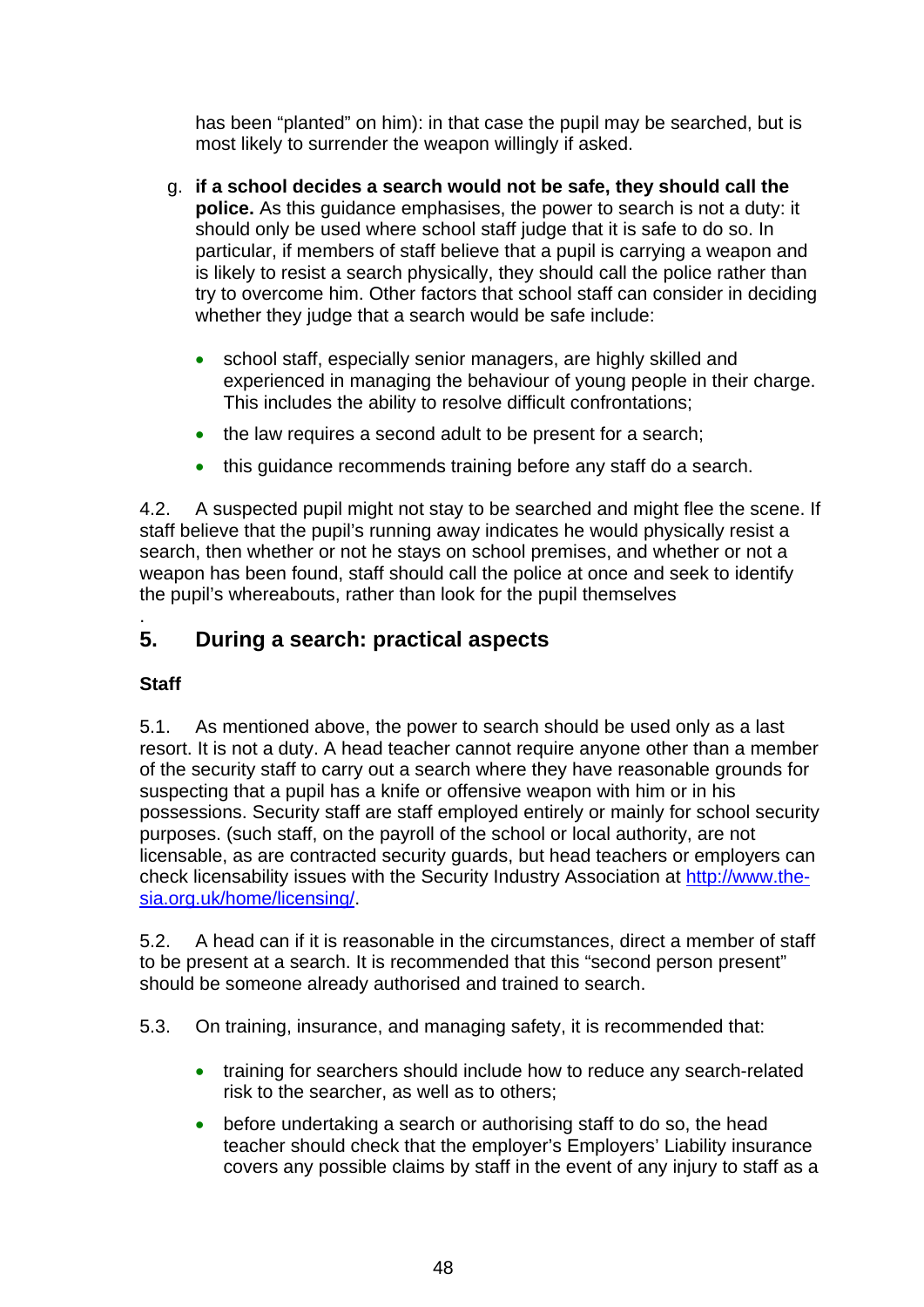has been "planted" on him): in that case the pupil may be searched, but is most likely to surrender the weapon willingly if asked.

g. **if a school decides a search would not be safe, they should call the police.** As this guidance emphasises, the power to search is not a duty: it should only be used where school staff judge that it is safe to do so. In particular, if members of staff believe that a pupil is carrying a weapon and is likely to resist a search physically, they should call the police rather than try to overcome him. Other factors that school staff can consider in deciding whether they judge that a search would be safe include:

   - school staff, especially senior managers, are highly skilled and experienced in managing the behaviour of young people in their charge. This includes the ability to resolve difficult confrontations;
   - the law requires a second adult to be present for a search;
   - this guidance recommends training before any staff do a search.

4.2. A suspected pupil might not stay to be searched and might flee the scene. If staff believe that the pupil's running away indicates he would physically resist a search, then whether or not he stays on school premises, and whether or not a weapon has been found, staff should call the police at once and seek to identify the pupil's whereabouts, rather than look for the pupil themselves

.

## 5. During a search: practical aspects

### Staff

5.1. As mentioned above, the power to search should be used only as a last resort. It is not a duty. A head teacher cannot require anyone other than a member of the security staff to carry out a search where they have reasonable grounds for suspecting that a pupil has a knife or offensive weapon with him or in his possessions. Security staff are staff employed entirely or mainly for school security purposes. (such staff, on the payroll of the school or local authority, are not licensable, as are contracted security guards, but head teachers or employers can check licensability issues with the Security Industry Association at http://www.the-sia.org.uk/home/licensing/.

5.2. A head can if it is reasonable in the circumstances, direct a member of staff to be present at a search. It is recommended that this "second person present" should be someone already authorised and trained to search.

5.3. On training, insurance, and managing safety, it is recommended that:

- training for searchers should include how to reduce any search-related risk to the searcher, as well as to others;
- before undertaking a search or authorising staff to do so, the head teacher should check that the employer's Employers' Liability insurance covers any possible claims by staff in the event of any injury to staff as a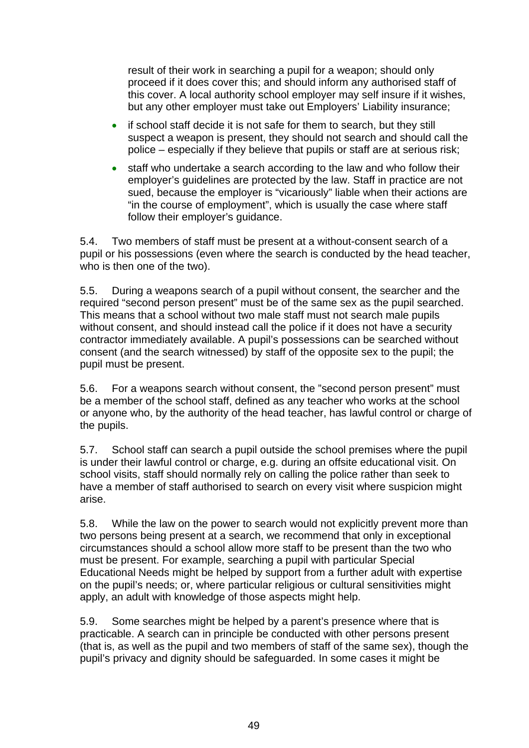result of their work in searching a pupil for a weapon; should only proceed if it does cover this; and should inform any authorised staff of this cover. A local authority school employer may self insure if it wishes, but any other employer must take out Employers' Liability insurance;

- if school staff decide it is not safe for them to search, but they still suspect a weapon is present, they should not search and should call the police – especially if they believe that pupils or staff are at serious risk;
- staff who undertake a search according to the law and who follow their employer's guidelines are protected by the law. Staff in practice are not sued, because the employer is "vicariously" liable when their actions are "in the course of employment", which is usually the case where staff follow their employer's guidance.

5.4. Two members of staff must be present at a without-consent search of a pupil or his possessions (even where the search is conducted by the head teacher, who is then one of the two).

5.5. During a weapons search of a pupil without consent, the searcher and the required "second person present" must be of the same sex as the pupil searched. This means that a school without two male staff must not search male pupils without consent, and should instead call the police if it does not have a security contractor immediately available. A pupil's possessions can be searched without consent (and the search witnessed) by staff of the opposite sex to the pupil; the pupil must be present.

5.6. For a weapons search without consent, the "second person present" must be a member of the school staff, defined as any teacher who works at the school or anyone who, by the authority of the head teacher, has lawful control or charge of the pupils.

5.7. School staff can search a pupil outside the school premises where the pupil is under their lawful control or charge, e.g. during an offsite educational visit. On school visits, staff should normally rely on calling the police rather than seek to have a member of staff authorised to search on every visit where suspicion might arise.

5.8. While the law on the power to search would not explicitly prevent more than two persons being present at a search, we recommend that only in exceptional circumstances should a school allow more staff to be present than the two who must be present. For example, searching a pupil with particular Special Educational Needs might be helped by support from a further adult with expertise on the pupil's needs; or, where particular religious or cultural sensitivities might apply, an adult with knowledge of those aspects might help.

5.9. Some searches might be helped by a parent's presence where that is practicable. A search can in principle be conducted with other persons present (that is, as well as the pupil and two members of staff of the same sex), though the pupil's privacy and dignity should be safeguarded. In some cases it might be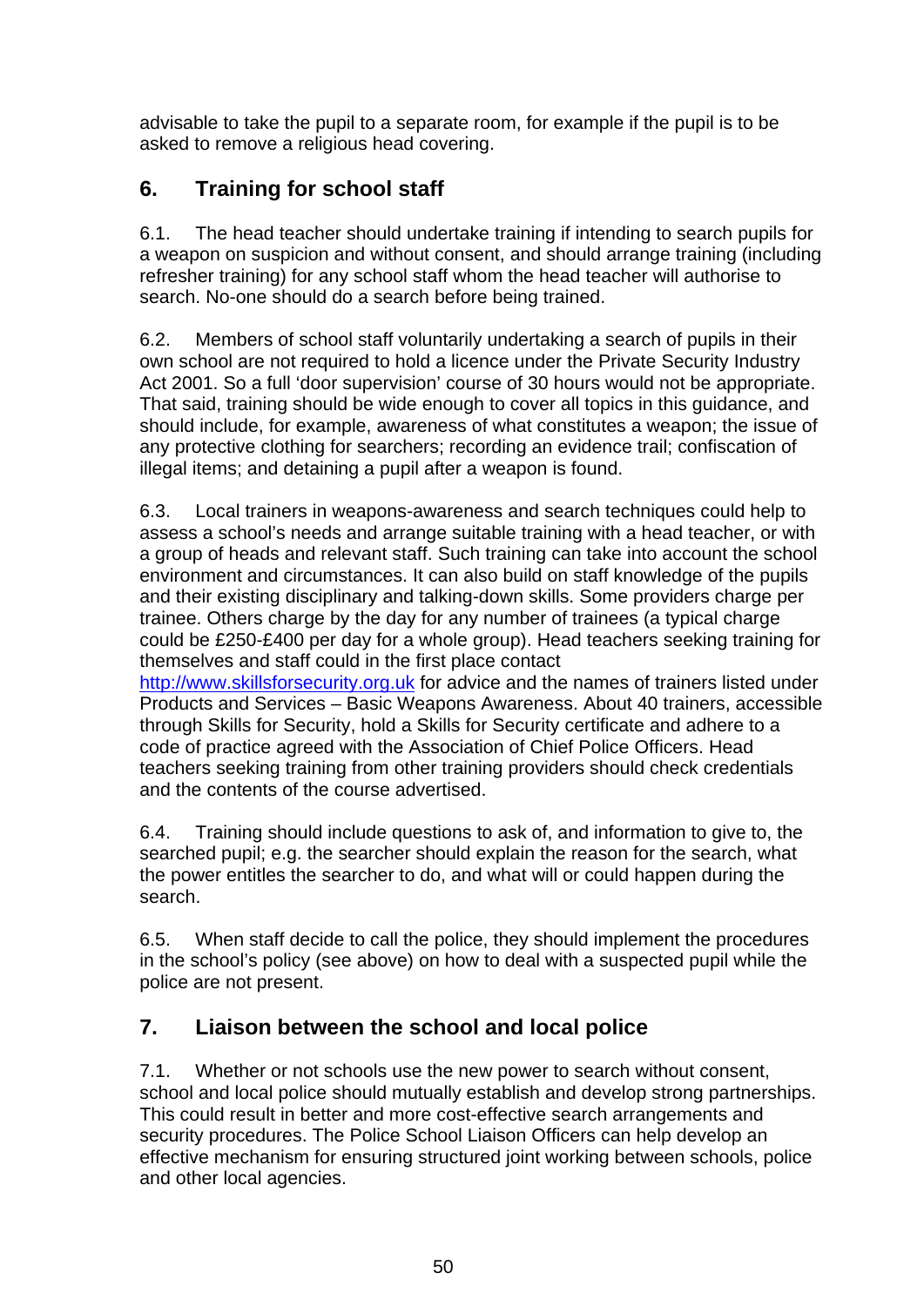advisable to take the pupil to a separate room, for example if the pupil is to be asked to remove a religious head covering.

## 6. Training for school staff

6.1. The head teacher should undertake training if intending to search pupils for a weapon on suspicion and without consent, and should arrange training (including refresher training) for any school staff whom the head teacher will authorise to search. No-one should do a search before being trained.

6.2. Members of school staff voluntarily undertaking a search of pupils in their own school are not required to hold a licence under the Private Security Industry Act 2001. So a full 'door supervision' course of 30 hours would not be appropriate. That said, training should be wide enough to cover all topics in this guidance, and should include, for example, awareness of what constitutes a weapon; the issue of any protective clothing for searchers; recording an evidence trail; confiscation of illegal items; and detaining a pupil after a weapon is found.

6.3. Local trainers in weapons-awareness and search techniques could help to assess a school's needs and arrange suitable training with a head teacher, or with a group of heads and relevant staff. Such training can take into account the school environment and circumstances. It can also build on staff knowledge of the pupils and their existing disciplinary and talking-down skills. Some providers charge per trainee. Others charge by the day for any number of trainees (a typical charge could be £250-£400 per day for a whole group). Head teachers seeking training for themselves and staff could in the first place contact http://www.skillsforsecurity.org.uk for advice and the names of trainers listed under Products and Services – Basic Weapons Awareness. About 40 trainers, accessible through Skills for Security, hold a Skills for Security certificate and adhere to a code of practice agreed with the Association of Chief Police Officers. Head teachers seeking training from other training providers should check credentials and the contents of the course advertised.

6.4. Training should include questions to ask of, and information to give to, the searched pupil; e.g. the searcher should explain the reason for the search, what the power entitles the searcher to do, and what will or could happen during the search.

6.5. When staff decide to call the police, they should implement the procedures in the school's policy (see above) on how to deal with a suspected pupil while the police are not present.

## 7. Liaison between the school and local police

7.1. Whether or not schools use the new power to search without consent, school and local police should mutually establish and develop strong partnerships. This could result in better and more cost-effective search arrangements and security procedures. The Police School Liaison Officers can help develop an effective mechanism for ensuring structured joint working between schools, police and other local agencies.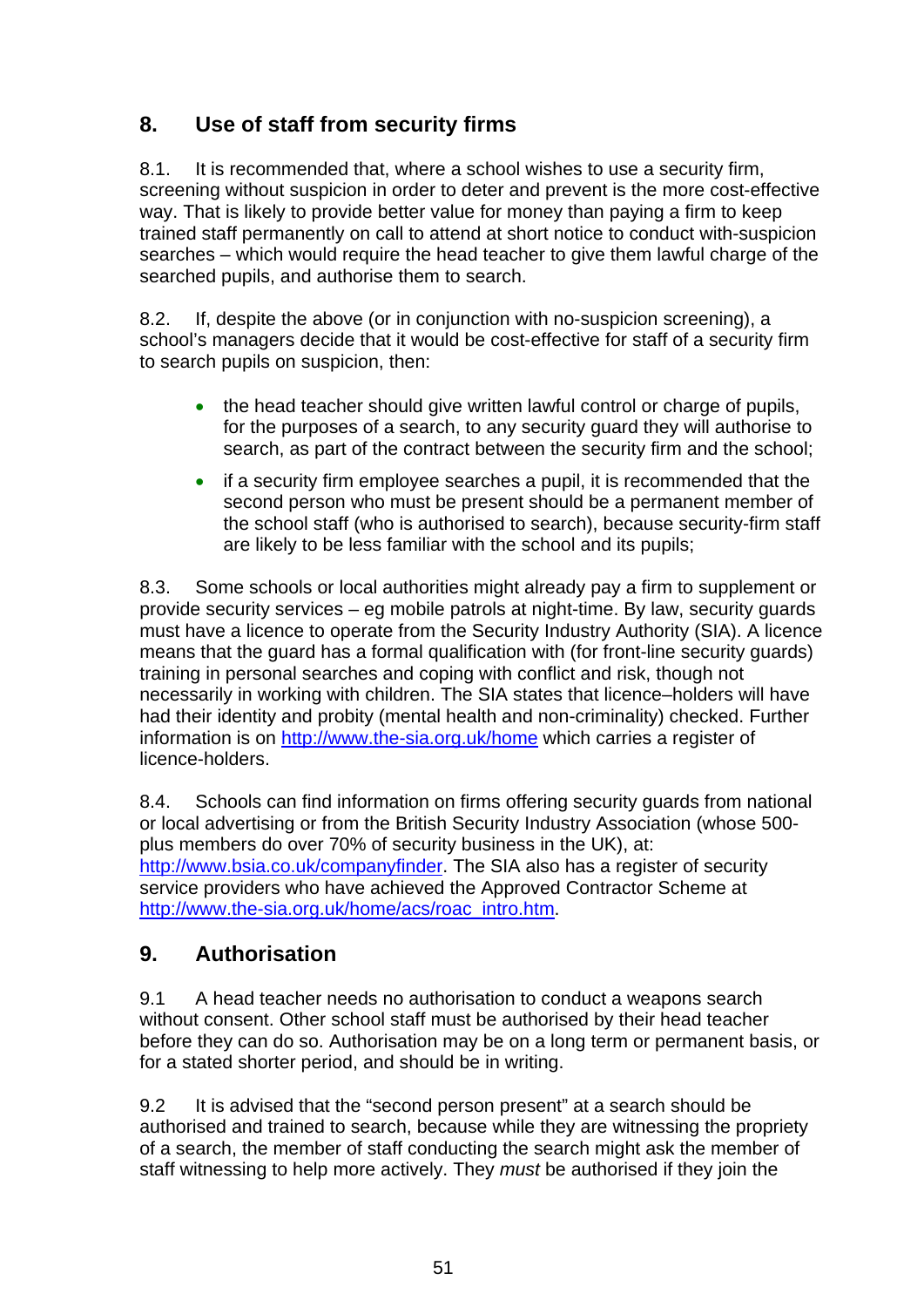## 8. Use of staff from security firms

8.1. It is recommended that, where a school wishes to use a security firm, screening without suspicion in order to deter and prevent is the more cost-effective way. That is likely to provide better value for money than paying a firm to keep trained staff permanently on call to attend at short notice to conduct with-suspicion searches – which would require the head teacher to give them lawful charge of the searched pupils, and authorise them to search.

8.2. If, despite the above (or in conjunction with no-suspicion screening), a school's managers decide that it would be cost-effective for staff of a security firm to search pupils on suspicion, then:

- the head teacher should give written lawful control or charge of pupils, for the purposes of a search, to any security guard they will authorise to search, as part of the contract between the security firm and the school;
- if a security firm employee searches a pupil, it is recommended that the second person who must be present should be a permanent member of the school staff (who is authorised to search), because security-firm staff are likely to be less familiar with the school and its pupils;

8.3. Some schools or local authorities might already pay a firm to supplement or provide security services – eg mobile patrols at night-time. By law, security guards must have a licence to operate from the Security Industry Authority (SIA). A licence means that the guard has a formal qualification with (for front-line security guards) training in personal searches and coping with conflict and risk, though not necessarily in working with children. The SIA states that licence–holders will have had their identity and probity (mental health and non-criminality) checked. Further information is on http://www.the-sia.org.uk/home which carries a register of licence-holders.

8.4. Schools can find information on firms offering security guards from national or local advertising or from the British Security Industry Association (whose 500-plus members do over 70% of security business in the UK), at: http://www.bsia.co.uk/companyfinder. The SIA also has a register of security service providers who have achieved the Approved Contractor Scheme at http://www.the-sia.org.uk/home/acs/roac_intro.htm.

## 9. Authorisation

9.1 A head teacher needs no authorisation to conduct a weapons search without consent. Other school staff must be authorised by their head teacher before they can do so. Authorisation may be on a long term or permanent basis, or for a stated shorter period, and should be in writing.

9.2 It is advised that the "second person present" at a search should be authorised and trained to search, because while they are witnessing the propriety of a search, the member of staff conducting the search might ask the member of staff witnessing to help more actively. They *must* be authorised if they join the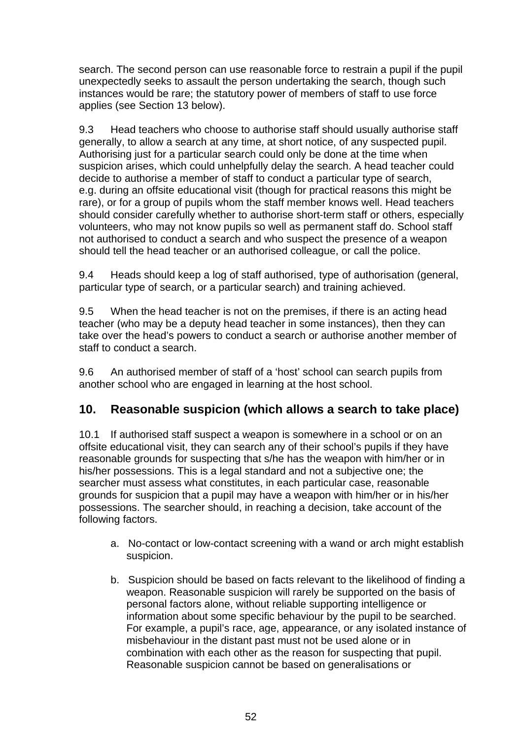search. The second person can use reasonable force to restrain a pupil if the pupil unexpectedly seeks to assault the person undertaking the search, though such instances would be rare; the statutory power of members of staff to use force applies (see Section 13 below).

9.3 Head teachers who choose to authorise staff should usually authorise staff generally, to allow a search at any time, at short notice, of any suspected pupil. Authorising just for a particular search could only be done at the time when suspicion arises, which could unhelpfully delay the search. A head teacher could decide to authorise a member of staff to conduct a particular type of search, e.g. during an offsite educational visit (though for practical reasons this might be rare), or for a group of pupils whom the staff member knows well. Head teachers should consider carefully whether to authorise short-term staff or others, especially volunteers, who may not know pupils so well as permanent staff do. School staff not authorised to conduct a search and who suspect the presence of a weapon should tell the head teacher or an authorised colleague, or call the police.

9.4 Heads should keep a log of staff authorised, type of authorisation (general, particular type of search, or a particular search) and training achieved.

9.5 When the head teacher is not on the premises, if there is an acting head teacher (who may be a deputy head teacher in some instances), then they can take over the head's powers to conduct a search or authorise another member of staff to conduct a search.

9.6 An authorised member of staff of a 'host' school can search pupils from another school who are engaged in learning at the host school.

## 10. Reasonable suspicion (which allows a search to take place)

10.1 If authorised staff suspect a weapon is somewhere in a school or on an offsite educational visit, they can search any of their school's pupils if they have reasonable grounds for suspecting that s/he has the weapon with him/her or in his/her possessions. This is a legal standard and not a subjective one; the searcher must assess what constitutes, in each particular case, reasonable grounds for suspicion that a pupil may have a weapon with him/her or in his/her possessions. The searcher should, in reaching a decision, take account of the following factors.

a. No-contact or low-contact screening with a wand or arch might establish suspicion.

b. Suspicion should be based on facts relevant to the likelihood of finding a weapon. Reasonable suspicion will rarely be supported on the basis of personal factors alone, without reliable supporting intelligence or information about some specific behaviour by the pupil to be searched. For example, a pupil's race, age, appearance, or any isolated instance of misbehaviour in the distant past must not be used alone or in combination with each other as the reason for suspecting that pupil. Reasonable suspicion cannot be based on generalisations or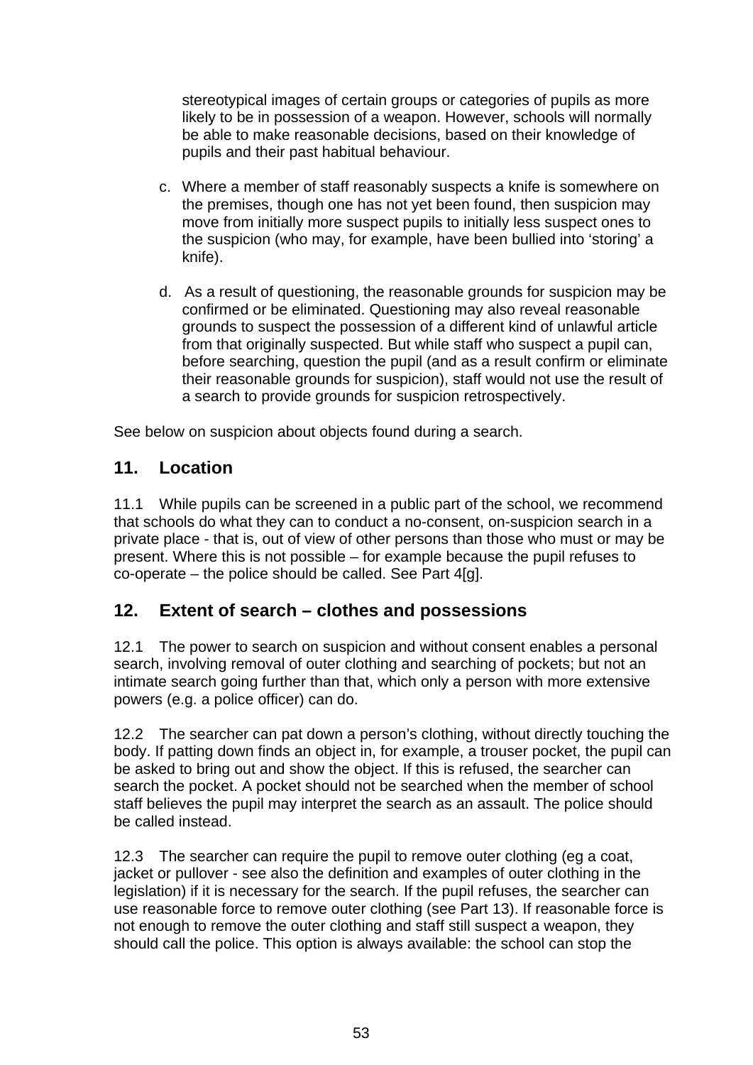stereotypical images of certain groups or categories of pupils as more likely to be in possession of a weapon. However, schools will normally be able to make reasonable decisions, based on their knowledge of pupils and their past habitual behaviour.

c. Where a member of staff reasonably suspects a knife is somewhere on the premises, though one has not yet been found, then suspicion may move from initially more suspect pupils to initially less suspect ones to the suspicion (who may, for example, have been bullied into 'storing' a knife).

d. As a result of questioning, the reasonable grounds for suspicion may be confirmed or be eliminated. Questioning may also reveal reasonable grounds to suspect the possession of a different kind of unlawful article from that originally suspected. But while staff who suspect a pupil can, before searching, question the pupil (and as a result confirm or eliminate their reasonable grounds for suspicion), staff would not use the result of a search to provide grounds for suspicion retrospectively.

See below on suspicion about objects found during a search.

## 11. Location

11.1 While pupils can be screened in a public part of the school, we recommend that schools do what they can to conduct a no-consent, on-suspicion search in a private place - that is, out of view of other persons than those who must or may be present. Where this is not possible – for example because the pupil refuses to co-operate – the police should be called. See Part 4[g].

## 12. Extent of search – clothes and possessions

12.1 The power to search on suspicion and without consent enables a personal search, involving removal of outer clothing and searching of pockets; but not an intimate search going further than that, which only a person with more extensive powers (e.g. a police officer) can do.

12.2 The searcher can pat down a person's clothing, without directly touching the body. If patting down finds an object in, for example, a trouser pocket, the pupil can be asked to bring out and show the object. If this is refused, the searcher can search the pocket. A pocket should not be searched when the member of school staff believes the pupil may interpret the search as an assault. The police should be called instead.

12.3 The searcher can require the pupil to remove outer clothing (eg a coat, jacket or pullover - see also the definition and examples of outer clothing in the legislation) if it is necessary for the search. If the pupil refuses, the searcher can use reasonable force to remove outer clothing (see Part 13). If reasonable force is not enough to remove the outer clothing and staff still suspect a weapon, they should call the police. This option is always available: the school can stop the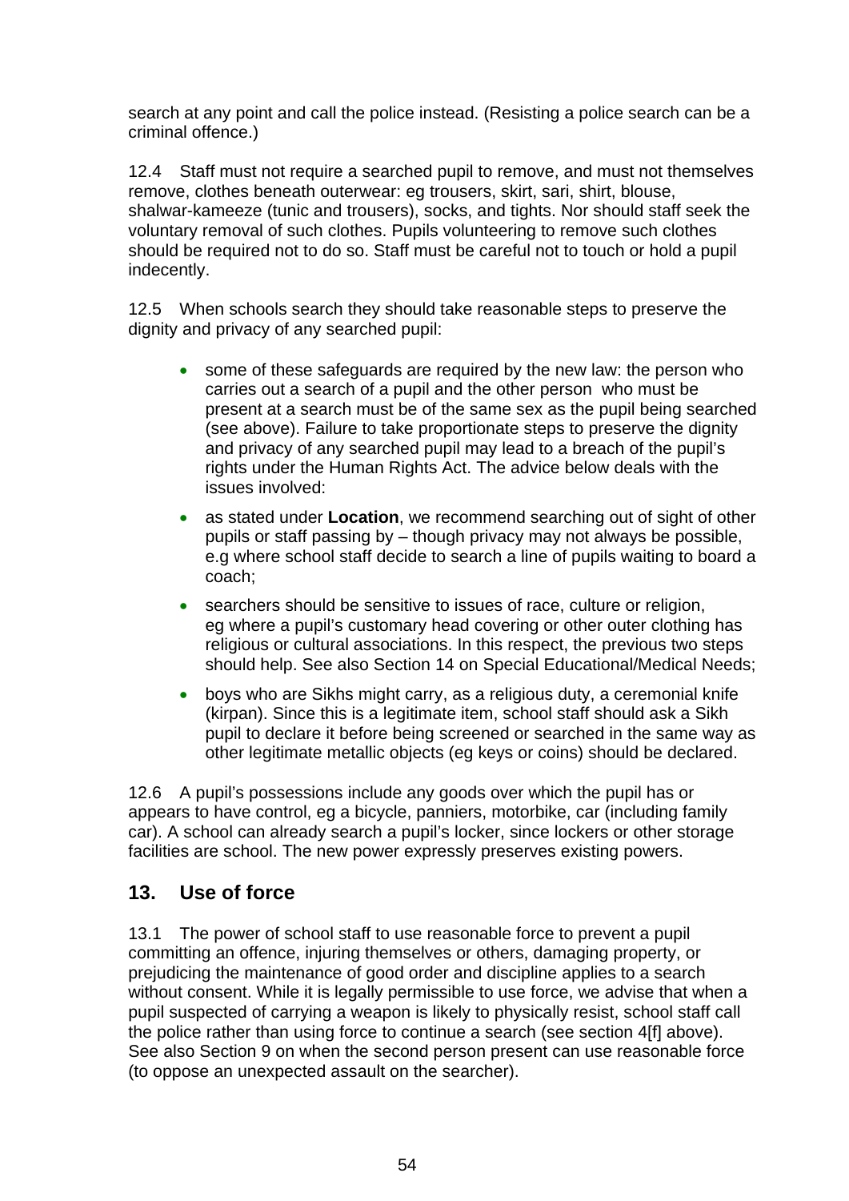search at any point and call the police instead. (Resisting a police search can be a criminal offence.)

12.4 Staff must not require a searched pupil to remove, and must not themselves remove, clothes beneath outerwear: eg trousers, skirt, sari, shirt, blouse, shalwar-kameeze (tunic and trousers), socks, and tights. Nor should staff seek the voluntary removal of such clothes. Pupils volunteering to remove such clothes should be required not to do so. Staff must be careful not to touch or hold a pupil indecently.

12.5 When schools search they should take reasonable steps to preserve the dignity and privacy of any searched pupil:

- some of these safeguards are required by the new law: the person who carries out a search of a pupil and the other person who must be present at a search must be of the same sex as the pupil being searched (see above). Failure to take proportionate steps to preserve the dignity and privacy of any searched pupil may lead to a breach of the pupil's rights under the Human Rights Act. The advice below deals with the issues involved:
- as stated under **Location**, we recommend searching out of sight of other pupils or staff passing by – though privacy may not always be possible, e.g where school staff decide to search a line of pupils waiting to board a coach;
- searchers should be sensitive to issues of race, culture or religion, eg where a pupil's customary head covering or other outer clothing has religious or cultural associations. In this respect, the previous two steps should help. See also Section 14 on Special Educational/Medical Needs;
- boys who are Sikhs might carry, as a religious duty, a ceremonial knife (kirpan). Since this is a legitimate item, school staff should ask a Sikh pupil to declare it before being screened or searched in the same way as other legitimate metallic objects (eg keys or coins) should be declared.

12.6 A pupil's possessions include any goods over which the pupil has or appears to have control, eg a bicycle, panniers, motorbike, car (including family car). A school can already search a pupil's locker, since lockers or other storage facilities are school. The new power expressly preserves existing powers.

## 13. Use of force

13.1 The power of school staff to use reasonable force to prevent a pupil committing an offence, injuring themselves or others, damaging property, or prejudicing the maintenance of good order and discipline applies to a search without consent. While it is legally permissible to use force, we advise that when a pupil suspected of carrying a weapon is likely to physically resist, school staff call the police rather than using force to continue a search (see section 4[f] above). See also Section 9 on when the second person present can use reasonable force (to oppose an unexpected assault on the searcher).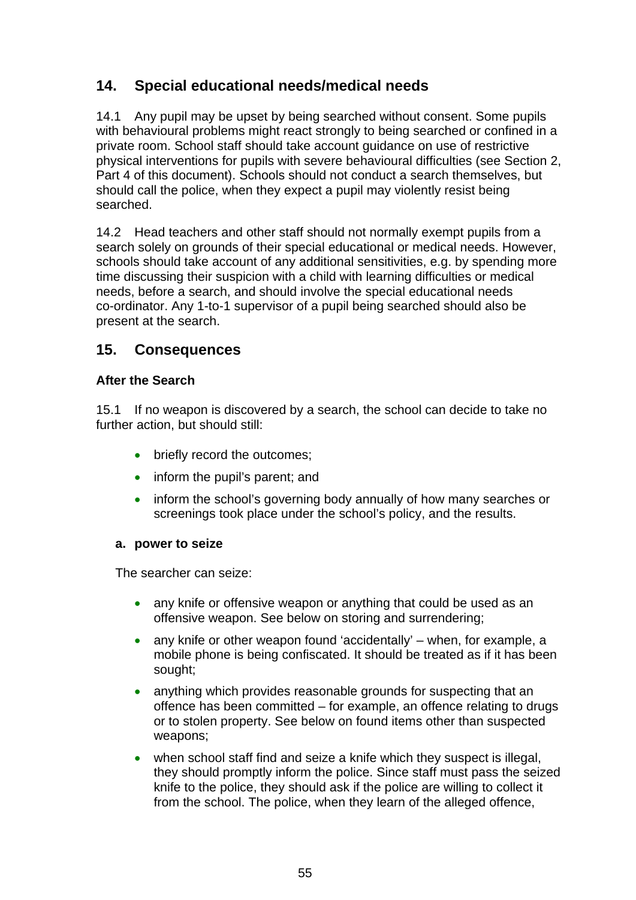## 14. Special educational needs/medical needs

14.1 Any pupil may be upset by being searched without consent. Some pupils with behavioural problems might react strongly to being searched or confined in a private room. School staff should take account guidance on use of restrictive physical interventions for pupils with severe behavioural difficulties (see Section 2, Part 4 of this document). Schools should not conduct a search themselves, but should call the police, when they expect a pupil may violently resist being searched.

14.2 Head teachers and other staff should not normally exempt pupils from a search solely on grounds of their special educational or medical needs. However, schools should take account of any additional sensitivities, e.g. by spending more time discussing their suspicion with a child with learning difficulties or medical needs, before a search, and should involve the special educational needs co-ordinator. Any 1-to-1 supervisor of a pupil being searched should also be present at the search.

## 15. Consequences

### After the Search

15.1 If no weapon is discovered by a search, the school can decide to take no further action, but should still:

- briefly record the outcomes;
- inform the pupil's parent; and
- inform the school's governing body annually of how many searches or screenings took place under the school's policy, and the results.

#### a. power to seize

The searcher can seize:

- any knife or offensive weapon or anything that could be used as an offensive weapon. See below on storing and surrendering;
- any knife or other weapon found 'accidentally' – when, for example, a mobile phone is being confiscated. It should be treated as if it has been sought;
- anything which provides reasonable grounds for suspecting that an offence has been committed – for example, an offence relating to drugs or to stolen property. See below on found items other than suspected weapons;
- when school staff find and seize a knife which they suspect is illegal, they should promptly inform the police. Since staff must pass the seized knife to the police, they should ask if the police are willing to collect it from the school. The police, when they learn of the alleged offence,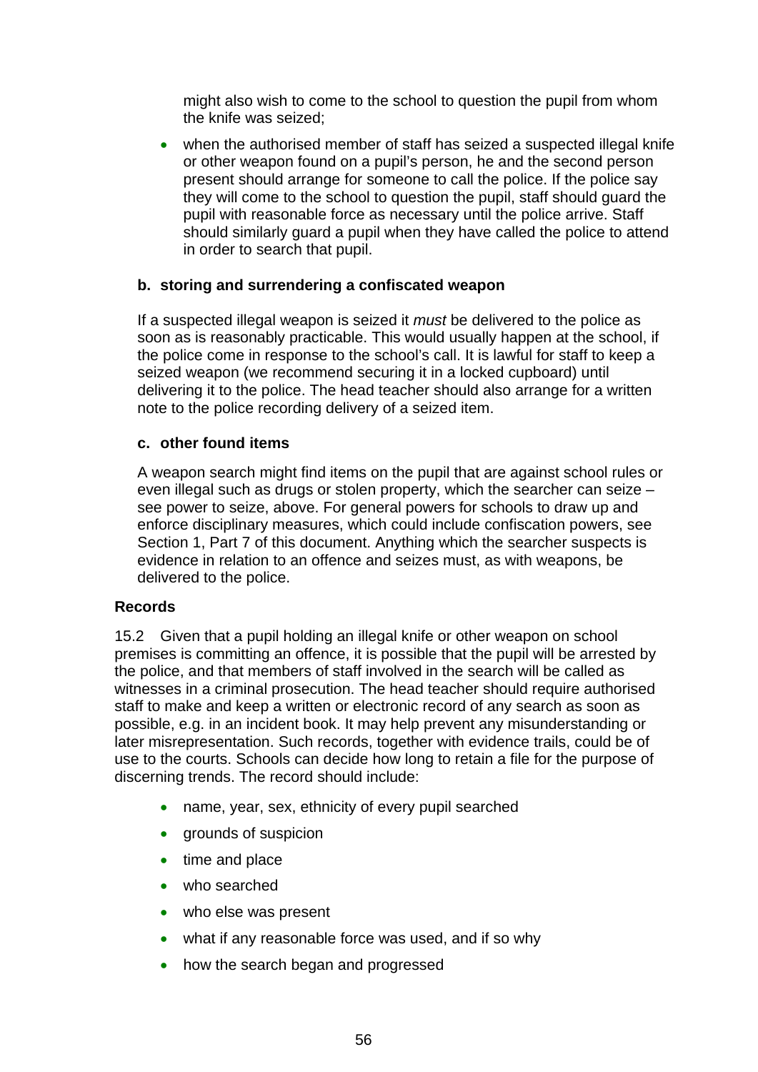might also wish to come to the school to question the pupil from whom the knife was seized;

- when the authorised member of staff has seized a suspected illegal knife or other weapon found on a pupil's person, he and the second person present should arrange for someone to call the police. If the police say they will come to the school to question the pupil, staff should guard the pupil with reasonable force as necessary until the police arrive. Staff should similarly guard a pupil when they have called the police to attend in order to search that pupil.

**b. storing and surrendering a confiscated weapon**

If a suspected illegal weapon is seized it *must* be delivered to the police as soon as is reasonably practicable. This would usually happen at the school, if the police come in response to the school's call. It is lawful for staff to keep a seized weapon (we recommend securing it in a locked cupboard) until delivering it to the police. The head teacher should also arrange for a written note to the police recording delivery of a seized item.

**c. other found items**

A weapon search might find items on the pupil that are against school rules or even illegal such as drugs or stolen property, which the searcher can seize – see power to seize, above. For general powers for schools to draw up and enforce disciplinary measures, which could include confiscation powers, see Section 1, Part 7 of this document. Anything which the searcher suspects is evidence in relation to an offence and seizes must, as with weapons, be delivered to the police.

**Records**

15.2 Given that a pupil holding an illegal knife or other weapon on school premises is committing an offence, it is possible that the pupil will be arrested by the police, and that members of staff involved in the search will be called as witnesses in a criminal prosecution. The head teacher should require authorised staff to make and keep a written or electronic record of any search as soon as possible, e.g. in an incident book. It may help prevent any misunderstanding or later misrepresentation. Such records, together with evidence trails, could be of use to the courts. Schools can decide how long to retain a file for the purpose of discerning trends. The record should include:

- name, year, sex, ethnicity of every pupil searched
- grounds of suspicion
- time and place
- who searched
- who else was present
- what if any reasonable force was used, and if so why
- how the search began and progressed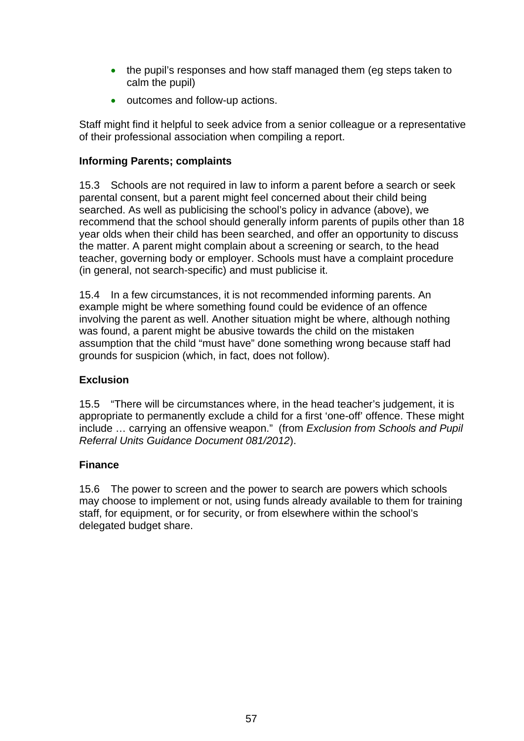- the pupil's responses and how staff managed them (eg steps taken to calm the pupil)
- outcomes and follow-up actions.

Staff might find it helpful to seek advice from a senior colleague or a representative of their professional association when compiling a report.

**Informing Parents; complaints**

15.3 Schools are not required in law to inform a parent before a search or seek parental consent, but a parent might feel concerned about their child being searched. As well as publicising the school's policy in advance (above), we recommend that the school should generally inform parents of pupils other than 18 year olds when their child has been searched, and offer an opportunity to discuss the matter. A parent might complain about a screening or search, to the head teacher, governing body or employer. Schools must have a complaint procedure (in general, not search-specific) and must publicise it.

15.4 In a few circumstances, it is not recommended informing parents. An example might be where something found could be evidence of an offence involving the parent as well. Another situation might be where, although nothing was found, a parent might be abusive towards the child on the mistaken assumption that the child "must have" done something wrong because staff had grounds for suspicion (which, in fact, does not follow).

**Exclusion**

15.5 "There will be circumstances where, in the head teacher's judgement, it is appropriate to permanently exclude a child for a first 'one-off' offence. These might include … carrying an offensive weapon." (from *Exclusion from Schools and Pupil Referral Units Guidance Document 081/2012*).

**Finance**

15.6 The power to screen and the power to search are powers which schools may choose to implement or not, using funds already available to them for training staff, for equipment, or for security, or from elsewhere within the school's delegated budget share.